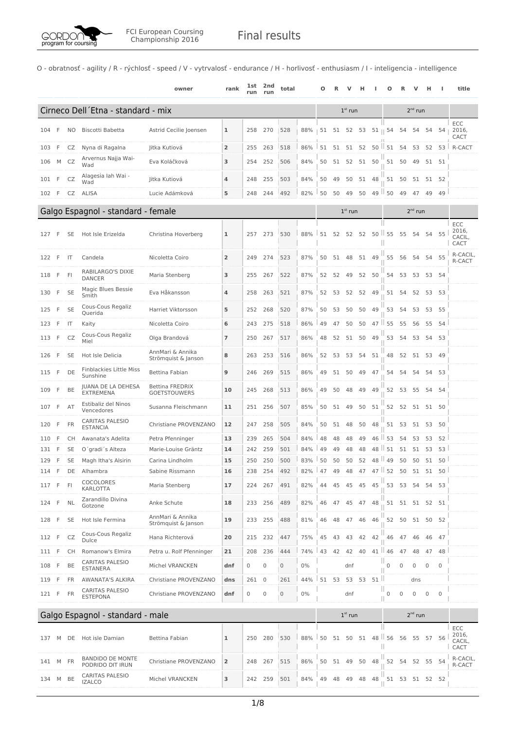# FCI European Coursing Championship 2016 — Final results

O - obratnosť - agility / R - rýchlosť - speed / V - vytrvalosť - endurance / H - horlivosť - enthusiasm / I - inteligencia - intelligence

## Cirneco Dell´Etna - standard - mix

| | | | | owner | rank | 1st run | 2nd run | total | | O (1st run) | R | V | H | I | O (2nd run) | R | V | H | I | title |
|---|---|---|---|---|---|---|---|---|---|---|---|---|---|---|---|---|---|---|---|---|
| 104 | F | NO | Biscotti Babetta | Astrid Cecilie Joensen | 1 | 258 | 270 | 528 | 88% | 51 | 51 | 52 | 53 | 51 | 54 | 54 | 54 | 54 | 54 | ECC 2016, CACT |
| 103 | F | CZ | Nyna di Ragalna | Jitka Kutiová | 2 | 255 | 263 | 518 | 86% | 51 | 51 | 51 | 52 | 50 | 51 | 54 | 53 | 52 | 53 | R-CACT |
| 106 | M | CZ | Arvernus Najja Wai-Wad | Eva Koláčková | 3 | 254 | 252 | 506 | 84% | 50 | 51 | 52 | 51 | 50 | 51 | 50 | 49 | 51 | 51 | |
| 101 | F | CZ | Alagesia Iah Wai - Wad | Jitka Kutiová | 4 | 248 | 255 | 503 | 84% | 50 | 49 | 50 | 51 | 48 | 51 | 50 | 51 | 51 | 52 | |
| 102 | F | CZ | ALISA | Lucie Adámková | 5 | 248 | 244 | 492 | 82% | 50 | 50 | 49 | 50 | 49 | 50 | 49 | 47 | 49 | 49 | |

## Galgo Espagnol - standard - female

| | | | | owner | rank | 1st run | 2nd run | total | | O (1st run) | R | V | H | I | O (2nd run) | R | V | H | I | title |
|---|---|---|---|---|---|---|---|---|---|---|---|---|---|---|---|---|---|---|---|---|
| 127 | F | SE | Hot Isle Erizelda | Christina Hoverberg | 1 | 257 | 273 | 530 | 88% | 51 | 52 | 52 | 52 | 50 | 55 | 55 | 54 | 54 | 55 | ECC 2016, CACIL, CACT |
| 122 | F | IT | Candela | Nicoletta Coiro | 2 | 249 | 274 | 523 | 87% | 50 | 51 | 48 | 51 | 49 | 55 | 56 | 54 | 54 | 55 | R-CACIL, R-CACT |
| 118 | F | FI | RABILARGO'S DIXIE DANCER | Maria Stenberg | 3 | 255 | 267 | 522 | 87% | 52 | 52 | 49 | 52 | 50 | 54 | 53 | 53 | 53 | 54 | |
| 130 | F | SE | Magic Blues Bessie Smith | Eva Håkansson | 4 | 258 | 263 | 521 | 87% | 52 | 53 | 52 | 52 | 49 | 51 | 54 | 52 | 53 | 53 | |
| 125 | F | SE | Cous-Cous Regaliz Querida | Harriet Viktorsson | 5 | 252 | 268 | 520 | 87% | 50 | 53 | 50 | 50 | 49 | 53 | 54 | 53 | 53 | 55 | |
| 123 | F | IT | Kaity | Nicoletta Coiro | 6 | 243 | 275 | 518 | 86% | 49 | 47 | 50 | 50 | 47 | 55 | 55 | 56 | 55 | 54 | |
| 113 | F | CZ | Cous-Cous Regaliz Miel | Olga Brandová | 7 | 250 | 267 | 517 | 86% | 48 | 52 | 51 | 50 | 49 | 53 | 54 | 53 | 54 | 53 | |
| 126 | F | SE | Hot Isle Delicia | AnnMari & Annika Strömquist & Janson | 8 | 263 | 253 | 516 | 86% | 52 | 53 | 53 | 54 | 51 | 48 | 52 | 51 | 53 | 49 | |
| 115 | F | DE | Finblackies Little Miss Sunshine | Bettina Fabian | 9 | 246 | 269 | 515 | 86% | 49 | 51 | 50 | 49 | 47 | 54 | 54 | 54 | 54 | 53 | |
| 109 | F | BE | JUANA DE LA DEHESA EXTREMENA | Bettina FREDRIX GOETSTOUWERS | 10 | 245 | 268 | 513 | 86% | 49 | 50 | 48 | 49 | 49 | 52 | 53 | 55 | 54 | 54 | |
| 107 | F | AT | Estibaliz del Ninos Vencedores | Susanna Fleischmann | 11 | 251 | 256 | 507 | 85% | 50 | 51 | 49 | 50 | 51 | 52 | 52 | 51 | 51 | 50 | |
| 120 | F | FR | CARITAS PALESIO ESTANCIA | Christiane PROVENZANO | 12 | 247 | 258 | 505 | 84% | 50 | 51 | 48 | 50 | 48 | 51 | 53 | 51 | 53 | 50 | |
| 110 | F | CH | Awanata's Adelita | Petra Pfenninger | 13 | 239 | 265 | 504 | 84% | 48 | 48 | 48 | 49 | 46 | 53 | 54 | 53 | 53 | 52 | |
| 131 | F | SE | O´gradi´s Alteza | Marie-Louise Gräntz | 14 | 242 | 259 | 501 | 84% | 49 | 49 | 48 | 48 | 48 | 51 | 51 | 51 | 53 | 53 | |
| 129 | F | SE | Magh Itha's Alsirin | Carina Lindholm | 15 | 250 | 250 | 500 | 83% | 50 | 50 | 50 | 52 | 48 | 49 | 50 | 50 | 51 | 50 | |
| 114 | F | DE | Alhambra | Sabine Rissmann | 16 | 238 | 254 | 492 | 82% | 47 | 49 | 48 | 47 | 47 | 52 | 50 | 51 | 51 | 50 | |
| 117 | F | FI | COCOLORES KARLOTTA | Maria Stenberg | 17 | 224 | 267 | 491 | 82% | 44 | 45 | 45 | 45 | 45 | 53 | 53 | 54 | 54 | 53 | |
| 124 | F | NL | Zarandillo Divina Gotzone | Anke Schute | 18 | 233 | 256 | 489 | 82% | 46 | 47 | 45 | 47 | 48 | 51 | 51 | 51 | 52 | 51 | |
| 128 | F | SE | Hot Isle Fermina | AnnMari & Annika Strömquist & Janson | 19 | 233 | 255 | 488 | 81% | 46 | 48 | 47 | 46 | 46 | 52 | 50 | 51 | 50 | 52 | |
| 112 | F | CZ | Cous-Cous Regaliz Dulce | Hana Richterová | 20 | 215 | 232 | 447 | 75% | 45 | 43 | 43 | 42 | 42 | 46 | 47 | 46 | 46 | 47 | |
| 111 | F | CH | Romanow's Elmira | Petra u. Rolf Pfenninger | 21 | 208 | 236 | 444 | 74% | 43 | 42 | 42 | 40 | 41 | 46 | 47 | 48 | 47 | 48 | |
| 108 | F | BE | CARITAS PALESIO ESTANERA | Michel VRANCKEN | dnf | 0 | 0 | 0 | 0% | | | dnf | | | 0 | 0 | 0 | 0 | 0 | |
| 119 | F | FR | AWANATA'S ALKIRA | Christiane PROVENZANO | dns | 261 | 0 | 261 | 44% | 51 | 53 | 53 | 53 | 51 | | | dns | | | |
| 121 | F | FR | CARITAS PALESIO ESTEPONA | Christiane PROVENZANO | dnf | 0 | 0 | 0 | 0% | | | dnf | | | 0 | 0 | 0 | 0 | 0 | |

## Galgo Espagnol - standard - male

| | | | | owner | rank | 1st run | 2nd run | total | | O (1st run) | R | V | H | I | O (2nd run) | R | V | H | I | title |
|---|---|---|---|---|---|---|---|---|---|---|---|---|---|---|---|---|---|---|---|---|
| 137 | M | DE | Hot isle Damian | Bettina Fabian | 1 | 250 | 280 | 530 | 88% | 50 | 51 | 50 | 51 | 48 | 56 | 56 | 55 | 57 | 56 | ECC 2016, CACIL, CACT |
| 141 | M | FR | BANDIDO DE MONTE PODRIDO DIT IRUN | Christiane PROVENZANO | 2 | 248 | 267 | 515 | 86% | 50 | 51 | 49 | 50 | 48 | 52 | 54 | 52 | 55 | 54 | R-CACIL, R-CACT |
| 134 | M | BE | CARITAS PALESIO IZALCO | Michel VRANCKEN | 3 | 242 | 259 | 501 | 84% | 49 | 48 | 49 | 48 | 48 | 51 | 53 | 51 | 52 | 52 | |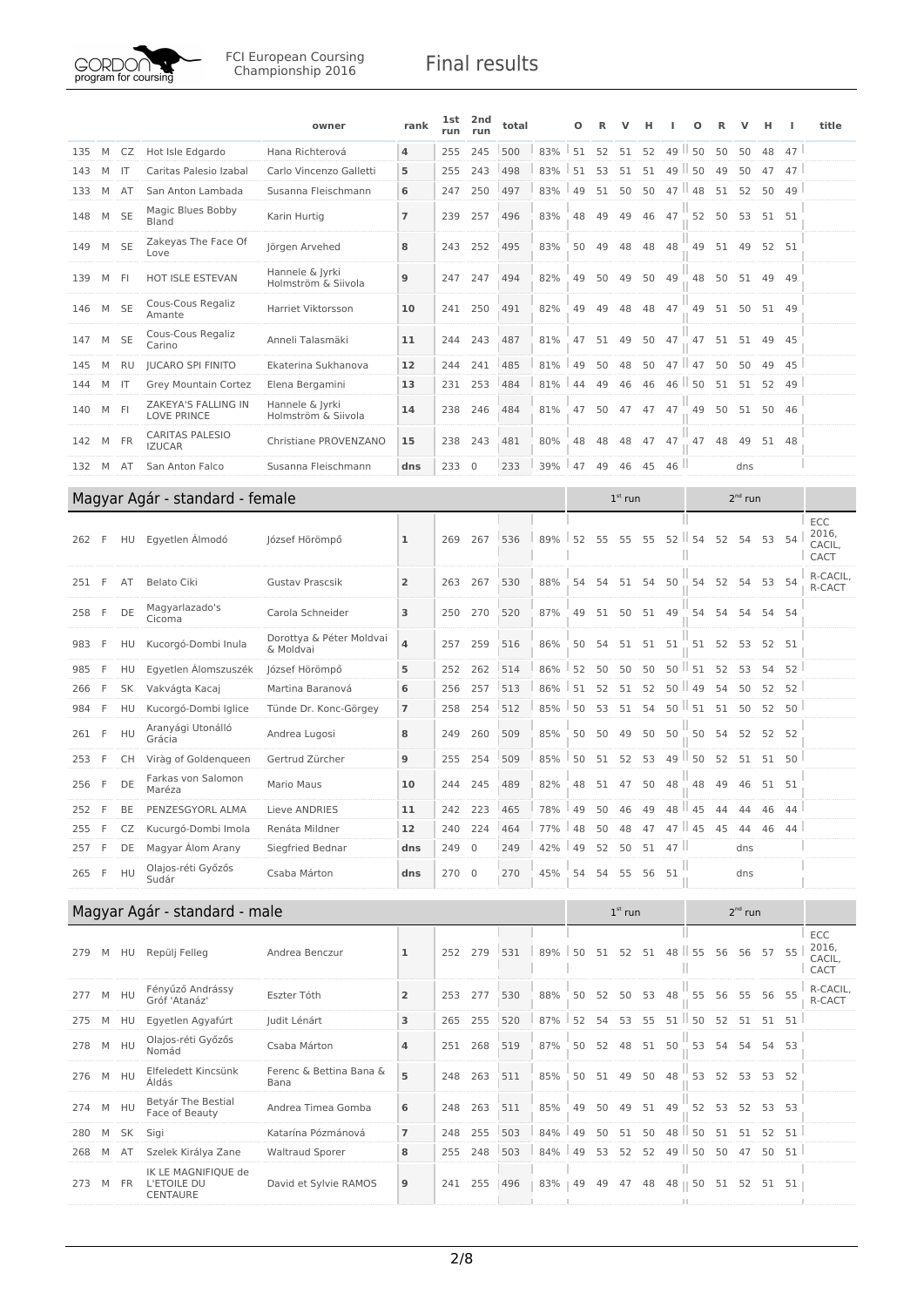| | | | | owner | rank | 1st run | 2nd run | total | | O | R | V | H | I | O | R | V | H | I | title |
|---|---|---|---|---|---|---|---|---|---|---|---|---|---|---|---|---|---|---|---|---|
| 135 | M | CZ | Hot Isle Edgardo | Hana Richterová | 4 | 255 | 245 | 500 | 83% | 51 | 52 | 51 | 52 | 49 | 50 | 50 | 50 | 48 | 47 | |
| 143 | M | IT | Caritas Palesio Izabal | Carlo Vincenzo Galletti | 5 | 255 | 243 | 498 | 83% | 51 | 53 | 51 | 51 | 49 | 50 | 49 | 50 | 47 | 47 | |
| 133 | M | AT | San Anton Lambada | Susanna Fleischmann | 6 | 247 | 250 | 497 | 83% | 49 | 51 | 50 | 50 | 47 | 48 | 51 | 52 | 50 | 49 | |
| 148 | M | SE | Magic Blues Bobby Bland | Karin Hurtig | 7 | 239 | 257 | 496 | 83% | 48 | 49 | 49 | 46 | 47 | 52 | 50 | 53 | 51 | 51 | |
| 149 | M | SE | Zakeyas The Face Of Love | Jörgen Arvehed | 8 | 243 | 252 | 495 | 83% | 50 | 49 | 48 | 48 | 48 | 49 | 51 | 49 | 52 | 51 | |
| 139 | M | FI | HOT ISLE ESTEVAN | Hannele & Jyrki Holmström & Siivola | 9 | 247 | 247 | 494 | 82% | 49 | 50 | 49 | 50 | 49 | 48 | 50 | 51 | 49 | 49 | |
| 146 | M | SE | Cous-Cous Regaliz Amante | Harriet Viktorsson | 10 | 241 | 250 | 491 | 82% | 49 | 49 | 48 | 48 | 47 | 49 | 51 | 50 | 51 | 49 | |
| 147 | M | SE | Cous-Cous Regaliz Carino | Anneli Talasmäki | 11 | 244 | 243 | 487 | 81% | 47 | 51 | 49 | 50 | 47 | 47 | 51 | 51 | 49 | 45 | |
| 145 | M | RU | JUCARO SPI FINITO | Ekaterina Sukhanova | 12 | 244 | 241 | 485 | 81% | 49 | 50 | 48 | 50 | 47 | 47 | 50 | 50 | 49 | 45 | |
| 144 | M | IT | Grey Mountain Cortez | Elena Bergamini | 13 | 231 | 253 | 484 | 81% | 44 | 49 | 46 | 46 | 46 | 50 | 51 | 51 | 52 | 49 | |
| 140 | M | FI | ZAKEYA'S FALLING IN LOVE PRINCE | Hannele & Jyrki Holmström & Siivola | 14 | 238 | 246 | 484 | 81% | 47 | 50 | 47 | 47 | 47 | 49 | 50 | 51 | 50 | 46 | |
| 142 | M | FR | CARITAS PALESIO IZUCAR | Christiane PROVENZANO | 15 | 238 | 243 | 481 | 80% | 48 | 48 | 48 | 47 | 47 | 47 | 48 | 49 | 51 | 48 | |
| 132 | M | AT | San Anton Falco | Susanna Fleischmann | dns | 233 | 0 | 233 | 39% | 47 | 49 | 46 | 45 | 46 | | | dns | | | |

## Magyar Agár - standard - female

| | | | | owner | rank | 1st run | 2nd run | total | | O | R | V | H | I | O | R | V | H | I | title |
|---|---|---|---|---|---|---|---|---|---|---|---|---|---|---|---|---|---|---|---|---|
| | | | | | | | | | | | | 1st run | | | | | 2nd run | | | |
| 262 | F | HU | Egyetlen Álmodó | József Hörömpő | 1 | 269 | 267 | 536 | 89% | 52 | 55 | 55 | 55 | 52 | 54 | 52 | 54 | 53 | 54 | ECC 2016, CACIL, CACT |
| 251 | F | AT | Belato Ciki | Gustav Prascsik | 2 | 263 | 267 | 530 | 88% | 54 | 54 | 51 | 54 | 50 | 54 | 52 | 54 | 53 | 54 | R-CACIL, R-CACT |
| 258 | F | DE | Magyarlazado's Cicoma | Carola Schneider | 3 | 250 | 270 | 520 | 87% | 49 | 51 | 50 | 51 | 49 | 54 | 54 | 54 | 54 | 54 | |
| 983 | F | HU | Kucorgó-Dombi Inula | Dorottya & Péter Moldvai & Moldvai | 4 | 257 | 259 | 516 | 86% | 50 | 54 | 51 | 51 | 51 | 51 | 52 | 53 | 52 | 51 | |
| 985 | F | HU | Egyetlen Álomszuszék | József Hörömpő | 5 | 252 | 262 | 514 | 86% | 52 | 50 | 50 | 50 | 50 | 51 | 52 | 53 | 54 | 52 | |
| 266 | F | SK | Vakvágta Kacaj | Martina Baranová | 6 | 256 | 257 | 513 | 86% | 51 | 52 | 51 | 52 | 50 | 49 | 54 | 50 | 52 | 52 | |
| 984 | F | HU | Kucorgó-Dombi Iglice | Tünde Dr. Konc-Görgey | 7 | 258 | 254 | 512 | 85% | 50 | 53 | 51 | 54 | 50 | 51 | 51 | 50 | 52 | 50 | |
| 261 | F | HU | Aranyági Utonálló Grácia | Andrea Lugosi | 8 | 249 | 260 | 509 | 85% | 50 | 50 | 49 | 50 | 50 | 50 | 54 | 52 | 52 | 52 | |
| 253 | F | CH | Viràg of Goldenqueen | Gertrud Zürcher | 9 | 255 | 254 | 509 | 85% | 50 | 51 | 52 | 53 | 49 | 50 | 52 | 51 | 51 | 50 | |
| 256 | F | DE | Farkas von Salomon Maréza | Mario Maus | 10 | 244 | 245 | 489 | 82% | 48 | 51 | 47 | 50 | 48 | 48 | 49 | 46 | 51 | 51 | |
| 252 | F | BE | PENZESGYORL ALMA | Lieve ANDRIES | 11 | 242 | 223 | 465 | 78% | 49 | 50 | 46 | 49 | 48 | 45 | 44 | 44 | 46 | 44 | |
| 255 | F | CZ | Kucurgó-Dombi Imola | Renáta Mildner | 12 | 240 | 224 | 464 | 77% | 48 | 50 | 48 | 47 | 47 | 45 | 45 | 44 | 46 | 44 | |
| 257 | F | DE | Magyar Álom Arany | Siegfried Bednar | dns | 249 | 0 | 249 | 42% | 49 | 52 | 50 | 51 | 47 | | | dns | | | |
| 265 | F | HU | Olajos-réti Győzős Sudár | Csaba Márton | dns | 270 | 0 | 270 | 45% | 54 | 54 | 55 | 56 | 51 | | | dns | | | |

## Magyar Agár - standard - male

| | | | | owner | rank | 1st run | 2nd run | total | | O | R | V | H | I | O | R | V | H | I | title |
|---|---|---|---|---|---|---|---|---|---|---|---|---|---|---|---|---|---|---|---|---|
| | | | | | | | | | | | | 1st run | | | | | 2nd run | | | |
| 279 | M | HU | Repülj Felleg | Andrea Benczur | 1 | 252 | 279 | 531 | 89% | 50 | 51 | 52 | 51 | 48 | 55 | 56 | 56 | 57 | 55 | ECC 2016, CACIL, CACT |
| 277 | M | HU | Fényűző Andrássy Gróf 'Atanáz' | Eszter Tóth | 2 | 253 | 277 | 530 | 88% | 50 | 52 | 50 | 53 | 48 | 55 | 56 | 55 | 56 | 55 | R-CACIL, R-CACT |
| 275 | M | HU | Egyetlen Agyafúrt | Judit Lénárt | 3 | 265 | 255 | 520 | 87% | 52 | 54 | 53 | 55 | 51 | 50 | 52 | 51 | 51 | 51 | |
| 278 | M | HU | Olajos-réti Győzős Nomád | Csaba Márton | 4 | 251 | 268 | 519 | 87% | 50 | 52 | 48 | 51 | 50 | 53 | 54 | 54 | 54 | 53 | |
| 276 | M | HU | Elfeledett Kincsünk Áldás | Ferenc & Bettina Bana & Bana | 5 | 248 | 263 | 511 | 85% | 50 | 51 | 49 | 50 | 48 | 53 | 52 | 53 | 53 | 52 | |
| 274 | M | HU | Betyár The Bestial Face of Beauty | Andrea Timea Gomba | 6 | 248 | 263 | 511 | 85% | 49 | 50 | 49 | 51 | 49 | 52 | 53 | 52 | 53 | 53 | |
| 280 | M | SK | Sigi | Katarína Pózmánová | 7 | 248 | 255 | 503 | 84% | 49 | 50 | 51 | 50 | 48 | 50 | 51 | 51 | 52 | 51 | |
| 268 | M | AT | Szelek Királya Zane | Waltraud Sporer | 8 | 255 | 248 | 503 | 84% | 49 | 53 | 52 | 52 | 49 | 50 | 50 | 47 | 50 | 51 | |
| 273 | M | FR | IK LE MAGNIFIQUE de L'ETOILE DU CENTAURE | David et Sylvie RAMOS | 9 | 241 | 255 | 496 | 83% | 49 | 49 | 47 | 48 | 48 | 50 | 51 | 52 | 51 | 51 | |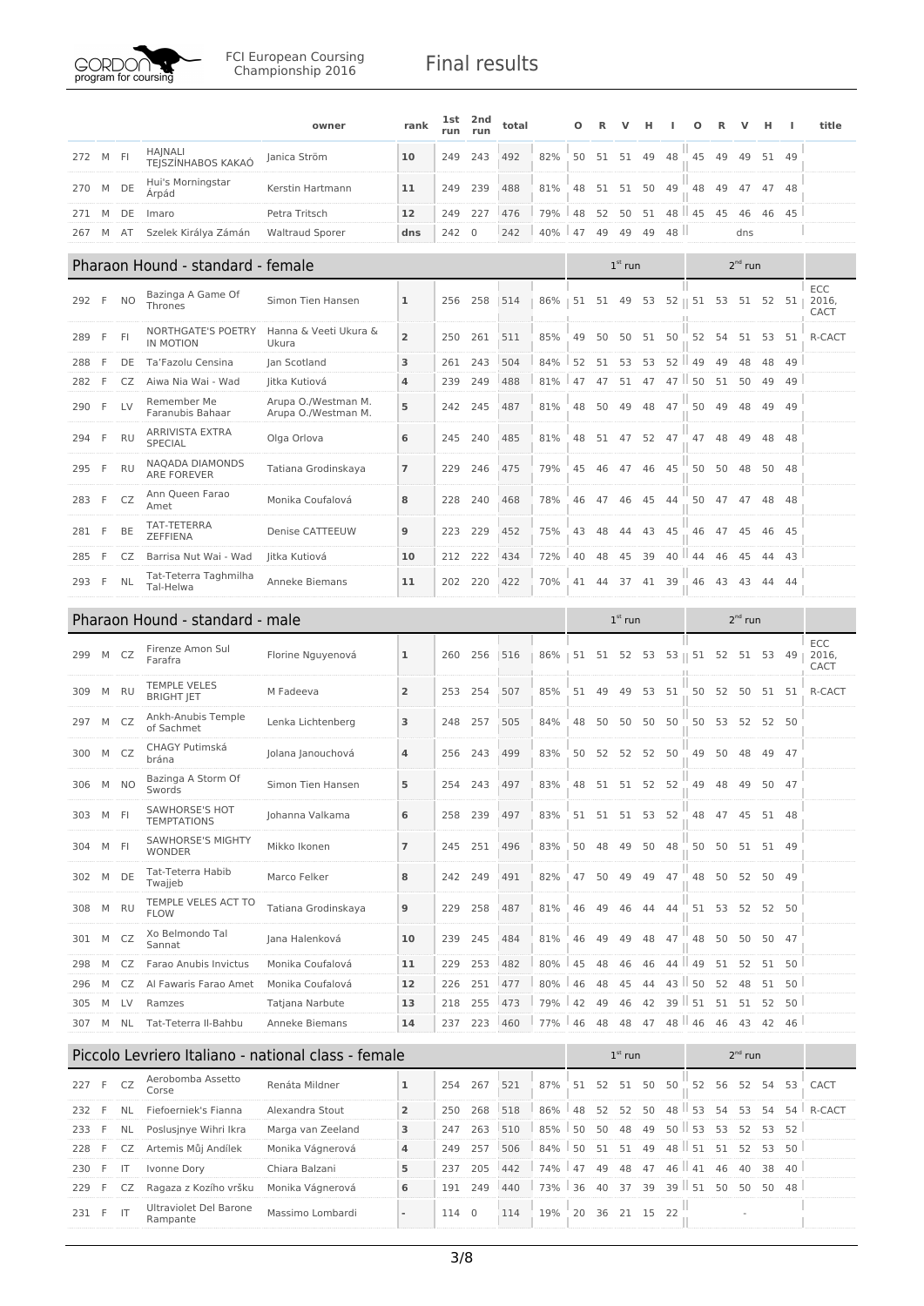| | | | | owner | rank | 1st run | 2nd run | total | | O | R | V | H | I | O | R | V | H | I | title |
|---|---|---|---|---|---|---|---|---|---|---|---|---|---|---|---|---|---|---|---|---|
| 272 | M | FI | HAJNALI TEJSZÍNHABOS KAKAÓ | Janica Ström | 10 | 249 | 243 | 492 | 82% | 50 | 51 | 51 | 49 | 48 | 45 | 49 | 49 | 51 | 49 | |
| 270 | M | DE | Hui's Morningstar Árpád | Kerstin Hartmann | 11 | 249 | 239 | 488 | 81% | 48 | 51 | 51 | 50 | 49 | 48 | 49 | 47 | 47 | 48 | |
| 271 | M | DE | Imaro | Petra Tritsch | 12 | 249 | 227 | 476 | 79% | 48 | 52 | 50 | 51 | 48 | 45 | 45 | 46 | 46 | 45 | |
| 267 | M | AT | Szelek Királya Zámán | Waltraud Sporer | dns | 242 | 0 | 242 | 40% | 47 | 49 | 49 | 49 | 48 | | | dns | | | |

## Pharaon Hound - standard - female

| | | | | owner | rank | 1st run | 2nd run | total | | 1st run | | | | | 2nd run | | | | | title |
|---|---|---|---|---|---|---|---|---|---|---|---|---|---|---|---|---|---|---|---|---|
| 292 | F | NO | Bazinga A Game Of Thrones | Simon Tien Hansen | 1 | 256 | 258 | 514 | 86% | 51 | 51 | 49 | 53 | 52 | 51 | 53 | 51 | 52 | 51 | ECC 2016, CACT |
| 289 | F | FI | NORTHGATE'S POETRY IN MOTION | Hanna & Veeti Ukura & Ukura | 2 | 250 | 261 | 511 | 85% | 49 | 50 | 50 | 51 | 50 | 52 | 54 | 51 | 53 | 51 | R-CACT |
| 288 | F | DE | Ta'Fazolu Censina | Jan Scotland | 3 | 261 | 243 | 504 | 84% | 52 | 51 | 53 | 53 | 52 | 49 | 49 | 48 | 48 | 49 | |
| 282 | F | CZ | Aiwa Nia Wai - Wad | Jitka Kutiová | 4 | 239 | 249 | 488 | 81% | 47 | 47 | 51 | 47 | 47 | 50 | 51 | 50 | 49 | 49 | |
| 290 | F | LV | Remember Me Faranubis Bahaar | Arupa O./Westman M. Arupa O./Westman M. | 5 | 242 | 245 | 487 | 81% | 48 | 50 | 49 | 48 | 47 | 50 | 49 | 48 | 49 | 49 | |
| 294 | F | RU | ARRIVISTA EXTRA SPECIAL | Olga Orlova | 6 | 245 | 240 | 485 | 81% | 48 | 51 | 47 | 52 | 47 | 47 | 48 | 49 | 48 | 48 | |
| 295 | F | RU | NAQADA DIAMONDS ARE FOREVER | Tatiana Grodinskaya | 7 | 229 | 246 | 475 | 79% | 45 | 46 | 47 | 46 | 45 | 50 | 50 | 48 | 50 | 48 | |
| 283 | F | CZ | Ann Queen Farao Amet | Monika Coufalová | 8 | 228 | 240 | 468 | 78% | 46 | 47 | 46 | 45 | 44 | 50 | 47 | 47 | 48 | 48 | |
| 281 | F | BE | TAT-TETERRA ZEFFIENA | Denise CATTEEUW | 9 | 223 | 229 | 452 | 75% | 43 | 48 | 44 | 43 | 45 | 46 | 47 | 45 | 46 | 45 | |
| 285 | F | CZ | Barrisa Nut Wai - Wad | Jitka Kutiová | 10 | 212 | 222 | 434 | 72% | 40 | 48 | 45 | 39 | 40 | 44 | 46 | 45 | 44 | 43 | |
| 293 | F | NL | Tat-Teterra Taghmilha Tal-Helwa | Anneke Biemans | 11 | 202 | 220 | 422 | 70% | 41 | 44 | 37 | 41 | 39 | 46 | 43 | 43 | 44 | 44 | |

## Pharaon Hound - standard - male

| | | | | owner | rank | 1st run | 2nd run | total | | 1st run | | | | | 2nd run | | | | | title |
|---|---|---|---|---|---|---|---|---|---|---|---|---|---|---|---|---|---|---|---|---|
| 299 | M | CZ | Firenze Amon Sul Farafra | Florine Nguyenová | 1 | 260 | 256 | 516 | 86% | 51 | 51 | 52 | 53 | 53 | 51 | 52 | 51 | 53 | 49 | ECC 2016, CACT |
| 309 | M | RU | TEMPLE VELES BRIGHT JET | M Fadeeva | 2 | 253 | 254 | 507 | 85% | 51 | 49 | 49 | 53 | 51 | 50 | 52 | 50 | 51 | 51 | R-CACT |
| 297 | M | CZ | Ankh-Anubis Temple of Sachmet | Lenka Lichtenberg | 3 | 248 | 257 | 505 | 84% | 48 | 50 | 50 | 50 | 50 | 50 | 53 | 52 | 52 | 50 | |
| 300 | M | CZ | CHAGY Putimská brána | Jolana Janouchová | 4 | 256 | 243 | 499 | 83% | 50 | 52 | 52 | 52 | 50 | 49 | 50 | 48 | 49 | 47 | |
| 306 | M | NO | Bazinga A Storm Of Swords | Simon Tien Hansen | 5 | 254 | 243 | 497 | 83% | 48 | 51 | 51 | 52 | 52 | 49 | 48 | 49 | 50 | 47 | |
| 303 | M | FI | SAWHORSE'S HOT TEMPTATIONS | Johanna Valkama | 6 | 258 | 239 | 497 | 83% | 51 | 51 | 51 | 53 | 52 | 48 | 47 | 45 | 51 | 48 | |
| 304 | M | FI | SAWHORSE'S MIGHTY WONDER | Mikko Ikonen | 7 | 245 | 251 | 496 | 83% | 50 | 48 | 49 | 50 | 48 | 50 | 50 | 51 | 51 | 49 | |
| 302 | M | DE | Tat-Teterra Habib Twajjeb | Marco Felker | 8 | 242 | 249 | 491 | 82% | 47 | 50 | 49 | 49 | 47 | 48 | 50 | 52 | 50 | 49 | |
| 308 | M | RU | TEMPLE VELES ACT TO FLOW | Tatiana Grodinskaya | 9 | 229 | 258 | 487 | 81% | 46 | 49 | 46 | 44 | 44 | 51 | 53 | 52 | 52 | 50 | |
| 301 | M | CZ | Xo Belmondo Tal Sannat | Jana Halenková | 10 | 239 | 245 | 484 | 81% | 46 | 49 | 49 | 48 | 47 | 48 | 50 | 50 | 50 | 47 | |
| 298 | M | CZ | Farao Anubis Invictus | Monika Coufalová | 11 | 229 | 253 | 482 | 80% | 45 | 48 | 46 | 46 | 44 | 49 | 51 | 52 | 51 | 50 | |
| 296 | M | CZ | Al Fawaris Farao Amet | Monika Coufalová | 12 | 226 | 251 | 477 | 80% | 46 | 48 | 45 | 44 | 43 | 50 | 52 | 48 | 51 | 50 | |
| 305 | M | LV | Ramzes | Tatjana Narbute | 13 | 218 | 255 | 473 | 79% | 42 | 49 | 46 | 42 | 39 | 51 | 51 | 51 | 52 | 50 | |
| 307 | M | NL | Tat-Teterra Il-Bahbu | Anneke Biemans | 14 | 237 | 223 | 460 | 77% | 46 | 48 | 48 | 47 | 48 | 46 | 46 | 43 | 42 | 46 | |

## Piccolo Levriero Italiano - national class - female

| | | | | owner | rank | 1st run | 2nd run | total | | 1st run | | | | | 2nd run | | | | | title |
|---|---|---|---|---|---|---|---|---|---|---|---|---|---|---|---|---|---|---|---|---|
| 227 | F | CZ | Aerobomba Assetto Corse | Renáta Mildner | 1 | 254 | 267 | 521 | 87% | 51 | 52 | 51 | 50 | 50 | 52 | 56 | 52 | 54 | 53 | CACT |
| 232 | F | NL | Fiefoerniek's Fianna | Alexandra Stout | 2 | 250 | 268 | 518 | 86% | 48 | 52 | 52 | 50 | 48 | 53 | 54 | 53 | 54 | 54 | R-CACT |
| 233 | F | NL | Poslusjnye Wihri Ikra | Marga van Zeeland | 3 | 247 | 263 | 510 | 85% | 50 | 50 | 48 | 49 | 50 | 53 | 53 | 52 | 53 | 52 | |
| 228 | F | CZ | Artemis Můj Andílek | Monika Vágnerová | 4 | 249 | 257 | 506 | 84% | 50 | 51 | 51 | 49 | 48 | 51 | 51 | 52 | 53 | 50 | |
| 230 | F | IT | Ivonne Dory | Chiara Balzani | 5 | 237 | 205 | 442 | 74% | 47 | 49 | 48 | 47 | 46 | 41 | 46 | 40 | 38 | 40 | |
| 229 | F | CZ | Ragaza z Kozího vršku | Monika Vágnerová | 6 | 191 | 249 | 440 | 73% | 36 | 40 | 37 | 39 | 39 | 51 | 50 | 50 | 50 | 48 | |
| 231 | F | IT | Ultraviolet Del Barone Rampante | Massimo Lombardi | - | 114 | 0 | 114 | 19% | 20 | 36 | 21 | 15 | 22 | | | - | | | |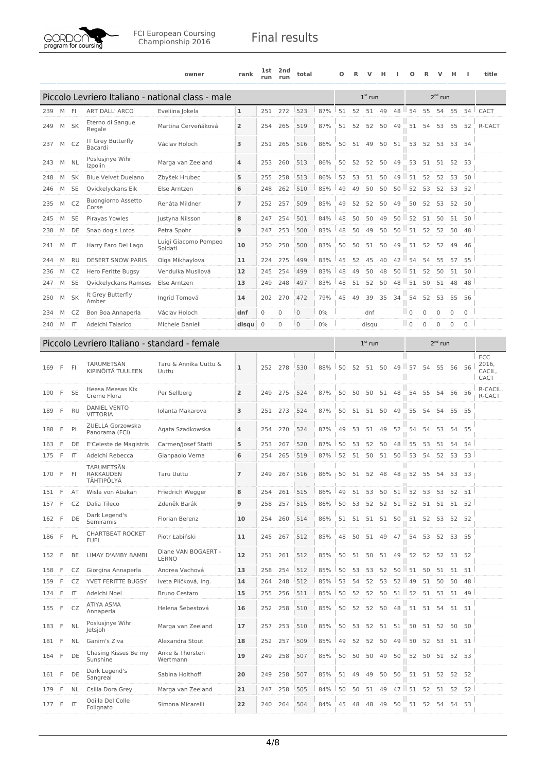FCI European Coursing Championship 2016

# Final results

| | | | | owner | rank | 1st run | 2nd run | total | | O | R | V | H | I | O | R | V | H | I | title |
|---|---|---|---|---|---|---|---|---|---|---|---|---|---|---|---|---|---|---|---|---|
| **Piccolo Levriero Italiano - national class - male** | | | | | | | | | | 1[st] run | | | | | 2[nd] run | | | | | |
| 239 | M | FI | ART DALL' ARCO | Eveliina Jokela | 1 | 251 | 272 | 523 | 87% | 51 | 52 | 51 | 49 | 48 | 54 | 55 | 54 | 55 | 54 | CACT |
| 249 | M | SK | Eterno di Sangue Regale | Martina Červeňáková | 2 | 254 | 265 | 519 | 87% | 51 | 52 | 52 | 50 | 49 | 51 | 54 | 53 | 55 | 52 | R-CACT |
| 237 | M | CZ | IT Grey Butterfly Bacardi | Václav Holoch | 3 | 251 | 265 | 516 | 86% | 50 | 51 | 49 | 50 | 51 | 53 | 52 | 53 | 53 | 54 | |
| 243 | M | NL | Poslusjnye Wihri Izpolin | Marga van Zeeland | 4 | 253 | 260 | 513 | 86% | 50 | 52 | 52 | 50 | 49 | 53 | 51 | 51 | 52 | 53 | |
| 248 | M | SK | Blue Velvet Duelano | Zbyšek Hrubec | 5 | 255 | 258 | 513 | 86% | 52 | 53 | 51 | 50 | 49 | 51 | 52 | 52 | 53 | 50 | |
| 246 | M | SE | Qvickelyckans Eik | Else Arntzen | 6 | 248 | 262 | 510 | 85% | 49 | 49 | 50 | 50 | 50 | 52 | 53 | 52 | 53 | 52 | |
| 235 | M | CZ | Buongiorno Assetto Corse | Renáta Mildner | 7 | 252 | 257 | 509 | 85% | 49 | 52 | 52 | 50 | 49 | 50 | 52 | 53 | 52 | 50 | |
| 245 | M | SE | Pirayas Yowles | Justyna Nilsson | 8 | 247 | 254 | 501 | 84% | 48 | 50 | 50 | 49 | 50 | 52 | 51 | 50 | 51 | 50 | |
| 238 | M | DE | Snap dog's Lotos | Petra Spohr | 9 | 247 | 253 | 500 | 83% | 48 | 50 | 49 | 50 | 50 | 51 | 52 | 52 | 50 | 48 | |
| 241 | M | IT | Harry Faro Del Lago | Luigi Giacomo Pompeo Soldati | 10 | 250 | 250 | 500 | 83% | 50 | 50 | 51 | 50 | 49 | 51 | 52 | 52 | 49 | 46 | |
| 244 | M | RU | DESERT SNOW PARIS | Olga Mikhaylova | 11 | 224 | 275 | 499 | 83% | 45 | 52 | 45 | 40 | 42 | 54 | 54 | 55 | 57 | 55 | |
| 236 | M | CZ | Hero Feritte Bugsy | Vendulka Musilová | 12 | 245 | 254 | 499 | 83% | 48 | 49 | 50 | 48 | 50 | 51 | 52 | 50 | 51 | 50 | |
| 247 | M | SE | Qvickelyckans Ramses | Else Arntzen | 13 | 249 | 248 | 497 | 83% | 48 | 51 | 52 | 50 | 48 | 51 | 50 | 51 | 48 | 48 | |
| 250 | M | SK | It Grey Butterfly Amber | Ingrid Tomová | 14 | 202 | 270 | 472 | 79% | 45 | 49 | 39 | 35 | 34 | 54 | 52 | 53 | 55 | 56 | |
| 234 | M | CZ | Bon Boa Annaperla | Václav Holoch | dnf | 0 | 0 | 0 | 0% | | | dnf | | | 0 | 0 | 0 | 0 | 0 | |
| 240 | M | IT | Adelchi Talarico | Michele Danieli | disqu | 0 | 0 | 0 | 0% | | | disqu | | | 0 | 0 | 0 | 0 | 0 | |
| **Piccolo Levriero Italiano - standard - female** | | | | | | | | | | 1[st] run | | | | | 2[nd] run | | | | | |
| 169 | F | FI | TARUMETSÄN KIPINÖITÄ TUULEEN | Taru & Annika Uuttu & Uuttu | 1 | 252 | 278 | 530 | 88% | 50 | 52 | 51 | 50 | 49 | 57 | 54 | 55 | 56 | 56 | ECC 2016, CACIL, CACT |
| 190 | F | SE | Heesa Meesas Kix Creme Flora | Per Sellberg | 2 | 249 | 275 | 524 | 87% | 50 | 50 | 50 | 51 | 48 | 54 | 55 | 54 | 56 | 56 | R-CACIL, R-CACT |
| 189 | F | RU | DANIEL VENTO VITTORIA | Iolanta Makarova | 3 | 251 | 273 | 524 | 87% | 50 | 51 | 51 | 50 | 49 | 55 | 54 | 54 | 55 | 55 | |
| 188 | F | PL | ZUELLA Gorzowska Panorama (FCI) | Agata Szadkowska | 4 | 254 | 270 | 524 | 87% | 49 | 53 | 51 | 49 | 52 | 54 | 54 | 53 | 54 | 55 | |
| 163 | F | DE | E'Celeste de Magistris | Carmen/Josef Statti | 5 | 253 | 267 | 520 | 87% | 50 | 53 | 52 | 50 | 48 | 55 | 53 | 51 | 54 | 54 | |
| 175 | F | IT | Adelchi Rebecca | Gianpaolo Verna | 6 | 254 | 265 | 519 | 87% | 52 | 51 | 50 | 51 | 50 | 53 | 54 | 52 | 53 | 53 | |
| 170 | F | FI | TARUMETSÄN RAKKAUDEN TÄHTIPÖLYÄ | Taru Uuttu | 7 | 249 | 267 | 516 | 86% | 50 | 51 | 52 | 48 | 48 | 52 | 55 | 54 | 53 | 53 | |
| 151 | F | AT | Wisla von Abakan | Friedrich Wegger | 8 | 254 | 261 | 515 | 86% | 49 | 51 | 53 | 50 | 51 | 52 | 53 | 53 | 52 | 51 | |
| 157 | F | CZ | Dalia Tileco | Zdeněk Barák | 9 | 258 | 257 | 515 | 86% | 50 | 53 | 52 | 52 | 51 | 52 | 51 | 51 | 51 | 52 | |
| 162 | F | DE | Dark Legend's Semiramis | Florian Berenz | 10 | 254 | 260 | 514 | 86% | 51 | 51 | 51 | 51 | 50 | 51 | 52 | 53 | 52 | 52 | |
| 186 | F | PL | CHARTBEAT ROCKET FUEL | Piotr Łabiński | 11 | 245 | 267 | 512 | 85% | 48 | 50 | 51 | 49 | 47 | 54 | 53 | 52 | 53 | 55 | |
| 152 | F | BE | LIMAY D'AMBY BAMBI | Diane VAN BOGAERT - LERNO | 12 | 251 | 261 | 512 | 85% | 50 | 51 | 50 | 51 | 49 | 52 | 52 | 52 | 53 | 52 | |
| 158 | F | CZ | Giorgina Annaperla | Andrea Vachová | 13 | 258 | 254 | 512 | 85% | 50 | 53 | 53 | 52 | 50 | 51 | 50 | 51 | 51 | 51 | |
| 159 | F | CZ | YVET FERITTE BUGSY | Iveta Pličková, Ing. | 14 | 264 | 248 | 512 | 85% | 53 | 54 | 52 | 53 | 52 | 49 | 51 | 50 | 50 | 48 | |
| 174 | F | IT | Adelchi Noel | Bruno Cestaro | 15 | 255 | 256 | 511 | 85% | 50 | 52 | 52 | 50 | 51 | 52 | 51 | 53 | 51 | 49 | |
| 155 | F | CZ | ATIYA ASMA Annaperla | Helena Šebestová | 16 | 252 | 258 | 510 | 85% | 50 | 52 | 52 | 50 | 48 | 51 | 51 | 54 | 51 | 51 | |
| 183 | F | NL | Poslusjnye Wihri Jetsjoh | Marga van Zeeland | 17 | 257 | 253 | 510 | 85% | 50 | 53 | 52 | 51 | 51 | 50 | 51 | 52 | 50 | 50 | |
| 181 | F | NL | Ganim's Ziva | Alexandra Stout | 18 | 252 | 257 | 509 | 85% | 49 | 52 | 52 | 50 | 49 | 50 | 52 | 53 | 51 | 51 | |
| 164 | F | DE | Chasing Kisses Be my Sunshine | Anke & Thorsten Wertmann | 19 | 249 | 258 | 507 | 85% | 50 | 50 | 50 | 49 | 50 | 52 | 50 | 51 | 52 | 53 | |
| 161 | F | DE | Dark Legend's Sangreal | Sabina Holthoff | 20 | 249 | 258 | 507 | 85% | 51 | 49 | 49 | 50 | 50 | 51 | 51 | 52 | 52 | 52 | |
| 179 | F | NL | Csilla Dora Grey | Marga van Zeeland | 21 | 247 | 258 | 505 | 84% | 50 | 50 | 51 | 49 | 47 | 51 | 52 | 51 | 52 | 52 | |
| 177 | F | IT | Odilla Del Colle Folignato | Simona Micarelli | 22 | 240 | 264 | 504 | 84% | 45 | 48 | 48 | 49 | 50 | 51 | 52 | 54 | 54 | 53 | |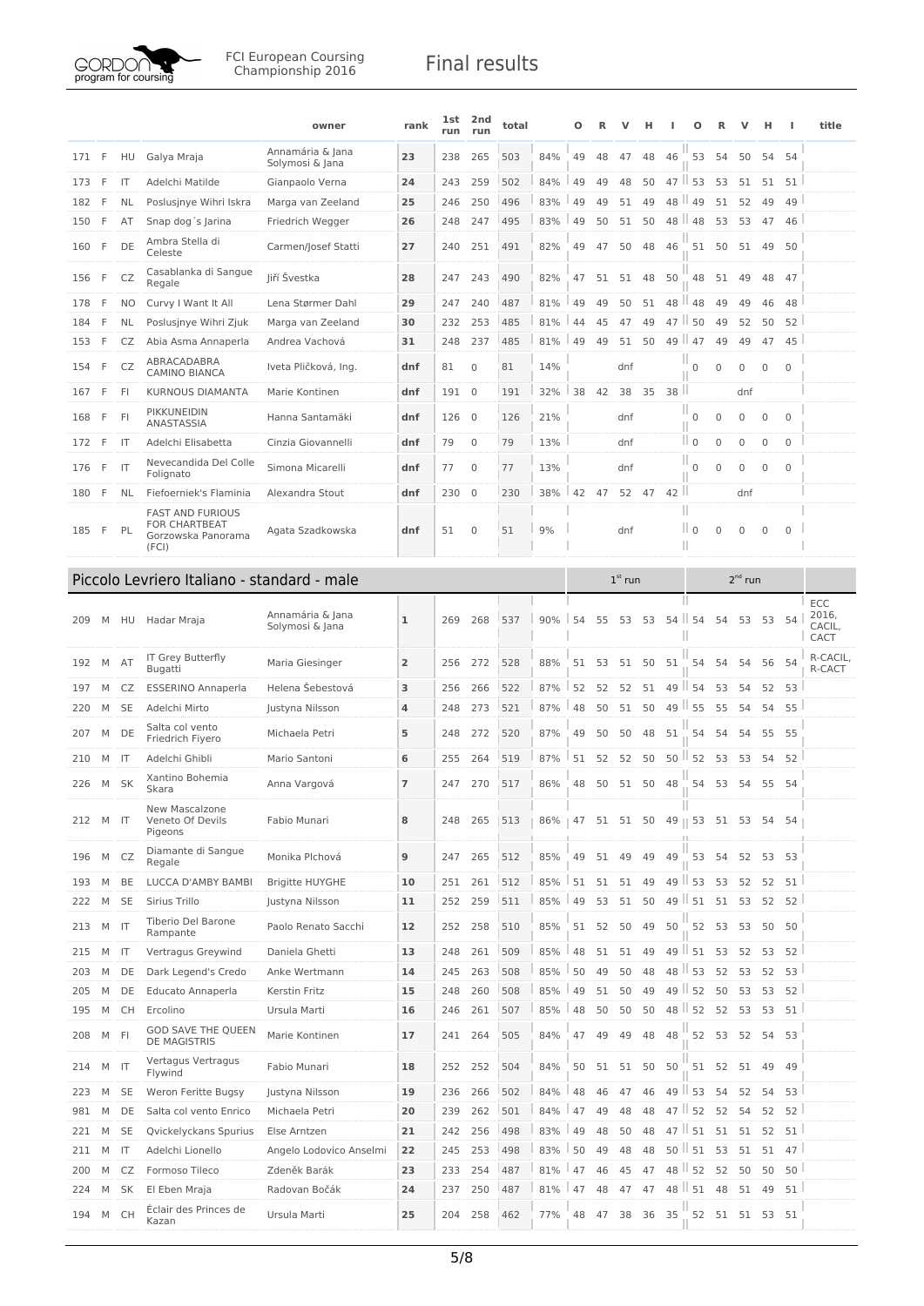| | | | | owner | rank | 1st run | 2nd run | total | | O | R | V | H | I | O | R | V | H | I | title |
|---|---|---|---|---|---|---|---|---|---|---|---|---|---|---|---|---|---|---|---|---|
| 171 | F | HU | Galya Mraja | Annamária & Jana Solymosi & Jana | 23 | 238 | 265 | 503 | 84% | 49 | 48 | 47 | 48 | 46 | 53 | 54 | 50 | 54 | 54 | |
| 173 | F | IT | Adelchi Matilde | Gianpaolo Verna | 24 | 243 | 259 | 502 | 84% | 49 | 49 | 48 | 50 | 47 | 53 | 53 | 51 | 51 | 51 | |
| 182 | F | NL | Poslusjnye Wihri Iskra | Marga van Zeeland | 25 | 246 | 250 | 496 | 83% | 49 | 49 | 51 | 49 | 48 | 49 | 51 | 52 | 49 | 49 | |
| 150 | F | AT | Snap dog´s Jarina | Friedrich Wegger | 26 | 248 | 247 | 495 | 83% | 49 | 50 | 51 | 50 | 48 | 48 | 53 | 53 | 47 | 46 | |
| 160 | F | DE | Ambra Stella di Celeste | Carmen/Josef Statti | 27 | 240 | 251 | 491 | 82% | 49 | 47 | 50 | 48 | 46 | 51 | 50 | 51 | 49 | 50 | |
| 156 | F | CZ | Casablanka di Sangue Regale | Jiří Švestka | 28 | 247 | 243 | 490 | 82% | 47 | 51 | 51 | 48 | 50 | 48 | 51 | 49 | 48 | 47 | |
| 178 | F | NO | Curvy I Want It All | Lena Størmer Dahl | 29 | 247 | 240 | 487 | 81% | 49 | 49 | 50 | 51 | 48 | 48 | 49 | 49 | 46 | 48 | |
| 184 | F | NL | Poslusjnye Wihri Zjuk | Marga van Zeeland | 30 | 232 | 253 | 485 | 81% | 44 | 45 | 47 | 49 | 47 | 50 | 49 | 52 | 50 | 52 | |
| 153 | F | CZ | Abia Asma Annaperla | Andrea Vachová | 31 | 248 | 237 | 485 | 81% | 49 | 49 | 51 | 50 | 49 | 47 | 49 | 49 | 47 | 45 | |
| 154 | F | CZ | ABRACADABRA CAMINO BIANCA | Iveta Pličková, Ing. | dnf | 81 | 0 | 81 | 14% | | | dnf | | | 0 | 0 | 0 | 0 | 0 | |
| 167 | F | FI | KURNOUS DIAMANTA | Marie Kontinen | dnf | 191 | 0 | 191 | 32% | 38 | 42 | 38 | 35 | 38 | | | dnf | | | |
| 168 | F | FI | PIKKUNEIDIN ANASTASSIA | Hanna Santamäki | dnf | 126 | 0 | 126 | 21% | | | dnf | | | 0 | 0 | 0 | 0 | 0 | |
| 172 | F | IT | Adelchi Elisabetta | Cinzia Giovannelli | dnf | 79 | 0 | 79 | 13% | | | dnf | | | 0 | 0 | 0 | 0 | 0 | |
| 176 | F | IT | Nevecandida Del Colle Folignato | Simona Micarelli | dnf | 77 | 0 | 77 | 13% | | | dnf | | | 0 | 0 | 0 | 0 | 0 | |
| 180 | F | NL | Fiefoerniek's Flaminia | Alexandra Stout | dnf | 230 | 0 | 230 | 38% | 42 | 47 | 52 | 47 | 42 | | | dnf | | | |
| 185 | F | PL | FAST AND FURIOUS FOR CHARTBEAT Gorzowska Panorama (FCI) | Agata Szadkowska | dnf | 51 | 0 | 51 | 9% | | | dnf | | | 0 | 0 | 0 | 0 | 0 | |

## Piccolo Levriero Italiano - standard - male

| | | | | owner | rank | 1st run | 2nd run | total | | 1st run | | | | | 2nd run | | | | | title |
|---|---|---|---|---|---|---|---|---|---|---|---|---|---|---|---|---|---|---|---|---|
| 209 | M | HU | Hadar Mraja | Annamária & Jana Solymosi & Jana | 1 | 269 | 268 | 537 | 90% | 54 | 55 | 53 | 53 | 54 | 54 | 54 | 53 | 53 | 54 | ECC 2016, CACIL, CACT |
| 192 | M | AT | IT Grey Butterfly Bugatti | Maria Giesinger | 2 | 256 | 272 | 528 | 88% | 51 | 53 | 51 | 50 | 51 | 54 | 54 | 54 | 56 | 54 | R-CACIL, R-CACT |
| 197 | M | CZ | ESSERINO Annaperla | Helena Šebestová | 3 | 256 | 266 | 522 | 87% | 52 | 52 | 52 | 51 | 49 | 54 | 53 | 54 | 52 | 53 | |
| 220 | M | SE | Adelchi Mirto | Justyna Nilsson | 4 | 248 | 273 | 521 | 87% | 48 | 50 | 51 | 50 | 49 | 55 | 55 | 54 | 54 | 55 | |
| 207 | M | DE | Salta col vento Friedrich Fiyero | Michaela Petri | 5 | 248 | 272 | 520 | 87% | 49 | 50 | 50 | 48 | 51 | 54 | 54 | 54 | 55 | 55 | |
| 210 | M | IT | Adelchi Ghibli | Mario Santoni | 6 | 255 | 264 | 519 | 87% | 51 | 52 | 52 | 50 | 50 | 52 | 53 | 53 | 54 | 52 | |
| 226 | M | SK | Xantino Bohemia Skara | Anna Vargová | 7 | 247 | 270 | 517 | 86% | 48 | 50 | 51 | 50 | 48 | 54 | 53 | 54 | 55 | 54 | |
| 212 | M | IT | New Mascalzone Veneto Of Devils Pigeons | Fabio Munari | 8 | 248 | 265 | 513 | 86% | 47 | 51 | 51 | 50 | 49 | 53 | 51 | 53 | 54 | 54 | |
| 196 | M | CZ | Diamante di Sangue Regale | Monika Plchová | 9 | 247 | 265 | 512 | 85% | 49 | 51 | 49 | 49 | 49 | 53 | 54 | 52 | 53 | 53 | |
| 193 | M | BE | LUCCA D'AMBY BAMBI | Brigitte HUYGHE | 10 | 251 | 261 | 512 | 85% | 51 | 51 | 51 | 49 | 49 | 53 | 53 | 52 | 52 | 51 | |
| 222 | M | SE | Sirius Trillo | Justyna Nilsson | 11 | 252 | 259 | 511 | 85% | 49 | 53 | 51 | 50 | 49 | 51 | 51 | 53 | 52 | 52 | |
| 213 | M | IT | Tiberio Del Barone Rampante | Paolo Renato Sacchi | 12 | 252 | 258 | 510 | 85% | 51 | 52 | 50 | 49 | 50 | 52 | 53 | 53 | 50 | 50 | |
| 215 | M | IT | Vertragus Greywind | Daniela Ghetti | 13 | 248 | 261 | 509 | 85% | 48 | 51 | 51 | 49 | 49 | 51 | 53 | 52 | 53 | 52 | |
| 203 | M | DE | Dark Legend's Credo | Anke Wertmann | 14 | 245 | 263 | 508 | 85% | 50 | 49 | 50 | 48 | 48 | 53 | 52 | 53 | 52 | 53 | |
| 205 | M | DE | Educato Annaperla | Kerstin Fritz | 15 | 248 | 260 | 508 | 85% | 49 | 51 | 50 | 49 | 49 | 52 | 50 | 53 | 53 | 52 | |
| 195 | M | CH | Ercolino | Ursula Marti | 16 | 246 | 261 | 507 | 85% | 48 | 50 | 50 | 50 | 48 | 52 | 52 | 53 | 53 | 51 | |
| 208 | M | FI | GOD SAVE THE QUEEN DE MAGISTRIS | Marie Kontinen | 17 | 241 | 264 | 505 | 84% | 47 | 49 | 49 | 48 | 48 | 52 | 53 | 52 | 54 | 53 | |
| 214 | M | IT | Vertagus Vertragus Flywind | Fabio Munari | 18 | 252 | 252 | 504 | 84% | 50 | 51 | 51 | 50 | 50 | 51 | 52 | 51 | 49 | 49 | |
| 223 | M | SE | Weron Feritte Bugsy | Justyna Nilsson | 19 | 236 | 266 | 502 | 84% | 48 | 46 | 47 | 46 | 49 | 53 | 54 | 52 | 54 | 53 | |
| 981 | M | DE | Salta col vento Enrico | Michaela Petri | 20 | 239 | 262 | 501 | 84% | 47 | 49 | 48 | 48 | 47 | 52 | 52 | 54 | 52 | 52 | |
| 221 | M | SE | Qvickelyckans Spurius | Else Arntzen | 21 | 242 | 256 | 498 | 83% | 49 | 48 | 50 | 48 | 47 | 51 | 51 | 51 | 52 | 51 | |
| 211 | M | IT | Adelchi Lionello | Angelo Lodovico Anselmi | 22 | 245 | 253 | 498 | 83% | 50 | 49 | 48 | 48 | 50 | 51 | 53 | 51 | 51 | 47 | |
| 200 | M | CZ | Formoso Tileco | Zdeněk Barák | 23 | 233 | 254 | 487 | 81% | 47 | 46 | 45 | 47 | 48 | 52 | 52 | 50 | 50 | 50 | |
| 224 | M | SK | El Eben Mraja | Radovan Bočák | 24 | 237 | 250 | 487 | 81% | 47 | 48 | 47 | 47 | 48 | 51 | 48 | 51 | 49 | 51 | |
| 194 | M | CH | Éclair des Princes de Kazan | Ursula Marti | 25 | 204 | 258 | 462 | 77% | 48 | 47 | 38 | 36 | 35 | 52 | 51 | 51 | 53 | 51 | |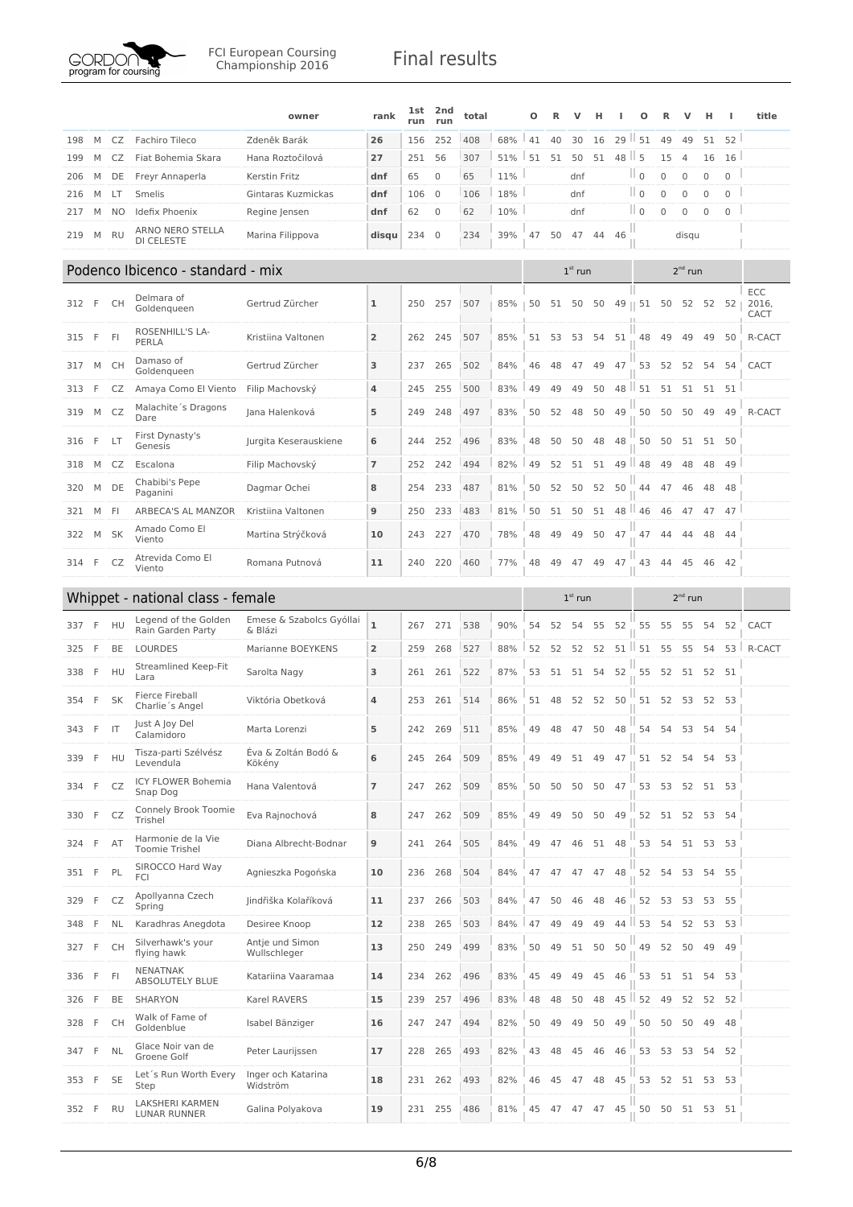# Final results

FCI European Coursing Championship 2016

| | | | | owner | rank | 1st run | 2nd run | total | | O | R | V | H | I | O | R | V | H | I | title |
|---|---|---|---|---|---|---|---|---|---|---|---|---|---|---|---|---|---|---|---|---|
| 198 | M | CZ | Fachiro Tileco | Zdeněk Barák | 26 | 156 | 252 | 408 | 68% | 41 | 40 | 30 | 16 | 29 | 51 | 49 | 49 | 51 | 52 | |
| 199 | M | CZ | Fiat Bohemia Skara | Hana Roztočilová | 27 | 251 | 56 | 307 | 51% | 51 | 51 | 50 | 51 | 48 | 5 | 15 | 4 | 16 | 16 | |
| 206 | M | DE | Freyr Annaperla | Kerstin Fritz | dnf | 65 | 0 | 65 | 11% | | | dnf | | | 0 | 0 | 0 | 0 | 0 | |
| 216 | M | LT | Smelis | Gintaras Kuzmickas | dnf | 106 | 0 | 106 | 18% | | | dnf | | | 0 | 0 | 0 | 0 | 0 | |
| 217 | M | NO | Idefix Phoenix | Regine Jensen | dnf | 62 | 0 | 62 | 10% | | | dnf | | | 0 | 0 | 0 | 0 | 0 | |
| 219 | M | RU | ARNO NERO STELLA DI CELESTE | Marina Filippova | disqu | 234 | 0 | 234 | 39% | 47 | 50 | 47 | 44 | 46 | | | disqu | | | |

## Podenco Ibicenco - standard - mix

| | | | | owner | rank | 1st run | 2nd run | total | | 1st run | | | | | 2nd run | | | | | title |
|---|---|---|---|---|---|---|---|---|---|---|---|---|---|---|---|---|---|---|---|---|
| 312 | F | CH | Delmara of Goldenqueen | Gertrud Zürcher | 1 | 250 | 257 | 507 | 85% | 50 | 51 | 50 | 50 | 49 | 51 | 50 | 52 | 52 | 52 | ECC 2016, CACT |
| 315 | F | FI | ROSENHILL'S LA-PERLA | Kristiina Valtonen | 2 | 262 | 245 | 507 | 85% | 51 | 53 | 53 | 54 | 51 | 48 | 49 | 49 | 49 | 50 | R-CACT |
| 317 | M | CH | Damaso of Goldenqueen | Gertrud Zürcher | 3 | 237 | 265 | 502 | 84% | 46 | 48 | 47 | 49 | 47 | 53 | 52 | 52 | 54 | 54 | CACT |
| 313 | F | CZ | Amaya Como El Viento | Filip Machovský | 4 | 245 | 255 | 500 | 83% | 49 | 49 | 49 | 50 | 48 | 51 | 51 | 51 | 51 | 51 | |
| 319 | M | CZ | Malachite´s Dragons Dare | Jana Halenková | 5 | 249 | 248 | 497 | 83% | 50 | 52 | 48 | 50 | 49 | 50 | 50 | 50 | 49 | 49 | R-CACT |
| 316 | F | LT | First Dynasty's Genesis | Jurgita Keserauskiene | 6 | 244 | 252 | 496 | 83% | 48 | 50 | 50 | 48 | 48 | 50 | 50 | 51 | 51 | 50 | |
| 318 | M | CZ | Escalona | Filip Machovský | 7 | 252 | 242 | 494 | 82% | 49 | 52 | 51 | 51 | 49 | 48 | 49 | 48 | 48 | 49 | |
| 320 | M | DE | Chabibi's Pepe Paganini | Dagmar Ochei | 8 | 254 | 233 | 487 | 81% | 50 | 52 | 50 | 52 | 50 | 44 | 47 | 46 | 48 | 48 | |
| 321 | M | FI | ARBECA'S AL MANZOR | Kristiina Valtonen | 9 | 250 | 233 | 483 | 81% | 50 | 51 | 50 | 51 | 48 | 46 | 46 | 47 | 47 | 47 | |
| 322 | M | SK | Amado Como El Viento | Martina Strýčková | 10 | 243 | 227 | 470 | 78% | 48 | 49 | 49 | 50 | 47 | 47 | 44 | 44 | 48 | 44 | |
| 314 | F | CZ | Atrevida Como El Viento | Romana Putnová | 11 | 240 | 220 | 460 | 77% | 48 | 49 | 47 | 49 | 47 | 43 | 44 | 45 | 46 | 42 | |

## Whippet - national class - female

| | | | | owner | rank | 1st run | 2nd run | total | | 1st run | | | | | 2nd run | | | | | title |
|---|---|---|---|---|---|---|---|---|---|---|---|---|---|---|---|---|---|---|---|---|
| 337 | F | HU | Legend of the Golden Rain Garden Party | Emese & Szabolcs Gyóllai & Blázi | 1 | 267 | 271 | 538 | 90% | 54 | 52 | 54 | 55 | 52 | 55 | 55 | 55 | 54 | 52 | CACT |
| 325 | F | BE | LOURDES | Marianne BOEYKENS | 2 | 259 | 268 | 527 | 88% | 52 | 52 | 52 | 52 | 51 | 51 | 55 | 55 | 54 | 53 | R-CACT |
| 338 | F | HU | Streamlined Keep-Fit Lara | Sarolta Nagy | 3 | 261 | 261 | 522 | 87% | 53 | 51 | 51 | 54 | 52 | 55 | 52 | 51 | 52 | 51 | |
| 354 | F | SK | Fierce Fireball Charlie´s Angel | Viktória Obetková | 4 | 253 | 261 | 514 | 86% | 51 | 48 | 52 | 52 | 50 | 51 | 52 | 53 | 52 | 53 | |
| 343 | F | IT | Just A Joy Del Calamidoro | Marta Lorenzi | 5 | 242 | 269 | 511 | 85% | 49 | 48 | 47 | 50 | 48 | 54 | 54 | 53 | 54 | 54 | |
| 339 | F | HU | Tisza-parti Szélvész Levendula | Éva & Zoltán Bodó & Kökény | 6 | 245 | 264 | 509 | 85% | 49 | 49 | 51 | 49 | 47 | 51 | 52 | 54 | 54 | 53 | |
| 334 | F | CZ | ICY FLOWER Bohemia Snap Dog | Hana Valentová | 7 | 247 | 262 | 509 | 85% | 50 | 50 | 50 | 50 | 47 | 53 | 53 | 52 | 51 | 53 | |
| 330 | F | CZ | Connely Brook Toomie Trishel | Eva Rajnochová | 8 | 247 | 262 | 509 | 85% | 49 | 49 | 50 | 50 | 49 | 52 | 51 | 52 | 53 | 54 | |
| 324 | F | AT | Harmonie de la Vie Toomie Trishel | Diana Albrecht-Bodnar | 9 | 241 | 264 | 505 | 84% | 49 | 47 | 46 | 51 | 48 | 53 | 54 | 51 | 53 | 53 | |
| 351 | F | PL | SIROCCO Hard Way FCI | Agnieszka Pogońska | 10 | 236 | 268 | 504 | 84% | 47 | 47 | 47 | 47 | 48 | 52 | 54 | 53 | 54 | 55 | |
| 329 | F | CZ | Apollyanna Czech Spring | Jindřiška Kolaříková | 11 | 237 | 266 | 503 | 84% | 47 | 50 | 46 | 48 | 46 | 52 | 53 | 53 | 53 | 55 | |
| 348 | F | NL | Karadhras Anegdota | Desiree Knoop | 12 | 238 | 265 | 503 | 84% | 47 | 49 | 49 | 49 | 44 | 53 | 54 | 52 | 53 | 53 | |
| 327 | F | CH | Silverhawk's your flying hawk | Antje und Simon Wullschleger | 13 | 250 | 249 | 499 | 83% | 50 | 49 | 51 | 50 | 50 | 49 | 52 | 50 | 49 | 49 | |
| 336 | F | FI | NENATNAK ABSOLUTELY BLUE | Katariina Vaaramaa | 14 | 234 | 262 | 496 | 83% | 45 | 49 | 49 | 45 | 46 | 53 | 51 | 51 | 54 | 53 | |
| 326 | F | BE | SHARYON | Karel RAVERS | 15 | 239 | 257 | 496 | 83% | 48 | 48 | 50 | 48 | 45 | 52 | 49 | 52 | 52 | 52 | |
| 328 | F | CH | Walk of Fame of Goldenblue | Isabel Bänziger | 16 | 247 | 247 | 494 | 82% | 50 | 49 | 49 | 50 | 49 | 50 | 50 | 50 | 49 | 48 | |
| 347 | F | NL | Glace Noir van de Groene Golf | Peter Laurijssen | 17 | 228 | 265 | 493 | 82% | 43 | 48 | 45 | 46 | 46 | 53 | 53 | 53 | 54 | 52 | |
| 353 | F | SE | Let´s Run Worth Every Step | Inger och Katarina Widström | 18 | 231 | 262 | 493 | 82% | 46 | 45 | 47 | 48 | 45 | 53 | 52 | 51 | 53 | 53 | |
| 352 | F | RU | LAKSHERI KARMEN LUNAR RUNNER | Galina Polyakova | 19 | 231 | 255 | 486 | 81% | 45 | 47 | 47 | 47 | 45 | 50 | 50 | 51 | 53 | 51 | |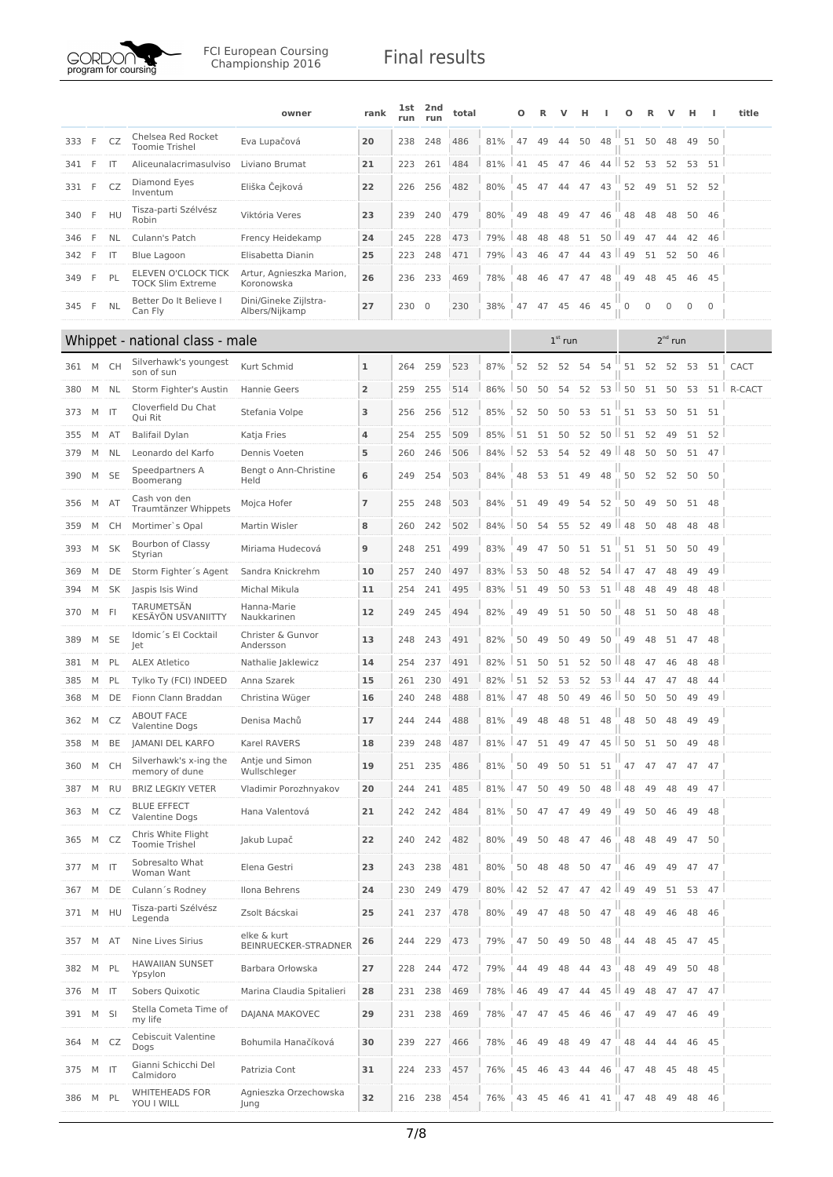FCI European Coursing Championship 2016

# Final results

| | | | | owner | rank | 1st run | 2nd run | total | | O | R | V | H | I | O | R | V | H | I | title |
|---|---|---|---|---|---|---|---|---|---|---|---|---|---|---|---|---|---|---|---|---|
| 333 | F | CZ | Chelsea Red Rocket Toomie Trishel | Eva Lupačová | 20 | 238 | 248 | 486 | 81% | 47 | 49 | 44 | 50 | 48 | 51 | 50 | 48 | 49 | 50 | |
| 341 | F | IT | Aliceunalacrimasulviso | Liviano Brumat | 21 | 223 | 261 | 484 | 81% | 41 | 45 | 47 | 46 | 44 | 52 | 53 | 52 | 53 | 51 | |
| 331 | F | CZ | Diamond Eyes Inventum | Eliška Čejková | 22 | 226 | 256 | 482 | 80% | 45 | 47 | 44 | 47 | 43 | 52 | 49 | 51 | 52 | 52 | |
| 340 | F | HU | Tisza-parti Szélvész Robin | Viktória Veres | 23 | 239 | 240 | 479 | 80% | 49 | 48 | 49 | 47 | 46 | 48 | 48 | 48 | 50 | 46 | |
| 346 | F | NL | Culann's Patch | Frency Heidekamp | 24 | 245 | 228 | 473 | 79% | 48 | 48 | 48 | 51 | 50 | 49 | 47 | 44 | 42 | 46 | |
| 342 | F | IT | Blue Lagoon | Elisabetta Dianin | 25 | 223 | 248 | 471 | 79% | 43 | 46 | 47 | 44 | 43 | 49 | 51 | 52 | 50 | 46 | |
| 349 | F | PL | ELEVEN O'CLOCK TICK TOCK Slim Extreme | Artur, Agnieszka Marion, Koronowska | 26 | 236 | 233 | 469 | 78% | 48 | 46 | 47 | 47 | 48 | 49 | 48 | 45 | 46 | 45 | |
| 345 | F | NL | Better Do It Believe I Can Fly | Dini/Gineke Zijlstra-Albers/Nijkamp | 27 | 230 | 0 | 230 | 38% | 47 | 47 | 45 | 46 | 45 | 0 | 0 | 0 | 0 | 0 | |

## Whippet - national class - male

| | | | | owner | rank | 1st run | 2nd run | total | | 1st run | | | | | 2nd run | | | | | title |
|---|---|---|---|---|---|---|---|---|---|---|---|---|---|---|---|---|---|---|---|---|
| | | | | | | | | | | O | R | V | H | I | O | R | V | H | I | |
| 361 | M | CH | Silverhawk's youngest son of sun | Kurt Schmid | 1 | 264 | 259 | 523 | 87% | 52 | 52 | 52 | 54 | 54 | 51 | 52 | 52 | 53 | 51 | CACT |
| 380 | M | NL | Storm Fighter's Austin | Hannie Geers | 2 | 259 | 255 | 514 | 86% | 50 | 50 | 54 | 52 | 53 | 50 | 51 | 50 | 53 | 51 | R-CACT |
| 373 | M | IT | Cloverfield Du Chat Qui Rit | Stefania Volpe | 3 | 256 | 256 | 512 | 85% | 52 | 50 | 50 | 53 | 51 | 51 | 53 | 50 | 51 | 51 | |
| 355 | M | AT | Balifail Dylan | Katja Fries | 4 | 254 | 255 | 509 | 85% | 51 | 51 | 50 | 52 | 50 | 51 | 52 | 49 | 51 | 52 | |
| 379 | M | NL | Leonardo del Karfo | Dennis Voeten | 5 | 260 | 246 | 506 | 84% | 52 | 53 | 54 | 52 | 49 | 48 | 50 | 50 | 51 | 47 | |
| 390 | M | SE | Speedpartners A Boomerang | Bengt o Ann-Christine Held | 6 | 249 | 254 | 503 | 84% | 48 | 53 | 51 | 49 | 48 | 50 | 52 | 52 | 50 | 50 | |
| 356 | M | AT | Cash von den Traumtänzer Whippets | Mojca Hofer | 7 | 255 | 248 | 503 | 84% | 51 | 49 | 49 | 54 | 52 | 50 | 49 | 50 | 51 | 48 | |
| 359 | M | CH | Mortimer`s Opal | Martin Wisler | 8 | 260 | 242 | 502 | 84% | 50 | 54 | 55 | 52 | 49 | 48 | 50 | 48 | 48 | 48 | |
| 393 | M | SK | Bourbon of Classy Styrian | Miriama Hudecová | 9 | 248 | 251 | 499 | 83% | 49 | 47 | 50 | 51 | 51 | 51 | 51 | 50 | 50 | 49 | |
| 369 | M | DE | Storm Fighter´s Agent | Sandra Knickrehm | 10 | 257 | 240 | 497 | 83% | 53 | 50 | 48 | 52 | 54 | 47 | 47 | 48 | 49 | 49 | |
| 394 | M | SK | Jaspis Isis Wind | Michal Mikula | 11 | 254 | 241 | 495 | 83% | 51 | 49 | 50 | 53 | 51 | 48 | 48 | 49 | 48 | 48 | |
| 370 | M | FI | TARUMETSÄN KESÄYÖN USVANIITTY | Hanna-Marie Naukkarinen | 12 | 249 | 245 | 494 | 82% | 49 | 49 | 51 | 50 | 50 | 48 | 51 | 50 | 48 | 48 | |
| 389 | M | SE | Idomic´s El Cocktail Jet | Christer & Gunvor Andersson | 13 | 248 | 243 | 491 | 82% | 50 | 49 | 50 | 49 | 50 | 49 | 48 | 51 | 47 | 48 | |
| 381 | M | PL | ALEX Atletico | Nathalie Jaklewicz | 14 | 254 | 237 | 491 | 82% | 51 | 50 | 51 | 52 | 50 | 48 | 47 | 46 | 48 | 48 | |
| 385 | M | PL | Tylko Ty (FCI) INDEED | Anna Szarek | 15 | 261 | 230 | 491 | 82% | 51 | 52 | 53 | 52 | 53 | 44 | 47 | 47 | 48 | 44 | |
| 368 | M | DE | Fionn Clann Braddan | Christina Wüger | 16 | 240 | 248 | 488 | 81% | 47 | 48 | 50 | 49 | 46 | 50 | 50 | 50 | 49 | 49 | |
| 362 | M | CZ | ABOUT FACE Valentine Dogs | Denisa Machů | 17 | 244 | 244 | 488 | 81% | 49 | 48 | 48 | 51 | 48 | 48 | 50 | 48 | 49 | 49 | |
| 358 | M | BE | JAMANI DEL KARFO | Karel RAVERS | 18 | 239 | 248 | 487 | 81% | 47 | 51 | 49 | 47 | 45 | 50 | 51 | 50 | 49 | 48 | |
| 360 | M | CH | Silverhawk's x-ing the memory of dune | Antje und Simon Wullschleger | 19 | 251 | 235 | 486 | 81% | 50 | 49 | 50 | 51 | 51 | 47 | 47 | 47 | 47 | 47 | |
| 387 | M | RU | BRIZ LEGKIY VETER | Vladimir Porozhnyakov | 20 | 244 | 241 | 485 | 81% | 47 | 50 | 49 | 50 | 48 | 48 | 49 | 48 | 49 | 47 | |
| 363 | M | CZ | BLUE EFFECT Valentine Dogs | Hana Valentová | 21 | 242 | 242 | 484 | 81% | 50 | 47 | 47 | 49 | 49 | 49 | 50 | 46 | 49 | 48 | |
| 365 | M | CZ | Chris White Flight Toomie Trishel | Jakub Lupač | 22 | 240 | 242 | 482 | 80% | 49 | 50 | 48 | 47 | 46 | 48 | 48 | 49 | 47 | 50 | |
| 377 | M | IT | Sobresalto What Woman Want | Elena Gestri | 23 | 243 | 238 | 481 | 80% | 50 | 48 | 48 | 50 | 47 | 46 | 49 | 49 | 47 | 47 | |
| 367 | M | DE | Culann´s Rodney | Ilona Behrens | 24 | 230 | 249 | 479 | 80% | 42 | 52 | 47 | 47 | 42 | 49 | 49 | 51 | 53 | 47 | |
| 371 | M | HU | Tisza-parti Szélvész Legenda | Zsolt Bácskai | 25 | 241 | 237 | 478 | 80% | 49 | 47 | 48 | 50 | 47 | 48 | 49 | 46 | 48 | 46 | |
| 357 | M | AT | Nine Lives Sirius | elke & kurt BEINRUECKER-STRADNER | 26 | 244 | 229 | 473 | 79% | 47 | 50 | 49 | 50 | 48 | 44 | 48 | 45 | 47 | 45 | |
| 382 | M | PL | HAWAIIAN SUNSET Ypsylon | Barbara Orłowska | 27 | 228 | 244 | 472 | 79% | 44 | 49 | 48 | 44 | 43 | 48 | 49 | 49 | 50 | 48 | |
| 376 | M | IT | Sobers Quixotic | Marina Claudia Spitalieri | 28 | 231 | 238 | 469 | 78% | 46 | 49 | 47 | 44 | 45 | 49 | 48 | 47 | 47 | 47 | |
| 391 | M | SI | Stella Cometa Time of my life | DAJANA MAKOVEC | 29 | 231 | 238 | 469 | 78% | 47 | 47 | 45 | 46 | 46 | 47 | 49 | 47 | 46 | 49 | |
| 364 | M | CZ | Cebiscuit Valentine Dogs | Bohumila Hanačíková | 30 | 239 | 227 | 466 | 78% | 46 | 49 | 48 | 49 | 47 | 48 | 44 | 44 | 46 | 45 | |
| 375 | M | IT | Gianni Schicchi Del Calmidoro | Patrizia Cont | 31 | 224 | 233 | 457 | 76% | 45 | 46 | 43 | 44 | 46 | 47 | 48 | 45 | 48 | 45 | |
| 386 | M | PL | WHITEHEADS FOR YOU I WILL | Agnieszka Orzechowska Jung | 32 | 216 | 238 | 454 | 76% | 43 | 45 | 46 | 41 | 41 | 47 | 48 | 49 | 48 | 46 | |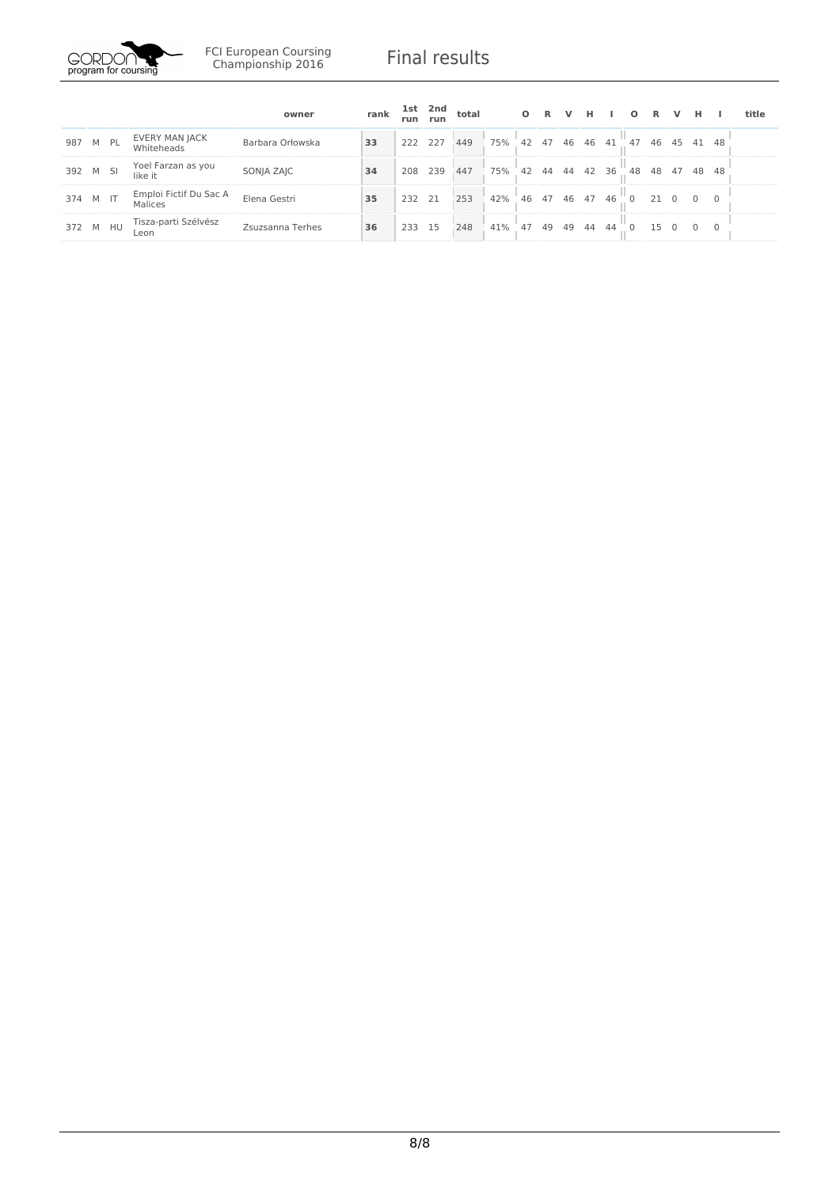FCI European Coursing Championship 2016

# Final results

| | | | | owner | rank | 1st run | 2nd run | total | | O | R | V | H | I | O | R | V | H | I | title |
|---|---|---|---|---|---|---|---|---|---|---|---|---|---|---|---|---|---|---|---|---|
| 987 | M | PL | EVERY MAN JACK Whiteheads | Barbara Orłowska | 33 | 222 | 227 | 449 | 75% | 42 | 47 | 46 | 46 | 41 | 47 | 46 | 45 | 41 | 48 | |
| 392 | M | SI | Yoel Farzan as you like it | SONJA ZAJC | 34 | 208 | 239 | 447 | 75% | 42 | 44 | 44 | 42 | 36 | 48 | 48 | 47 | 48 | 48 | |
| 374 | M | IT | Emploi Fictif Du Sac A Malices | Elena Gestri | 35 | 232 | 21 | 253 | 42% | 46 | 47 | 46 | 47 | 46 | 0 | 21 | 0 | 0 | 0 | |
| 372 | M | HU | Tisza-parti Szélvész Leon | Zsuzsanna Terhes | 36 | 233 | 15 | 248 | 41% | 47 | 49 | 49 | 44 | 44 | 0 | 15 | 0 | 0 | 0 | |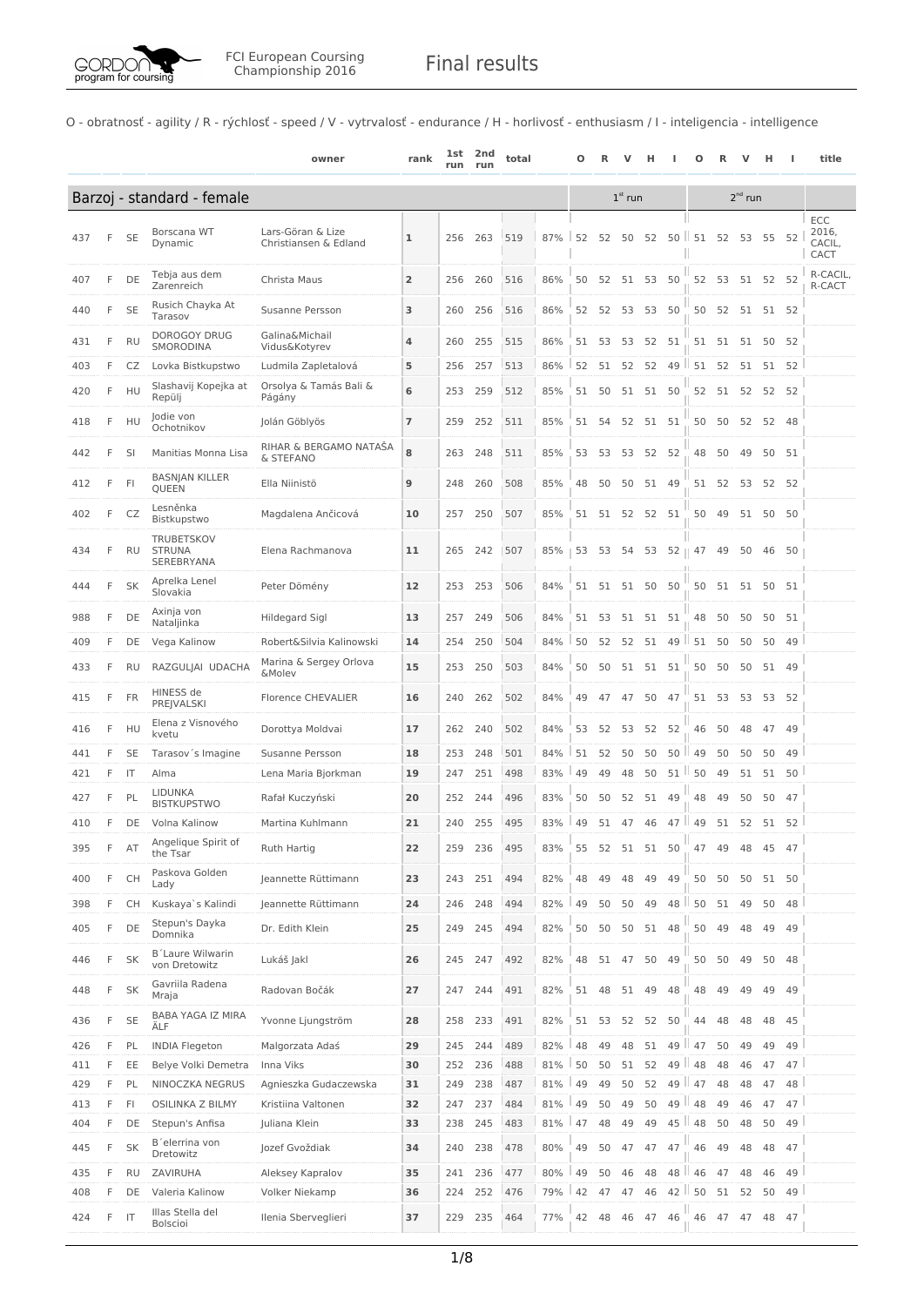# FCI European Coursing Championship 2016 — Final results

O - obratnosť - agility / R - rýchlosť - speed / V - vytrvalosť - endurance / H - horlivosť - enthusiasm / I - inteligencia - intelligence

## Barzoj - standard - female

| | | | | owner | rank | 1st run | 2nd run | total | | O | R | V | H | I | O | R | V | H | I | title |
|---|---|---|---|---|---|---|---|---|---|---|---|---|---|---|---|---|---|---|---|---|
| | | | | | | | | | | 1st run | | | | | 2nd run | | | | | |
| 437 | F | SE | Borscana WT Dynamic | Lars-Göran & Lize Christiansen & Edland | 1 | 256 | 263 | 519 | 87% | 52 | 52 | 50 | 52 | 50 | 51 | 52 | 53 | 55 | 52 | ECC 2016, CACIL, CACT |
| 407 | F | DE | Tebja aus dem Zarenreich | Christa Maus | 2 | 256 | 260 | 516 | 86% | 50 | 52 | 51 | 53 | 50 | 52 | 53 | 51 | 52 | 52 | R-CACIL, R-CACT |
| 440 | F | SE | Rusich Chayka At Tarasov | Susanne Persson | 3 | 260 | 256 | 516 | 86% | 52 | 52 | 53 | 53 | 50 | 50 | 52 | 51 | 51 | 52 | |
| 431 | F | RU | DOROGOY DRUG SMORODINA | Galina&Michail Vidus&Kotyrev | 4 | 260 | 255 | 515 | 86% | 51 | 53 | 53 | 52 | 51 | 51 | 51 | 51 | 50 | 52 | |
| 403 | F | CZ | Lovka Bistkupstwo | Ludmila Zapletalová | 5 | 256 | 257 | 513 | 86% | 52 | 51 | 52 | 52 | 49 | 51 | 52 | 51 | 51 | 52 | |
| 420 | F | HU | Slashavij Kopejka at Repülj | Orsolya & Tamás Bali & Págány | 6 | 253 | 259 | 512 | 85% | 51 | 50 | 51 | 51 | 50 | 52 | 51 | 52 | 52 | 52 | |
| 418 | F | HU | Jodie von Ochotnikov | Jolán Göblyös | 7 | 259 | 252 | 511 | 85% | 51 | 54 | 52 | 51 | 51 | 50 | 50 | 52 | 52 | 48 | |
| 442 | F | SI | Manitias Monna Lisa | RIHAR & BERGAMO NATAŠA & STEFANO | 8 | 263 | 248 | 511 | 85% | 53 | 53 | 53 | 52 | 52 | 48 | 50 | 49 | 50 | 51 | |
| 412 | F | FI | BASNJAN KILLER QUEEN | Ella Niinistö | 9 | 248 | 260 | 508 | 85% | 48 | 50 | 50 | 51 | 49 | 51 | 52 | 53 | 52 | 52 | |
| 402 | F | CZ | Lesněnka Bistkupstwo | Magdalena Ančicová | 10 | 257 | 250 | 507 | 85% | 51 | 51 | 52 | 52 | 51 | 50 | 49 | 51 | 50 | 50 | |
| 434 | F | RU | TRUBETSKOV STRUNA SEREBRYANA | Elena Rachmanova | 11 | 265 | 242 | 507 | 85% | 53 | 53 | 54 | 53 | 52 | 47 | 49 | 50 | 46 | 50 | |
| 444 | F | SK | Aprelka Lenel Slovakia | Peter Dömény | 12 | 253 | 253 | 506 | 84% | 51 | 51 | 51 | 50 | 50 | 50 | 51 | 51 | 50 | 51 | |
| 988 | F | DE | Axinja von Nataljinka | Hildegard Sigl | 13 | 257 | 249 | 506 | 84% | 51 | 53 | 51 | 51 | 51 | 48 | 50 | 50 | 50 | 51 | |
| 409 | F | DE | Vega Kalinow | Robert&Silvia Kalinowski | 14 | 254 | 250 | 504 | 84% | 50 | 52 | 52 | 51 | 49 | 51 | 50 | 50 | 50 | 49 | |
| 433 | F | RU | RAZGULJAI UDACHA | Marina & Sergey Orlova &Molev | 15 | 253 | 250 | 503 | 84% | 50 | 50 | 51 | 51 | 51 | 50 | 50 | 50 | 51 | 49 | |
| 415 | F | FR | HINESS de PREJVALSKI | Florence CHEVALIER | 16 | 240 | 262 | 502 | 84% | 49 | 47 | 47 | 50 | 47 | 51 | 53 | 53 | 53 | 52 | |
| 416 | F | HU | Elena z Visnového kvetu | Dorottya Moldvai | 17 | 262 | 240 | 502 | 84% | 53 | 52 | 53 | 52 | 52 | 46 | 50 | 48 | 47 | 49 | |
| 441 | F | SE | Tarasov´s Imagine | Susanne Persson | 18 | 253 | 248 | 501 | 84% | 51 | 52 | 50 | 50 | 50 | 49 | 50 | 50 | 50 | 49 | |
| 421 | F | IT | Alma | Lena Maria Bjorkman | 19 | 247 | 251 | 498 | 83% | 49 | 49 | 48 | 50 | 51 | 50 | 49 | 51 | 51 | 50 | |
| 427 | F | PL | LIDUNKA BISTKUPSTWO | Rafał Kuczyński | 20 | 252 | 244 | 496 | 83% | 50 | 50 | 52 | 51 | 49 | 48 | 49 | 50 | 50 | 47 | |
| 410 | F | DE | Volna Kalinow | Martina Kuhlmann | 21 | 240 | 255 | 495 | 83% | 49 | 51 | 47 | 46 | 47 | 49 | 51 | 52 | 51 | 52 | |
| 395 | F | AT | Angelique Spirit of the Tsar | Ruth Hartig | 22 | 259 | 236 | 495 | 83% | 55 | 52 | 51 | 51 | 50 | 47 | 49 | 48 | 45 | 47 | |
| 400 | F | CH | Paskova Golden Lady | Jeannette Rüttimann | 23 | 243 | 251 | 494 | 82% | 48 | 49 | 48 | 49 | 49 | 50 | 50 | 50 | 51 | 50 | |
| 398 | F | CH | Kuskaya`s Kalindi | Jeannette Rüttimann | 24 | 246 | 248 | 494 | 82% | 49 | 50 | 50 | 49 | 48 | 50 | 51 | 49 | 50 | 48 | |
| 405 | F | DE | Stepun's Dayka Domnika | Dr. Edith Klein | 25 | 249 | 245 | 494 | 82% | 50 | 50 | 50 | 51 | 48 | 50 | 49 | 48 | 49 | 49 | |
| 446 | F | SK | B´Laure Wilwarin von Dretowitz | Lukáš Jakl | 26 | 245 | 247 | 492 | 82% | 48 | 51 | 47 | 50 | 49 | 50 | 50 | 49 | 50 | 48 | |
| 448 | F | SK | Gavriila Radena Mraja | Radovan Bočák | 27 | 247 | 244 | 491 | 82% | 51 | 48 | 51 | 49 | 48 | 48 | 49 | 49 | 49 | 49 | |
| 436 | F | SE | BABA YAGA IZ MIRA ÄLF | Yvonne Ljungström | 28 | 258 | 233 | 491 | 82% | 51 | 53 | 52 | 52 | 50 | 44 | 48 | 48 | 48 | 45 | |
| 426 | F | PL | INDIA Flegeton | Malgorzata Adaś | 29 | 245 | 244 | 489 | 82% | 48 | 49 | 48 | 51 | 49 | 47 | 50 | 49 | 49 | 49 | |
| 411 | F | EE | Belye Volki Demetra | Inna Viks | 30 | 252 | 236 | 488 | 81% | 50 | 50 | 51 | 52 | 49 | 48 | 48 | 46 | 47 | 47 | |
| 429 | F | PL | NINOCZKA NEGRUS | Agnieszka Gudaczewska | 31 | 249 | 238 | 487 | 81% | 49 | 49 | 50 | 52 | 49 | 47 | 48 | 48 | 47 | 48 | |
| 413 | F | FI | OSILINKA Z BILMY | Kristiina Valtonen | 32 | 247 | 237 | 484 | 81% | 49 | 50 | 49 | 50 | 49 | 48 | 49 | 46 | 47 | 47 | |
| 404 | F | DE | Stepun's Anfisa | Juliana Klein | 33 | 238 | 245 | 483 | 81% | 47 | 48 | 49 | 49 | 45 | 48 | 50 | 48 | 50 | 49 | |
| 445 | F | SK | B´elerrina von Dretowitz | Jozef Gvoždiak | 34 | 240 | 238 | 478 | 80% | 49 | 50 | 47 | 47 | 47 | 46 | 49 | 48 | 48 | 47 | |
| 435 | F | RU | ZAVIRUHA | Aleksey Kapralov | 35 | 241 | 236 | 477 | 80% | 49 | 50 | 46 | 48 | 48 | 46 | 47 | 48 | 46 | 49 | |
| 408 | F | DE | Valeria Kalinow | Volker Niekamp | 36 | 224 | 252 | 476 | 79% | 42 | 47 | 47 | 46 | 42 | 50 | 51 | 52 | 50 | 49 | |
| 424 | F | IT | Illas Stella del Bolscioi | Ilenia Sberveglieri | 37 | 229 | 235 | 464 | 77% | 42 | 48 | 46 | 47 | 46 | 46 | 47 | 47 | 48 | 47 | |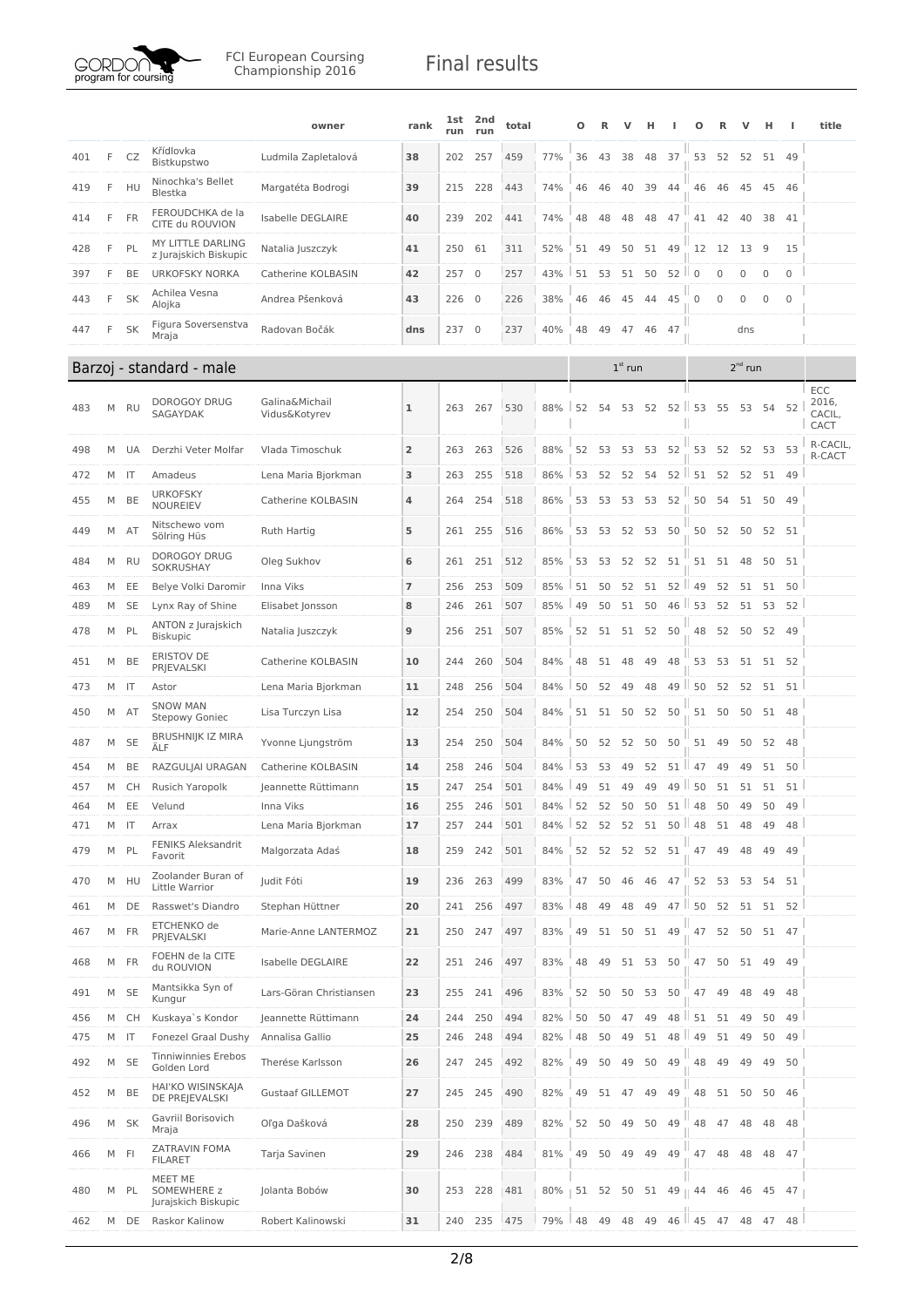|  |  |  |  | owner | rank | 1st run | 2nd run | total |  | O | R | V | H | I | O | R | V | H | I | title |
|---|---|---|---|---|---|---|---|---|---|---|---|---|---|---|---|---|---|---|---|---|
| 401 | F | CZ | Křídlovka Bistkupstwo | Ludmila Zapletalová | 38 | 202 | 257 | 459 | 77% | 36 | 43 | 38 | 48 | 37 | 53 | 52 | 52 | 51 | 49 |  |
| 419 | F | HU | Ninochka's Bellet Blestka | Margatéta Bodrogi | 39 | 215 | 228 | 443 | 74% | 46 | 46 | 40 | 39 | 44 | 46 | 46 | 45 | 45 | 46 |  |
| 414 | F | FR | FEROUDCHKA de la CITE du ROUVION | Isabelle DEGLAIRE | 40 | 239 | 202 | 441 | 74% | 48 | 48 | 48 | 48 | 47 | 41 | 42 | 40 | 38 | 41 |  |
| 428 | F | PL | MY LITTLE DARLING z Jurajskich Biskupic | Natalia Juszczyk | 41 | 250 | 61 | 311 | 52% | 51 | 49 | 50 | 51 | 49 | 12 | 12 | 13 | 9 | 15 |  |
| 397 | F | BE | URKOFSKY NORKA | Catherine KOLBASIN | 42 | 257 | 0 | 257 | 43% | 51 | 53 | 51 | 50 | 52 | 0 | 0 | 0 | 0 | 0 |  |
| 443 | F | SK | Achilea Vesna Alojka | Andrea Pšenková | 43 | 226 | 0 | 226 | 38% | 46 | 46 | 45 | 44 | 45 | 0 | 0 | 0 | 0 | 0 |  |
| 447 | F | SK | Figura Soversenstva Mraja | Radovan Bočák | dns | 237 | 0 | 237 | 40% | 48 | 49 | 47 | 46 | 47 |  |  | dns |  |  |  |

## Barzoj - standard - male

|  |  |  |  |  |  |  |  |  |  | 1st run |  |  |  |  | 2nd run |  |  |  |  |  |
|---|---|---|---|---|---|---|---|---|---|---|---|---|---|---|---|---|---|---|---|---|
| 483 | M | RU | DOROGOY DRUG SAGAYDAK | Galina&Michail Vidus&Kotyrev | 1 | 263 | 267 | 530 | 88% | 52 | 54 | 53 | 52 | 52 | 53 | 55 | 53 | 54 | 52 | ECC 2016, CACIL, CACT |
| 498 | M | UA | Derzhi Veter Molfar | Vlada Timoschuk | 2 | 263 | 263 | 526 | 88% | 52 | 53 | 53 | 53 | 52 | 53 | 52 | 52 | 53 | 53 | R-CACIL, R-CACT |
| 472 | M | IT | Amadeus | Lena Maria Bjorkman | 3 | 263 | 255 | 518 | 86% | 53 | 52 | 52 | 54 | 52 | 51 | 52 | 52 | 51 | 49 |  |
| 455 | M | BE | URKOFSKY NOUREIEV | Catherine KOLBASIN | 4 | 264 | 254 | 518 | 86% | 53 | 53 | 53 | 53 | 52 | 50 | 54 | 51 | 50 | 49 |  |
| 449 | M | AT | Nitschewo vom Sölring Hüs | Ruth Hartig | 5 | 261 | 255 | 516 | 86% | 53 | 53 | 52 | 53 | 50 | 50 | 52 | 50 | 52 | 51 |  |
| 484 | M | RU | DOROGOY DRUG SOKRUSHAY | Oleg Sukhov | 6 | 261 | 251 | 512 | 85% | 53 | 53 | 52 | 52 | 51 | 51 | 51 | 48 | 50 | 51 |  |
| 463 | M | EE | Belye Volki Daromir | Inna Viks | 7 | 256 | 253 | 509 | 85% | 51 | 50 | 52 | 51 | 52 | 49 | 52 | 51 | 51 | 50 |  |
| 489 | M | SE | Lynx Ray of Shine | Elisabet Jonsson | 8 | 246 | 261 | 507 | 85% | 49 | 50 | 51 | 50 | 46 | 53 | 52 | 51 | 53 | 52 |  |
| 478 | M | PL | ANTON z Jurajskich Biskupic | Natalia Juszczyk | 9 | 256 | 251 | 507 | 85% | 52 | 51 | 51 | 52 | 50 | 48 | 52 | 50 | 52 | 49 |  |
| 451 | M | BE | ERISTOV DE PRJEVALSKI | Catherine KOLBASIN | 10 | 244 | 260 | 504 | 84% | 48 | 51 | 48 | 49 | 48 | 53 | 53 | 51 | 51 | 52 |  |
| 473 | M | IT | Astor | Lena Maria Bjorkman | 11 | 248 | 256 | 504 | 84% | 50 | 52 | 49 | 48 | 49 | 50 | 52 | 52 | 51 | 51 |  |
| 450 | M | AT | SNOW MAN Stepowy Goniec | Lisa Turczyn Lisa | 12 | 254 | 250 | 504 | 84% | 51 | 51 | 50 | 52 | 50 | 51 | 50 | 50 | 51 | 48 |  |
| 487 | M | SE | BRUSHNIJK IZ MIRA ÄLF | Yvonne Ljungström | 13 | 254 | 250 | 504 | 84% | 50 | 52 | 52 | 50 | 50 | 51 | 49 | 50 | 52 | 48 |  |
| 454 | M | BE | RAZGULJAI URAGAN | Catherine KOLBASIN | 14 | 258 | 246 | 504 | 84% | 53 | 53 | 49 | 52 | 51 | 47 | 49 | 49 | 51 | 50 |  |
| 457 | M | CH | Rusich Yaropolk | Jeannette Rüttimann | 15 | 247 | 254 | 501 | 84% | 49 | 51 | 49 | 49 | 49 | 50 | 51 | 51 | 51 | 51 |  |
| 464 | M | EE | Velund | Inna Viks | 16 | 255 | 246 | 501 | 84% | 52 | 52 | 50 | 50 | 51 | 48 | 50 | 49 | 50 | 49 |  |
| 471 | M | IT | Arrax | Lena Maria Bjorkman | 17 | 257 | 244 | 501 | 84% | 52 | 52 | 52 | 51 | 50 | 48 | 51 | 48 | 49 | 48 |  |
| 479 | M | PL | FENIKS Aleksandrit Favorit | Malgorzata Adaś | 18 | 259 | 242 | 501 | 84% | 52 | 52 | 52 | 52 | 51 | 47 | 49 | 48 | 49 | 49 |  |
| 470 | M | HU | Zoolander Buran of Little Warrior | Judit Fóti | 19 | 236 | 263 | 499 | 83% | 47 | 50 | 46 | 46 | 47 | 52 | 53 | 53 | 54 | 51 |  |
| 461 | M | DE | Rasswet's Diandro | Stephan Hüttner | 20 | 241 | 256 | 497 | 83% | 48 | 49 | 48 | 49 | 47 | 50 | 52 | 51 | 51 | 52 |  |
| 467 | M | FR | ETCHENKO de PRJEVALSKI | Marie-Anne LANTERMOZ | 21 | 250 | 247 | 497 | 83% | 49 | 51 | 50 | 51 | 49 | 47 | 52 | 50 | 51 | 47 |  |
| 468 | M | FR | FOEHN de la CITE du ROUVION | Isabelle DEGLAIRE | 22 | 251 | 246 | 497 | 83% | 48 | 49 | 51 | 53 | 50 | 47 | 50 | 51 | 49 | 49 |  |
| 491 | M | SE | Mantsikka Syn of Kungur | Lars-Göran Christiansen | 23 | 255 | 241 | 496 | 83% | 52 | 50 | 50 | 53 | 50 | 47 | 49 | 48 | 49 | 48 |  |
| 456 | M | CH | Kuskaya`s Kondor | Jeannette Rüttimann | 24 | 244 | 250 | 494 | 82% | 50 | 50 | 47 | 49 | 48 | 51 | 51 | 49 | 50 | 49 |  |
| 475 | M | IT | Fonezel Graal Dushy | Annalisa Gallio | 25 | 246 | 248 | 494 | 82% | 48 | 50 | 49 | 51 | 48 | 49 | 51 | 49 | 50 | 49 |  |
| 492 | M | SE | Tinniwinnies Erebos Golden Lord | Therése Karlsson | 26 | 247 | 245 | 492 | 82% | 49 | 50 | 49 | 50 | 49 | 48 | 49 | 49 | 49 | 50 |  |
| 452 | M | BE | HAI'KO WISINSKAJA DE PREJEVALSKI | Gustaaf GILLEMOT | 27 | 245 | 245 | 490 | 82% | 49 | 51 | 47 | 49 | 49 | 48 | 51 | 50 | 50 | 46 |  |
| 496 | M | SK | Gavriil Borisovich Mraja | Oľga Dašková | 28 | 250 | 239 | 489 | 82% | 52 | 50 | 49 | 50 | 49 | 48 | 47 | 48 | 48 | 48 |  |
| 466 | M | FI | ZATRAVIN FOMA FILARET | Tarja Savinen | 29 | 246 | 238 | 484 | 81% | 49 | 50 | 49 | 49 | 49 | 47 | 48 | 48 | 48 | 47 |  |
| 480 | M | PL | MEET ME SOMEWHERE z Jurajskich Biskupic | Jolanta Bobów | 30 | 253 | 228 | 481 | 80% | 51 | 52 | 50 | 51 | 49 | 44 | 46 | 46 | 45 | 47 |  |
| 462 | M | DE | Raskor Kalinow | Robert Kalinowski | 31 | 240 | 235 | 475 | 79% | 48 | 49 | 48 | 49 | 46 | 45 | 47 | 48 | 47 | 48 |  |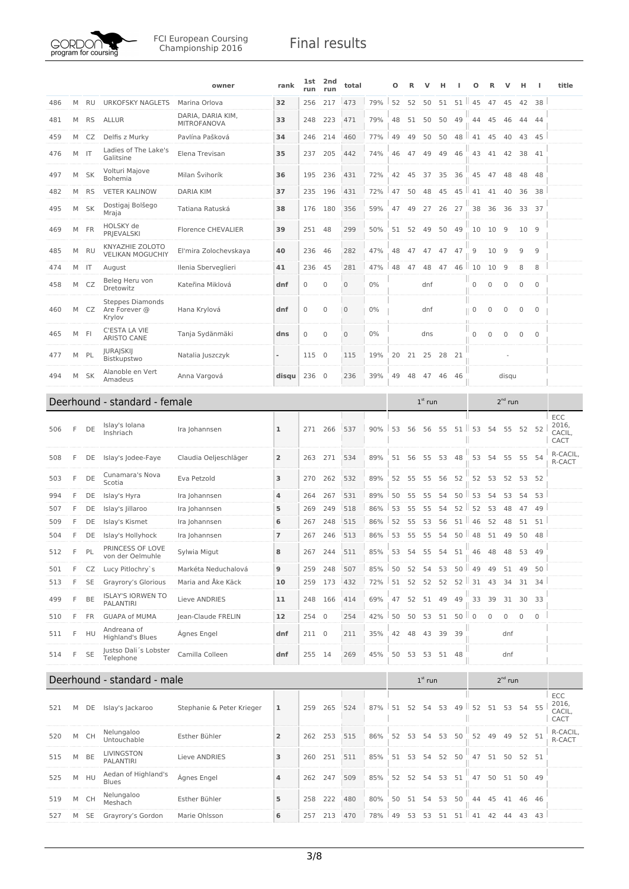| | | | | owner | rank | 1st run | 2nd run | total | | O | R | V | H | I | O | R | V | H | I | title |
|---|---|---|---|---|---|---|---|---|---|---|---|---|---|---|---|---|---|---|---|---|
| 486 | M | RU | URKOFSKY NAGLETS | Marina Orlova | 32 | 256 | 217 | 473 | 79% | 52 | 52 | 50 | 51 | 51 | 45 | 47 | 45 | 42 | 38 | |
| 481 | M | RS | ALLUR | DARIA, DARIA KIM, MITROFANOVA | 33 | 248 | 223 | 471 | 79% | 48 | 51 | 50 | 50 | 49 | 44 | 45 | 46 | 44 | 44 | |
| 459 | M | CZ | Delfis z Murky | Pavlína Pašková | 34 | 246 | 214 | 460 | 77% | 49 | 49 | 50 | 50 | 48 | 41 | 45 | 40 | 43 | 45 | |
| 476 | M | IT | Ladies of The Lake's Galitsine | Elena Trevisan | 35 | 237 | 205 | 442 | 74% | 46 | 47 | 49 | 49 | 46 | 43 | 41 | 42 | 38 | 41 | |
| 497 | M | SK | Volturi Majove Bohemia | Milan Švihorík | 36 | 195 | 236 | 431 | 72% | 42 | 45 | 37 | 35 | 36 | 45 | 47 | 48 | 48 | 48 | |
| 482 | M | RS | VETER KALINOW | DARIA KIM | 37 | 235 | 196 | 431 | 72% | 47 | 50 | 48 | 45 | 45 | 41 | 41 | 40 | 36 | 38 | |
| 495 | M | SK | Dostigaj Bolšego Mraja | Tatiana Ratuská | 38 | 176 | 180 | 356 | 59% | 47 | 49 | 27 | 26 | 27 | 38 | 36 | 36 | 33 | 37 | |
| 469 | M | FR | HOLSKY de PRJEVALSKI | Florence CHEVALIER | 39 | 251 | 48 | 299 | 50% | 51 | 52 | 49 | 50 | 49 | 10 | 10 | 9 | 10 | 9 | |
| 485 | M | RU | KNYAZHIE ZOLOTO VELIKAN MOGUCHIY | El'mira Zolochevskaya | 40 | 236 | 46 | 282 | 47% | 48 | 47 | 47 | 47 | 47 | 9 | 10 | 9 | 9 | 9 | |
| 474 | M | IT | August | Ilenia Sberveglieri | 41 | 236 | 45 | 281 | 47% | 48 | 47 | 48 | 47 | 46 | 10 | 10 | 9 | 8 | 8 | |
| 458 | M | CZ | Beleg Heru von Dretowitz | Kateřina Miklová | dnf | 0 | 0 | 0 | 0% | | | dnf | | | 0 | 0 | 0 | 0 | 0 | |
| 460 | M | CZ | Steppes Diamonds Are Forever @ Krylov | Hana Krylová | dnf | 0 | 0 | 0 | 0% | | | dnf | | | 0 | 0 | 0 | 0 | 0 | |
| 465 | M | FI | C'ESTA LA VIE ARISTO CANE | Tanja Sydänmäki | dns | 0 | 0 | 0 | 0% | | | dns | | | 0 | 0 | 0 | 0 | 0 | |
| 477 | M | PL | JURAJSKIJ Bistkupstwo | Natalia Juszczyk | - | 115 | 0 | 115 | 19% | 20 | 21 | 25 | 28 | 21 | | | - | | | |
| 494 | M | SK | Alanoble en Vert Amadeus | Anna Vargová | disqu | 236 | 0 | 236 | 39% | 49 | 48 | 47 | 46 | 46 | | | disqu | | | |

## Deerhound - standard - female

| | | | | owner | rank | 1st run | 2nd run | total | | 1st run | | | | | 2nd run | | | | | title |
|---|---|---|---|---|---|---|---|---|---|---|---|---|---|---|---|---|---|---|---|---|
| 506 | F | DE | Islay's Iolana Inshriach | Ira Johannsen | 1 | 271 | 266 | 537 | 90% | 53 | 56 | 56 | 55 | 51 | 53 | 54 | 55 | 52 | 52 | ECC 2016, CACIL, CACT |
| 508 | F | DE | Islay's Jodee-Faye | Claudia Oeljeschläger | 2 | 263 | 271 | 534 | 89% | 51 | 56 | 55 | 53 | 48 | 53 | 54 | 55 | 55 | 54 | R-CACIL, R-CACT |
| 503 | F | DE | Cunamara's Nova Scotia | Eva Petzold | 3 | 270 | 262 | 532 | 89% | 52 | 55 | 55 | 56 | 52 | 52 | 53 | 52 | 53 | 52 | |
| 994 | F | DE | Islay's Hyra | Ira Johannsen | 4 | 264 | 267 | 531 | 89% | 50 | 55 | 55 | 54 | 50 | 53 | 54 | 53 | 54 | 53 | |
| 507 | F | DE | Islay's Jillaroo | Ira Johannsen | 5 | 269 | 249 | 518 | 86% | 53 | 55 | 55 | 54 | 52 | 52 | 53 | 48 | 47 | 49 | |
| 509 | F | DE | Islay's Kismet | Ira Johannsen | 6 | 267 | 248 | 515 | 86% | 52 | 55 | 53 | 56 | 51 | 46 | 52 | 48 | 51 | 51 | |
| 504 | F | DE | Islay's Hollyhock | Ira Johannsen | 7 | 267 | 246 | 513 | 86% | 53 | 55 | 55 | 54 | 50 | 48 | 51 | 49 | 50 | 48 | |
| 512 | F | PL | PRINCESS OF LOVE von der Oelmuhle | Sylwia Migut | 8 | 267 | 244 | 511 | 85% | 53 | 54 | 55 | 54 | 51 | 46 | 48 | 48 | 53 | 49 | |
| 501 | F | CZ | Lucy Pitlochry`s | Markéta Neduchalová | 9 | 259 | 248 | 507 | 85% | 50 | 52 | 54 | 53 | 50 | 49 | 49 | 51 | 49 | 50 | |
| 513 | F | SE | Grayrory's Glorious | Maria and Åke Käck | 10 | 259 | 173 | 432 | 72% | 51 | 52 | 52 | 52 | 52 | 31 | 43 | 34 | 31 | 34 | |
| 499 | F | BE | ISLAY'S IORWEN TO PALANTIRI | Lieve ANDRIES | 11 | 248 | 166 | 414 | 69% | 47 | 52 | 51 | 49 | 49 | 33 | 39 | 31 | 30 | 33 | |
| 510 | F | FR | GUAPA of MUMA | Jean-Claude FRELIN | 12 | 254 | 0 | 254 | 42% | 50 | 50 | 53 | 51 | 50 | 0 | 0 | 0 | 0 | 0 | |
| 511 | F | HU | Andreana of Highland's Blues | Ágnes Engel | dnf | 211 | 0 | 211 | 35% | 42 | 48 | 43 | 39 | 39 | | | dnf | | | |
| 514 | F | SE | Justso Dali´s Lobster Telephone | Camilla Colleen | dnf | 255 | 14 | 269 | 45% | 50 | 53 | 53 | 51 | 48 | | | dnf | | | |

## Deerhound - standard - male

| | | | | owner | rank | 1st run | 2nd run | total | | 1st run | | | | | 2nd run | | | | | title |
|---|---|---|---|---|---|---|---|---|---|---|---|---|---|---|---|---|---|---|---|---|
| 521 | M | DE | Islay's Jackaroo | Stephanie & Peter Krieger | 1 | 259 | 265 | 524 | 87% | 51 | 52 | 54 | 53 | 49 | 52 | 51 | 53 | 54 | 55 | ECC 2016, CACIL, CACT |
| 520 | M | CH | Nelungaloo Untouchable | Esther Bühler | 2 | 262 | 253 | 515 | 86% | 52 | 53 | 54 | 53 | 50 | 52 | 49 | 49 | 52 | 51 | R-CACIL, R-CACT |
| 515 | M | BE | LIVINGSTON PALANTIRI | Lieve ANDRIES | 3 | 260 | 251 | 511 | 85% | 51 | 53 | 54 | 52 | 50 | 47 | 51 | 50 | 52 | 51 | |
| 525 | M | HU | Aedan of Highland's Blues | Ágnes Engel | 4 | 262 | 247 | 509 | 85% | 52 | 52 | 54 | 53 | 51 | 47 | 50 | 51 | 50 | 49 | |
| 519 | M | CH | Nelungaloo Meshach | Esther Bühler | 5 | 258 | 222 | 480 | 80% | 50 | 51 | 54 | 53 | 50 | 44 | 45 | 41 | 46 | 46 | |
| 527 | M | SE | Grayrory's Gordon | Marie Ohlsson | 6 | 257 | 213 | 470 | 78% | 49 | 53 | 53 | 51 | 51 | 41 | 42 | 44 | 43 | 43 | |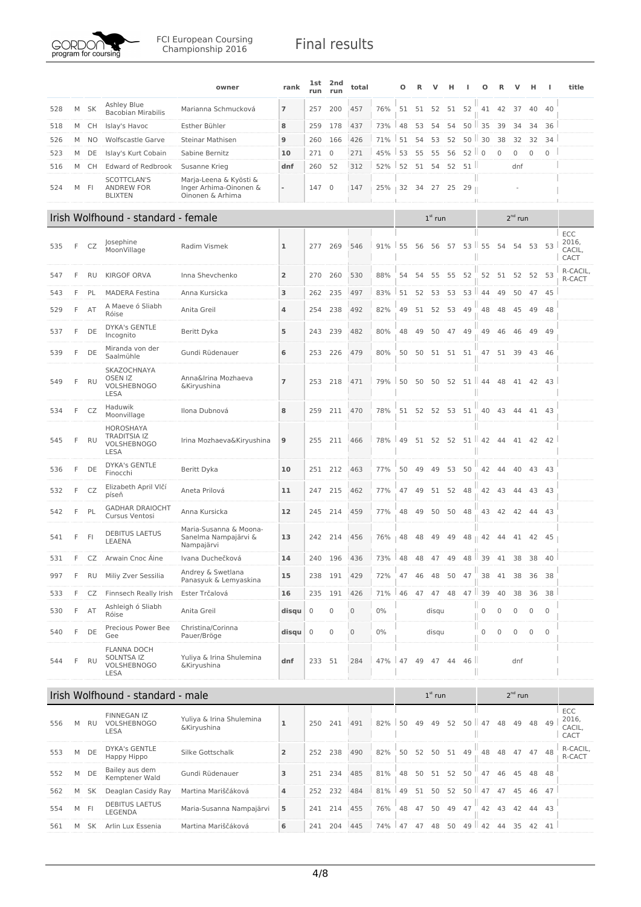|  |  |  |  | owner | rank | 1st run | 2nd run | total |  | O | R | V | H | I | O | R | V | H | I | title |
|---|---|---|---|---|---|---|---|---|---|---|---|---|---|---|---|---|---|---|---|---|
| 528 | M | SK | Ashley Blue Bacobian Mirabilis | Marianna Schmucková | **7** | 257 | 200 | 457 | 76% | 51 | 51 | 52 | 51 | 52 | 41 | 42 | 37 | 40 | 40 |  |
| 518 | M | CH | Islay's Havoc | Esther Bühler | **8** | 259 | 178 | 437 | 73% | 48 | 53 | 54 | 54 | 50 | 35 | 39 | 34 | 34 | 36 |  |
| 526 | M | NO | Wolfscastle Garve | Steinar Mathisen | **9** | 260 | 166 | 426 | 71% | 51 | 54 | 53 | 52 | 50 | 30 | 38 | 32 | 32 | 34 |  |
| 523 | M | DE | Islay's Kurt Cobain | Sabine Bernitz | **10** | 271 | 0 | 271 | 45% | 53 | 55 | 55 | 56 | 52 | 0 | 0 | 0 | 0 | 0 |  |
| 516 | M | CH | Edward of Redbrook | Susanne Krieg | **dnf** | 260 | 52 | 312 | 52% | 52 | 51 | 54 | 52 | 51 |  |  | dnf |  |  |  |
| 524 | M | FI | SCOTTCLAN'S ANDREW FOR BLIXTEN | Marja-Leena & Kyösti & Inger Arhima-Oinonen & Oinonen & Arhima | **-** | 147 | 0 | 147 | 25% | 32 | 34 | 27 | 25 | 29 |  |  | - |  |  |  |

## Irish Wolfhound - standard - female

|  |  |  |  | owner | rank | 1st run | 2nd run | total |  | 1st run |  |  |  |  | 2nd run |  |  |  |  | title |
|---|---|---|---|---|---|---|---|---|---|---|---|---|---|---|---|---|---|---|---|---|
| 535 | F | CZ | Josephine MoonVillage | Radim Vismek | **1** | 277 | 269 | 546 | 91% | 55 | 56 | 56 | 57 | 53 | 55 | 54 | 54 | 53 | 53 | ECC 2016, CACIL, CACT |
| 547 | F | RU | KIRGOF ORVA | Inna Shevchenko | **2** | 270 | 260 | 530 | 88% | 54 | 54 | 55 | 55 | 52 | 52 | 51 | 52 | 52 | 53 | R-CACIL, R-CACT |
| 543 | F | PL | MADERA Festina | Anna Kursicka | **3** | 262 | 235 | 497 | 83% | 51 | 52 | 53 | 53 | 53 | 44 | 49 | 50 | 47 | 45 |  |
| 529 | F | AT | A Maeve ó Sliabh Róise | Anita Greil | **4** | 254 | 238 | 492 | 82% | 49 | 51 | 52 | 53 | 49 | 48 | 48 | 45 | 49 | 48 |  |
| 537 | F | DE | DYKA's GENTLE Incognito | Beritt Dyka | **5** | 243 | 239 | 482 | 80% | 48 | 49 | 50 | 47 | 49 | 49 | 46 | 46 | 49 | 49 |  |
| 539 | F | DE | Miranda von der Saalmühle | Gundi Rüdenauer | **6** | 253 | 226 | 479 | 80% | 50 | 50 | 51 | 51 | 51 | 47 | 51 | 39 | 43 | 46 |  |
| 549 | F | RU | SKAZOCHNAYA OSEN IZ VOLSHEBNOGO LESA | Anna&Irina Mozhaeva &Kiryushina | **7** | 253 | 218 | 471 | 79% | 50 | 50 | 50 | 52 | 51 | 44 | 48 | 41 | 42 | 43 |  |
| 534 | F | CZ | Haduwik Moonvillage | Ilona Dubnová | **8** | 259 | 211 | 470 | 78% | 51 | 52 | 52 | 53 | 51 | 40 | 43 | 44 | 41 | 43 |  |
| 545 | F | RU | HOROSHAYA TRADITSIA IZ VOLSHEBNOGO LESA | Irina Mozhaeva&Kiryushina | **9** | 255 | 211 | 466 | 78% | 49 | 51 | 52 | 52 | 51 | 42 | 44 | 41 | 42 | 42 |  |
| 536 | F | DE | DYKA's GENTLE Finocchi | Beritt Dyka | **10** | 251 | 212 | 463 | 77% | 50 | 49 | 49 | 53 | 50 | 42 | 44 | 40 | 43 | 43 |  |
| 532 | F | CZ | Elizabeth April Vlčí píseň | Aneta Prilová | **11** | 247 | 215 | 462 | 77% | 47 | 49 | 51 | 52 | 48 | 42 | 43 | 44 | 43 | 43 |  |
| 542 | F | PL | GADHAR DRAIOCHT Cursus Ventosi | Anna Kursicka | **12** | 245 | 214 | 459 | 77% | 48 | 49 | 50 | 50 | 48 | 43 | 42 | 42 | 44 | 43 |  |
| 541 | F | FI | DEBITUS LAETUS LEAENA | Maria-Susanna & Moona-Sanelma Nampajärvi & Nampajärvi | **13** | 242 | 214 | 456 | 76% | 48 | 48 | 49 | 49 | 48 | 42 | 44 | 41 | 42 | 45 |  |
| 531 | F | CZ | Arwain Cnoc Áine | Ivana Duchečková | **14** | 240 | 196 | 436 | 73% | 48 | 48 | 47 | 49 | 48 | 39 | 41 | 38 | 38 | 40 |  |
| 997 | F | RU | Miliy Zver Sessilia | Andrey & Swetlana Panasyuk & Lemyaskina | **15** | 238 | 191 | 429 | 72% | 47 | 46 | 48 | 50 | 47 | 38 | 41 | 38 | 36 | 38 |  |
| 533 | F | CZ | Finnsech Really Irish | Ester Trčalová | **16** | 235 | 191 | 426 | 71% | 46 | 47 | 47 | 48 | 47 | 39 | 40 | 38 | 36 | 38 |  |
| 530 | F | AT | Ashleigh ó Sliabh Róise | Anita Greil | **disqu** | 0 | 0 | 0 | 0% |  |  | disqu |  |  | 0 | 0 | 0 | 0 | 0 |  |
| 540 | F | DE | Precious Power Bee Gee | Christina/Corinna Pauer/Bröge | **disqu** | 0 | 0 | 0 | 0% |  |  | disqu |  |  | 0 | 0 | 0 | 0 | 0 |  |
| 544 | F | RU | FLANNA DOCH SOLNTSA IZ VOLSHEBNOGO LESA | Yuliya & Irina Shulemina &Kiryushina | **dnf** | 233 | 51 | 284 | 47% | 47 | 49 | 47 | 44 | 46 |  |  | dnf |  |  |  |

## Irish Wolfhound - standard - male

|  |  |  |  | owner | rank | 1st run | 2nd run | total |  | 1st run |  |  |  |  | 2nd run |  |  |  |  | title |
|---|---|---|---|---|---|---|---|---|---|---|---|---|---|---|---|---|---|---|---|---|
| 556 | M | RU | FINNEGAN IZ VOLSHEBNOGO LESA | Yuliya & Irina Shulemina &Kiryushina | **1** | 250 | 241 | 491 | 82% | 50 | 49 | 49 | 52 | 50 | 47 | 48 | 49 | 48 | 49 | ECC 2016, CACIL, CACT |
| 553 | M | DE | DYKA's GENTLE Happy Hippo | Silke Gottschalk | **2** | 252 | 238 | 490 | 82% | 50 | 52 | 50 | 51 | 49 | 48 | 48 | 47 | 47 | 48 | R-CACIL, R-CACT |
| 552 | M | DE | Bailey aus dem Kemptener Wald | Gundi Rüdenauer | **3** | 251 | 234 | 485 | 81% | 48 | 50 | 51 | 52 | 50 | 47 | 46 | 45 | 48 | 48 |  |
| 562 | M | SK | Deaglan Casidy Ray | Martina Mariščáková | **4** | 252 | 232 | 484 | 81% | 49 | 51 | 50 | 52 | 50 | 47 | 47 | 45 | 46 | 47 |  |
| 554 | M | FI | DEBITUS LAETUS LEGENDA | Maria-Susanna Nampajärvi | **5** | 241 | 214 | 455 | 76% | 48 | 47 | 50 | 49 | 47 | 42 | 43 | 42 | 44 | 43 |  |
| 561 | M | SK | Arlin Lux Essenia | Martina Mariščáková | **6** | 241 | 204 | 445 | 74% | 47 | 47 | 48 | 50 | 49 | 42 | 44 | 35 | 42 | 41 |  |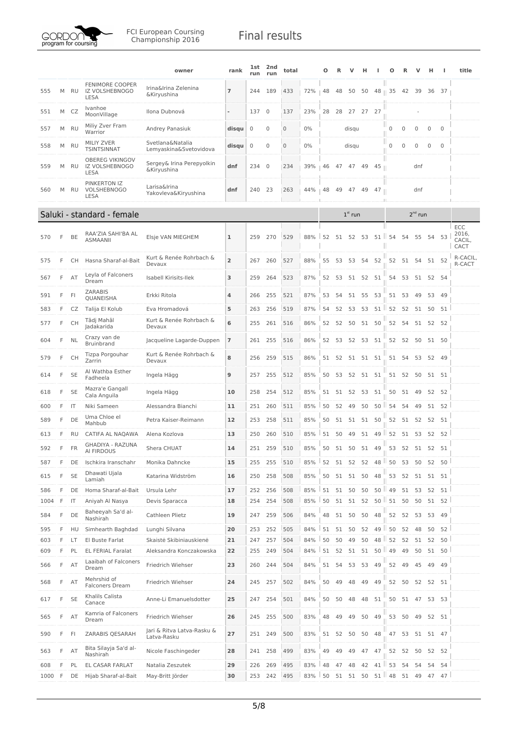FCI European Coursing Championship 2016

# Final results

| | | | | owner | rank | 1st run | 2nd run | total | | O | R | V | H | I | O | R | V | H | I | title |
|---|---|---|---|---|---|---|---|---|---|---|---|---|---|---|---|---|---|---|---|---|
| 555 | M | RU | FENIMORE COOPER IZ VOLSHEBNOGO LESA | Irina&Irina Zelenina &Kiryushina | 7 | 244 | 189 | 433 | 72% | 48 | 48 | 50 | 50 | 48 | 35 | 42 | 39 | 36 | 37 | |
| 551 | M | CZ | Ivanhoe MoonVillage | Ilona Dubnová | - | 137 | 0 | 137 | 23% | 28 | 28 | 27 | 27 | 27 | | | - | | | |
| 557 | M | RU | Miliy Zver Fram Warrior | Andrey Panasiuk | disqu | 0 | 0 | 0 | 0% | | | disqu | | | 0 | 0 | 0 | 0 | 0 | |
| 558 | M | RU | MILIY ZVER TSINTSINNAT | Svetlana&Natalia Lemyaskina&Svetovidova | disqu | 0 | 0 | 0 | 0% | | | disqu | | | 0 | 0 | 0 | 0 | 0 | |
| 559 | M | RU | OBEREG VIKINGOV IZ VOLSHEBNOGO LESA | Sergey& Irina Perepyolkin &Kiryushina | dnf | 234 | 0 | 234 | 39% | 46 | 47 | 47 | 49 | 45 | | | dnf | | | |
| 560 | M | RU | PINKERTON IZ VOLSHEBNOGO LESA | Larisa&Irina Yakovleva&Kiryushina | dnf | 240 | 23 | 263 | 44% | 48 | 49 | 47 | 49 | 47 | | | dnf | | | |

## Saluki - standard - female

| | | | | owner | rank | 1st run | 2nd run | total | | 1st run | | | | | 2nd run | | | | | title |
|---|---|---|---|---|---|---|---|---|---|---|---|---|---|---|---|---|---|---|---|---|
| 570 | F | BE | RAA'ZIA SAHI'BA AL ASMAANII | Elsje VAN MIEGHEM | 1 | 259 | 270 | 529 | 88% | 52 | 51 | 52 | 53 | 51 | 54 | 54 | 55 | 54 | 53 | ECC 2016, CACIL, CACT |
| 575 | F | CH | Hasna Sharaf-al-Bait | Kurt & Renée Rohrbach & Devaux | 2 | 267 | 260 | 527 | 88% | 55 | 53 | 53 | 54 | 52 | 52 | 51 | 54 | 51 | 52 | R-CACIL, R-CACT |
| 567 | F | AT | Leyla of Falconers Dream | Isabell Kirisits-Ilek | 3 | 259 | 264 | 523 | 87% | 52 | 53 | 51 | 52 | 51 | 54 | 53 | 51 | 52 | 54 | |
| 591 | F | FI | ZARABIS QUANEISHA | Erkki Ritola | 4 | 266 | 255 | 521 | 87% | 53 | 54 | 51 | 55 | 53 | 51 | 53 | 49 | 53 | 49 | |
| 583 | F | CZ | Talija El Kolub | Eva Hromadová | 5 | 263 | 256 | 519 | 87% | 54 | 52 | 53 | 53 | 51 | 52 | 52 | 51 | 50 | 51 | |
| 577 | F | CH | Tâdj Mahâl Jadakarida | Kurt & Renée Rohrbach & Devaux | 6 | 255 | 261 | 516 | 86% | 52 | 52 | 50 | 51 | 50 | 52 | 54 | 51 | 52 | 52 | |
| 604 | F | NL | Crazy van de Bruinbrand | Jacqueline Lagarde-Duppen | 7 | 261 | 255 | 516 | 86% | 52 | 53 | 52 | 53 | 51 | 52 | 52 | 50 | 51 | 50 | |
| 579 | F | CH | Tizpa Porgouhar Zarrin | Kurt & Renée Rohrbach & Devaux | 8 | 256 | 259 | 515 | 86% | 51 | 52 | 51 | 51 | 51 | 51 | 54 | 53 | 52 | 49 | |
| 614 | F | SE | Al Wathba Esther Fadheela | Ingela Hägg | 9 | 257 | 255 | 512 | 85% | 50 | 53 | 52 | 51 | 51 | 51 | 52 | 50 | 51 | 51 | |
| 618 | F | SE | Mazra'e Gangall Cala Anguila | Ingela Hägg | 10 | 258 | 254 | 512 | 85% | 51 | 51 | 52 | 53 | 51 | 50 | 51 | 49 | 52 | 52 | |
| 600 | F | IT | Niki Sameen | Alessandra Bianchi | 11 | 251 | 260 | 511 | 85% | 50 | 52 | 49 | 50 | 50 | 54 | 54 | 49 | 51 | 52 | |
| 589 | F | DE | Uma Chloe el Mahbub | Petra Kaiser-Reimann | 12 | 253 | 258 | 511 | 85% | 50 | 51 | 51 | 51 | 50 | 52 | 51 | 52 | 52 | 51 | |
| 613 | F | RU | CATIFA AL NAQAWA | Alena Kozlova | 13 | 250 | 260 | 510 | 85% | 51 | 50 | 49 | 51 | 49 | 52 | 51 | 53 | 52 | 52 | |
| 592 | F | FR | GHADIYA - RAZUNA Al FIRDOUS | Shera CHUAT | 14 | 251 | 259 | 510 | 85% | 50 | 51 | 50 | 51 | 49 | 53 | 52 | 51 | 52 | 51 | |
| 587 | F | DE | Ischkira Iranschahr | Monika Dahncke | 15 | 255 | 255 | 510 | 85% | 52 | 51 | 52 | 52 | 48 | 50 | 53 | 50 | 52 | 50 | |
| 615 | F | SE | Dhawati Ujala Lamiah | Katarina Widström | 16 | 250 | 258 | 508 | 85% | 50 | 51 | 51 | 50 | 48 | 53 | 52 | 51 | 51 | 51 | |
| 586 | F | DE | Homa Sharaf-al-Bait | Ursula Lehr | 17 | 252 | 256 | 508 | 85% | 51 | 51 | 50 | 50 | 50 | 49 | 51 | 53 | 52 | 51 | |
| 1004 | F | IT | Aniyah Al Nasya | Devis Sparacca | 18 | 254 | 254 | 508 | 85% | 50 | 51 | 51 | 52 | 50 | 51 | 50 | 50 | 51 | 52 | |
| 584 | F | DE | Baheeyah Sa'd al-Nashirah | Cathleen Plietz | 19 | 247 | 259 | 506 | 84% | 48 | 51 | 50 | 50 | 48 | 52 | 52 | 53 | 53 | 49 | |
| 595 | F | HU | Simhearth Baghdad | Lunghi Silvana | 20 | 253 | 252 | 505 | 84% | 51 | 51 | 50 | 52 | 49 | 50 | 52 | 48 | 50 | 52 | |
| 603 | F | LT | El Buste Farlat | Skaistė Skibiniauskienė | 21 | 247 | 257 | 504 | 84% | 50 | 50 | 49 | 50 | 48 | 52 | 52 | 51 | 52 | 50 | |
| 609 | F | PL | EL FERIAL Faralat | Aleksandra Konczakowska | 22 | 255 | 249 | 504 | 84% | 51 | 52 | 51 | 51 | 50 | 49 | 49 | 50 | 51 | 50 | |
| 566 | F | AT | Laaibah of Falconers Dream | Friedrich Wiehser | 23 | 260 | 244 | 504 | 84% | 51 | 54 | 53 | 53 | 49 | 52 | 49 | 45 | 49 | 49 | |
| 568 | F | AT | Mehrshid of Falconers Dream | Friedrich Wiehser | 24 | 245 | 257 | 502 | 84% | 50 | 49 | 48 | 49 | 49 | 52 | 50 | 52 | 52 | 51 | |
| 617 | F | SE | Khalils Calista Canace | Anne-Li Emanuelsdotter | 25 | 247 | 254 | 501 | 84% | 50 | 50 | 48 | 48 | 51 | 50 | 51 | 47 | 53 | 53 | |
| 565 | F | AT | Kamria of Falconers Dream | Friedrich Wiehser | 26 | 245 | 255 | 500 | 83% | 48 | 49 | 49 | 50 | 49 | 53 | 50 | 49 | 52 | 51 | |
| 590 | F | FI | ZARABIS QESARAH | Jari & Ritva Latva-Rasku & Latva-Rasku | 27 | 251 | 249 | 500 | 83% | 51 | 52 | 50 | 50 | 48 | 47 | 53 | 51 | 51 | 47 | |
| 563 | F | AT | Bita Silayja Sa'd al-Nashirah | Nicole Faschingeder | 28 | 241 | 258 | 499 | 83% | 49 | 49 | 49 | 47 | 47 | 52 | 52 | 50 | 52 | 52 | |
| 608 | F | PL | EL CASAR FARLAT | Natalia Zeszutek | 29 | 226 | 269 | 495 | 83% | 48 | 47 | 48 | 42 | 41 | 53 | 54 | 54 | 54 | 54 | |
| 1000 | F | DE | Hijab Sharaf-al-Bait | May-Britt Jörder | 30 | 253 | 242 | 495 | 83% | 50 | 51 | 51 | 50 | 51 | 48 | 51 | 49 | 47 | 47 | |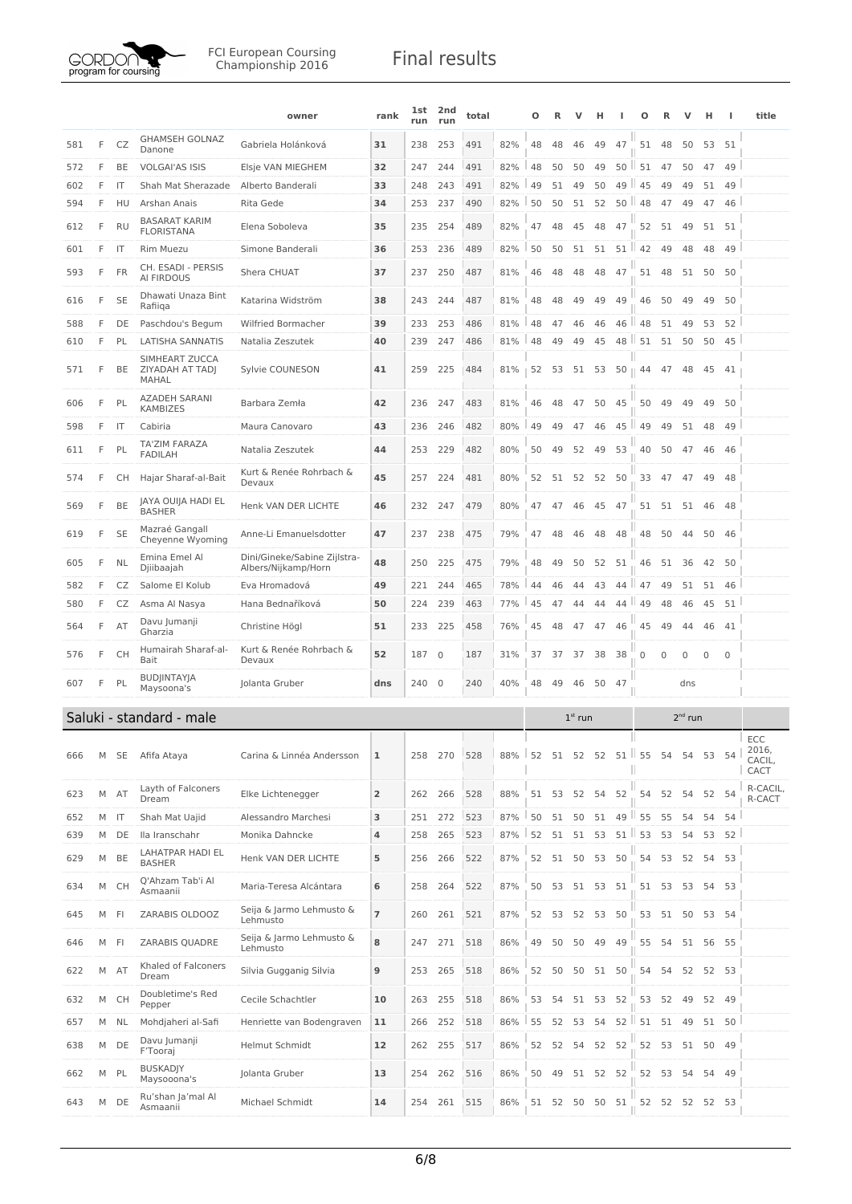| | | | | owner | rank | 1st run | 2nd run | total | | O | R | V | H | I | O | R | V | H | I | title |
|---|---|---|---|---|---|---|---|---|---|---|---|---|---|---|---|---|---|---|---|---|
| 581 | F | CZ | GHAMSEH GOLNAZ Danone | Gabriela Holánková | 31 | 238 | 253 | 491 | 82% | 48 | 48 | 46 | 49 | 47 | 51 | 48 | 50 | 53 | 51 | |
| 572 | F | BE | VOLGAI'AS ISIS | Elsje VAN MIEGHEM | 32 | 247 | 244 | 491 | 82% | 48 | 50 | 50 | 49 | 50 | 51 | 47 | 50 | 47 | 49 | |
| 602 | F | IT | Shah Mat Sherazade | Alberto Banderali | 33 | 248 | 243 | 491 | 82% | 49 | 51 | 49 | 50 | 49 | 45 | 49 | 49 | 51 | 49 | |
| 594 | F | HU | Arshan Anais | Rita Gede | 34 | 253 | 237 | 490 | 82% | 50 | 50 | 51 | 52 | 50 | 48 | 47 | 49 | 47 | 46 | |
| 612 | F | RU | BASARAT KARIM FLORISTANA | Elena Soboleva | 35 | 235 | 254 | 489 | 82% | 47 | 48 | 45 | 48 | 47 | 52 | 51 | 49 | 51 | 51 | |
| 601 | F | IT | Rim Muezu | Simone Banderali | 36 | 253 | 236 | 489 | 82% | 50 | 50 | 51 | 51 | 51 | 42 | 49 | 48 | 48 | 49 | |
| 593 | F | FR | CH. ESADI - PERSIS Al FIRDOUS | Shera CHUAT | 37 | 237 | 250 | 487 | 81% | 46 | 48 | 48 | 48 | 47 | 51 | 48 | 51 | 50 | 50 | |
| 616 | F | SE | Dhawati Unaza Bint Rafiiqa | Katarina Widström | 38 | 243 | 244 | 487 | 81% | 48 | 48 | 49 | 49 | 49 | 46 | 50 | 49 | 49 | 50 | |
| 588 | F | DE | Paschdou's Begum | Wilfried Bormacher | 39 | 233 | 253 | 486 | 81% | 48 | 47 | 46 | 46 | 46 | 48 | 51 | 49 | 53 | 52 | |
| 610 | F | PL | LATISHA SANNATIS | Natalia Zeszutek | 40 | 239 | 247 | 486 | 81% | 48 | 49 | 49 | 45 | 48 | 51 | 51 | 50 | 50 | 45 | |
| 571 | F | BE | SIMHEART ZUCCA ZIYADAH AT TADJ MAHAL | Sylvie COUNESON | 41 | 259 | 225 | 484 | 81% | 52 | 53 | 51 | 53 | 50 | 44 | 47 | 48 | 45 | 41 | |
| 606 | F | PL | AZADEH SARANI KAMBIZES | Barbara Zemła | 42 | 236 | 247 | 483 | 81% | 46 | 48 | 47 | 50 | 45 | 50 | 49 | 49 | 49 | 50 | |
| 598 | F | IT | Cabiria | Maura Canovaro | 43 | 236 | 246 | 482 | 80% | 49 | 49 | 47 | 46 | 45 | 49 | 49 | 51 | 48 | 49 | |
| 611 | F | PL | TA'ZIM FARAZA FADILAH | Natalia Zeszutek | 44 | 253 | 229 | 482 | 80% | 50 | 49 | 52 | 49 | 53 | 40 | 50 | 47 | 46 | 46 | |
| 574 | F | CH | Hajar Sharaf-al-Bait | Kurt & Renée Rohrbach & Devaux | 45 | 257 | 224 | 481 | 80% | 52 | 51 | 52 | 52 | 50 | 33 | 47 | 47 | 49 | 48 | |
| 569 | F | BE | JAYA OUIJA HADI EL BASHER | Henk VAN DER LICHTE | 46 | 232 | 247 | 479 | 80% | 47 | 47 | 46 | 45 | 47 | 51 | 51 | 51 | 46 | 48 | |
| 619 | F | SE | Mazraé Gangall Cheyenne Wyoming | Anne-Li Emanuelsdotter | 47 | 237 | 238 | 475 | 79% | 47 | 48 | 46 | 48 | 48 | 48 | 50 | 44 | 50 | 46 | |
| 605 | F | NL | Emina Emel Al Djiibaajah | Dini/Gineke/Sabine Zijlstra-Albers/Nijkamp/Horn | 48 | 250 | 225 | 475 | 79% | 48 | 49 | 50 | 52 | 51 | 46 | 51 | 36 | 42 | 50 | |
| 582 | F | CZ | Salome El Kolub | Eva Hromadová | 49 | 221 | 244 | 465 | 78% | 44 | 46 | 44 | 43 | 44 | 47 | 49 | 51 | 51 | 46 | |
| 580 | F | CZ | Asma Al Nasya | Hana Bednaříková | 50 | 224 | 239 | 463 | 77% | 45 | 47 | 44 | 44 | 44 | 49 | 48 | 46 | 45 | 51 | |
| 564 | F | AT | Davu Jumanji Gharzia | Christine Högl | 51 | 233 | 225 | 458 | 76% | 45 | 48 | 47 | 47 | 46 | 45 | 49 | 44 | 46 | 41 | |
| 576 | F | CH | Humairah Sharaf-al-Bait | Kurt & Renée Rohrbach & Devaux | 52 | 187 | 0 | 187 | 31% | 37 | 37 | 37 | 38 | 38 | 0 | 0 | 0 | 0 | 0 | |
| 607 | F | PL | BUDJINTAYJA Maysoona's | Jolanta Gruber | dns | 240 | 0 | 240 | 40% | 48 | 49 | 46 | 50 | 47 | | | dns | | | |

## Saluki - standard - male

| | | | | owner | rank | 1st run | 2nd run | total | | 1st run | | | | | 2nd run | | | | | title |
|---|---|---|---|---|---|---|---|---|---|---|---|---|---|---|---|---|---|---|---|---|
| 666 | M | SE | Afifa Ataya | Carina & Linnéa Andersson | 1 | 258 | 270 | 528 | 88% | 52 | 51 | 52 | 52 | 51 | 55 | 54 | 54 | 53 | 54 | ECC 2016, CACIL, CACT |
| 623 | M | AT | Layth of Falconers Dream | Elke Lichtenegger | 2 | 262 | 266 | 528 | 88% | 51 | 53 | 52 | 54 | 52 | 54 | 52 | 54 | 52 | 54 | R-CACIL, R-CACT |
| 652 | M | IT | Shah Mat Uajid | Alessandro Marchesi | 3 | 251 | 272 | 523 | 87% | 50 | 51 | 50 | 51 | 49 | 55 | 55 | 54 | 54 | 54 | |
| 639 | M | DE | Ila Iranschahr | Monika Dahncke | 4 | 258 | 265 | 523 | 87% | 52 | 51 | 51 | 53 | 51 | 53 | 53 | 54 | 53 | 52 | |
| 629 | M | BE | LAHATPAR HADI EL BASHER | Henk VAN DER LICHTE | 5 | 256 | 266 | 522 | 87% | 52 | 51 | 50 | 53 | 50 | 54 | 53 | 52 | 54 | 53 | |
| 634 | M | CH | Q'Ahzam Tab'i Al Asmaanii | Maria-Teresa Alcántara | 6 | 258 | 264 | 522 | 87% | 50 | 53 | 51 | 53 | 51 | 51 | 53 | 53 | 54 | 53 | |
| 645 | M | FI | ZARABIS OLDOOZ | Seija & Jarmo Lehmusto & Lehmusto | 7 | 260 | 261 | 521 | 87% | 52 | 53 | 52 | 53 | 50 | 53 | 51 | 50 | 53 | 54 | |
| 646 | M | FI | ZARABIS QUADRE | Seija & Jarmo Lehmusto & Lehmusto | 8 | 247 | 271 | 518 | 86% | 49 | 50 | 50 | 49 | 49 | 55 | 54 | 51 | 56 | 55 | |
| 622 | M | AT | Khaled of Falconers Dream | Silvia Gugganig Silvia | 9 | 253 | 265 | 518 | 86% | 52 | 50 | 50 | 51 | 50 | 54 | 54 | 52 | 52 | 53 | |
| 632 | M | CH | Doubletime's Red Pepper | Cecile Schachtler | 10 | 263 | 255 | 518 | 86% | 53 | 54 | 51 | 53 | 52 | 53 | 52 | 49 | 52 | 49 | |
| 657 | M | NL | Mohdjaheri al-Safi | Henriette van Bodengraven | 11 | 266 | 252 | 518 | 86% | 55 | 52 | 53 | 54 | 52 | 51 | 51 | 49 | 51 | 50 | |
| 638 | M | DE | Davu Jumanji F'Tooraj | Helmut Schmidt | 12 | 262 | 255 | 517 | 86% | 52 | 52 | 54 | 52 | 52 | 52 | 53 | 51 | 50 | 49 | |
| 662 | M | PL | BUSKADJY Maysooona's | Jolanta Gruber | 13 | 254 | 262 | 516 | 86% | 50 | 49 | 51 | 52 | 52 | 52 | 53 | 54 | 54 | 49 | |
| 643 | M | DE | Ru'shan Ja'mal Al Asmaanii | Michael Schmidt | 14 | 254 | 261 | 515 | 86% | 51 | 52 | 50 | 50 | 51 | 52 | 52 | 52 | 52 | 53 | |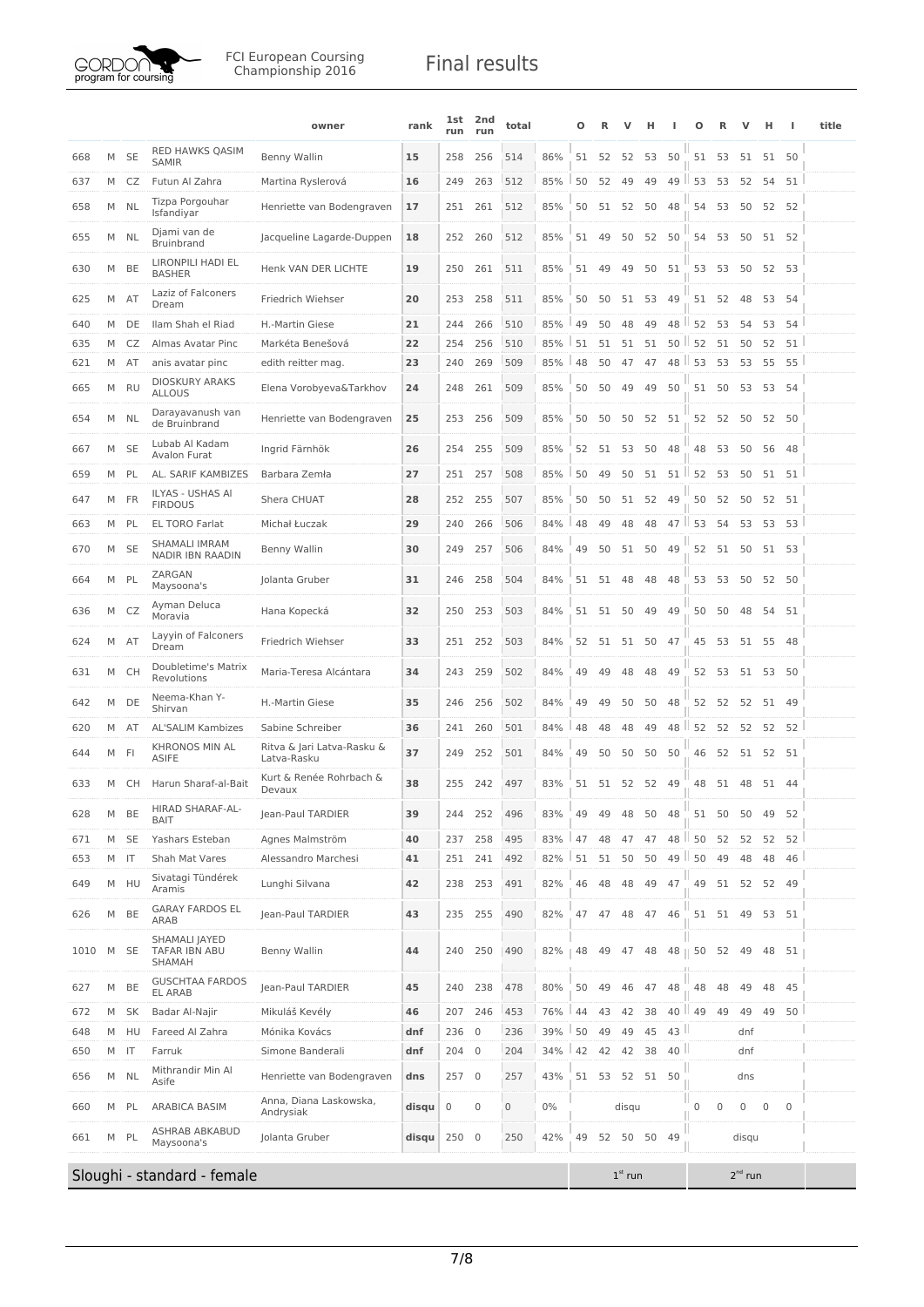| | | | | owner | rank | 1st run | 2nd run | total | | O | R | V | H | I | O | R | V | H | I | title |
|---|---|---|---|---|---|---|---|---|---|---|---|---|---|---|---|---|---|---|---|---|
| 668 | M | SE | RED HAWKS QASIM SAMIR | Benny Wallin | 15 | 258 | 256 | 514 | 86% | 51 | 52 | 52 | 53 | 50 | 51 | 53 | 51 | 51 | 50 | |
| 637 | M | CZ | Futun Al Zahra | Martina Ryslerová | 16 | 249 | 263 | 512 | 85% | 50 | 52 | 49 | 49 | 49 | 53 | 53 | 52 | 54 | 51 | |
| 658 | M | NL | Tizpa Porgouhar Isfandiyar | Henriette van Bodengraven | 17 | 251 | 261 | 512 | 85% | 50 | 51 | 52 | 50 | 48 | 54 | 53 | 50 | 52 | 52 | |
| 655 | M | NL | Djami van de Bruinbrand | Jacqueline Lagarde-Duppen | 18 | 252 | 260 | 512 | 85% | 51 | 49 | 50 | 52 | 50 | 54 | 53 | 50 | 51 | 52 | |
| 630 | M | BE | LIRONPILI HADI EL BASHER | Henk VAN DER LICHTE | 19 | 250 | 261 | 511 | 85% | 51 | 49 | 49 | 50 | 51 | 53 | 53 | 50 | 52 | 53 | |
| 625 | M | AT | Laziz of Falconers Dream | Friedrich Wiehser | 20 | 253 | 258 | 511 | 85% | 50 | 50 | 51 | 53 | 49 | 51 | 52 | 48 | 53 | 54 | |
| 640 | M | DE | Ilam Shah el Riad | H.-Martin Giese | 21 | 244 | 266 | 510 | 85% | 49 | 50 | 48 | 49 | 48 | 52 | 53 | 54 | 53 | 54 | |
| 635 | M | CZ | Almas Avatar Pinc | Markéta Benešová | 22 | 254 | 256 | 510 | 85% | 51 | 51 | 51 | 51 | 50 | 52 | 51 | 50 | 52 | 51 | |
| 621 | M | AT | anis avatar pinc | edith reitter mag. | 23 | 240 | 269 | 509 | 85% | 48 | 50 | 47 | 47 | 48 | 53 | 53 | 53 | 55 | 55 | |
| 665 | M | RU | DIOSKURY ARAKS ALLOUS | Elena Vorobyeva&Tarkhov | 24 | 248 | 261 | 509 | 85% | 50 | 50 | 49 | 49 | 50 | 51 | 50 | 53 | 53 | 54 | |
| 654 | M | NL | Darayavanush van de Bruinbrand | Henriette van Bodengraven | 25 | 253 | 256 | 509 | 85% | 50 | 50 | 50 | 52 | 51 | 52 | 52 | 50 | 52 | 50 | |
| 667 | M | SE | Lubab Al Kadam Avalon Furat | Ingrid Färnhök | 26 | 254 | 255 | 509 | 85% | 52 | 51 | 53 | 50 | 48 | 48 | 53 | 50 | 56 | 48 | |
| 659 | M | PL | AL. SARIF KAMBIZES | Barbara Zemła | 27 | 251 | 257 | 508 | 85% | 50 | 49 | 50 | 51 | 51 | 52 | 53 | 50 | 51 | 51 | |
| 647 | M | FR | ILYAS - USHAS Al FIRDOUS | Shera CHUAT | 28 | 252 | 255 | 507 | 85% | 50 | 50 | 51 | 52 | 49 | 50 | 52 | 50 | 52 | 51 | |
| 663 | M | PL | EL TORO Farlat | Michał Łuczak | 29 | 240 | 266 | 506 | 84% | 48 | 49 | 48 | 48 | 47 | 53 | 54 | 53 | 53 | 53 | |
| 670 | M | SE | SHAMALI IMRAM NADIR IBN RAADIN | Benny Wallin | 30 | 249 | 257 | 506 | 84% | 49 | 50 | 51 | 50 | 49 | 52 | 51 | 50 | 51 | 53 | |
| 664 | M | PL | ZARGAN Maysoona's | Jolanta Gruber | 31 | 246 | 258 | 504 | 84% | 51 | 51 | 48 | 48 | 48 | 53 | 53 | 50 | 52 | 50 | |
| 636 | M | CZ | Ayman Deluca Moravia | Hana Kopecká | 32 | 250 | 253 | 503 | 84% | 51 | 51 | 50 | 49 | 49 | 50 | 50 | 48 | 54 | 51 | |
| 624 | M | AT | Layyin of Falconers Dream | Friedrich Wiehser | 33 | 251 | 252 | 503 | 84% | 52 | 51 | 51 | 50 | 47 | 45 | 53 | 51 | 55 | 48 | |
| 631 | M | CH | Doubletime's Matrix Revolutions | Maria-Teresa Alcántara | 34 | 243 | 259 | 502 | 84% | 49 | 49 | 48 | 48 | 49 | 52 | 53 | 51 | 53 | 50 | |
| 642 | M | DE | Neema-Khan Y-Shirvan | H.-Martin Giese | 35 | 246 | 256 | 502 | 84% | 49 | 49 | 50 | 50 | 48 | 52 | 52 | 52 | 51 | 49 | |
| 620 | M | AT | AL'SALIM Kambizes | Sabine Schreiber | 36 | 241 | 260 | 501 | 84% | 48 | 48 | 48 | 49 | 48 | 52 | 52 | 52 | 52 | 52 | |
| 644 | M | FI | KHRONOS MIN AL ASIFE | Ritva & Jari Latva-Rasku & Latva-Rasku | 37 | 249 | 252 | 501 | 84% | 49 | 50 | 50 | 50 | 50 | 46 | 52 | 51 | 52 | 51 | |
| 633 | M | CH | Harun Sharaf-al-Bait | Kurt & Renée Rohrbach & Devaux | 38 | 255 | 242 | 497 | 83% | 51 | 51 | 52 | 52 | 49 | 48 | 51 | 48 | 51 | 44 | |
| 628 | M | BE | HIRAD SHARAF-AL-BAIT | Jean-Paul TARDIER | 39 | 244 | 252 | 496 | 83% | 49 | 49 | 48 | 50 | 48 | 51 | 50 | 50 | 49 | 52 | |
| 671 | M | SE | Yashars Esteban | Agnes Malmström | 40 | 237 | 258 | 495 | 83% | 47 | 48 | 47 | 47 | 48 | 50 | 52 | 52 | 52 | 52 | |
| 653 | M | IT | Shah Mat Vares | Alessandro Marchesi | 41 | 251 | 241 | 492 | 82% | 51 | 51 | 50 | 50 | 49 | 50 | 49 | 48 | 48 | 46 | |
| 649 | M | HU | Sivatagi Tündérek Aramis | Lunghi Silvana | 42 | 238 | 253 | 491 | 82% | 46 | 48 | 48 | 49 | 47 | 49 | 51 | 52 | 52 | 49 | |
| 626 | M | BE | GARAY FARDOS EL ARAB | Jean-Paul TARDIER | 43 | 235 | 255 | 490 | 82% | 47 | 47 | 48 | 47 | 46 | 51 | 51 | 49 | 53 | 51 | |
| 1010 | M | SE | SHAMALI JAYED TAFAR IBN ABU SHAMAH | Benny Wallin | 44 | 240 | 250 | 490 | 82% | 48 | 49 | 47 | 48 | 48 | 50 | 52 | 49 | 48 | 51 | |
| 627 | M | BE | GUSCHTAA FARDOS EL ARAB | Jean-Paul TARDIER | 45 | 240 | 238 | 478 | 80% | 50 | 49 | 46 | 47 | 48 | 48 | 48 | 49 | 48 | 45 | |
| 672 | M | SK | Badar Al-Najir | Mikuláš Kevély | 46 | 207 | 246 | 453 | 76% | 44 | 43 | 42 | 38 | 40 | 49 | 49 | 49 | 49 | 50 | |
| 648 | M | HU | Fareed Al Zahra | Mónika Kovács | dnf | 236 | 0 | 236 | 39% | 50 | 49 | 49 | 45 | 43 | | | dnf | | | |
| 650 | M | IT | Farruk | Simone Banderali | dnf | 204 | 0 | 204 | 34% | 42 | 42 | 42 | 38 | 40 | | | dnf | | | |
| 656 | M | NL | Mithrandir Min Al Asife | Henriette van Bodengraven | dns | 257 | 0 | 257 | 43% | 51 | 53 | 52 | 51 | 50 | | | dns | | | |
| 660 | M | PL | ARABICA BASIM | Anna, Diana Laskowska, Andrysiak | disqu | 0 | 0 | 0 | 0% | | | disqu | | | 0 | 0 | 0 | 0 | 0 | |
| 661 | M | PL | ASHRAB ABKABUD Maysoona's | Jolanta Gruber | disqu | 250 | 0 | 250 | 42% | 49 | 52 | 50 | 50 | 49 | | | disqu | | | |

## Sloughi - standard - female

| 1st run | 2nd run |
|---|---|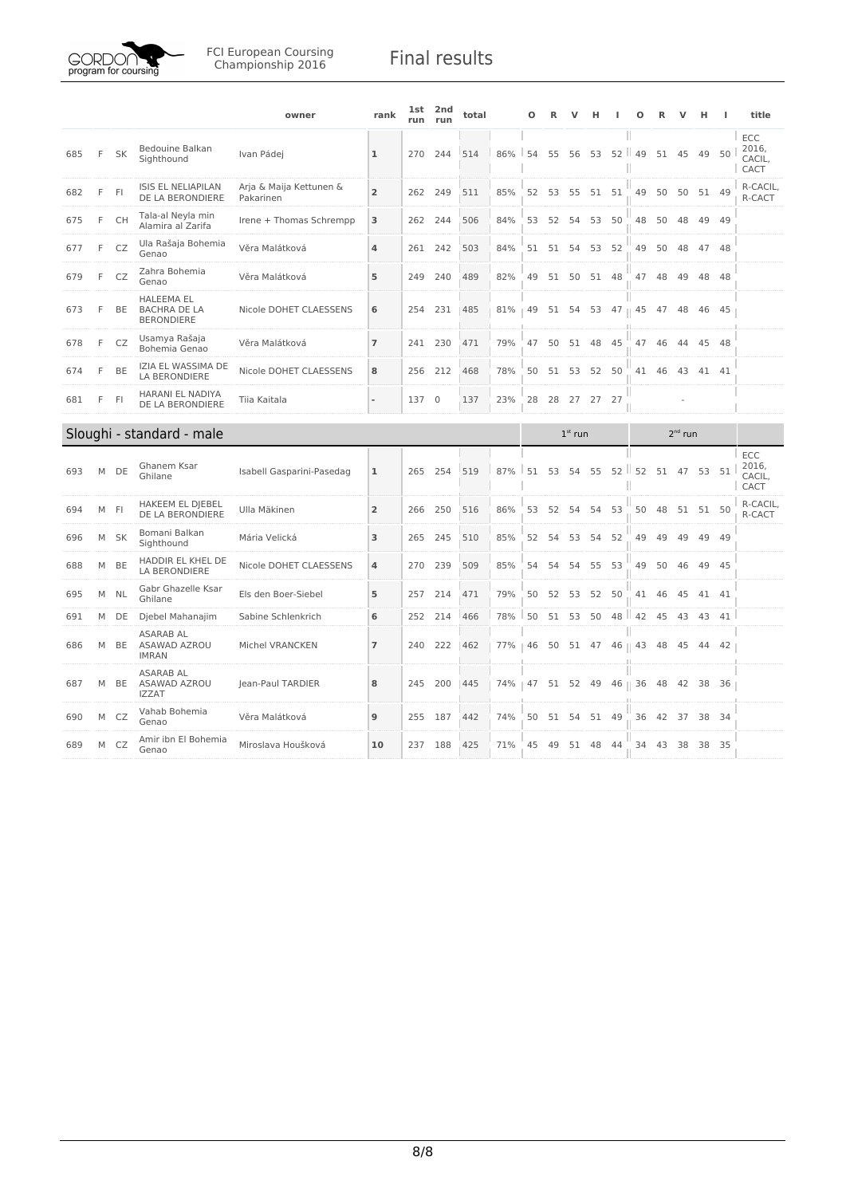| | | | | owner | rank | 1st run | 2nd run | total | | O | R | V | H | I | O | R | V | H | I | title |
|---|---|---|---|---|---|---|---|---|---|---|---|---|---|---|---|---|---|---|---|---|
| 685 | F | SK | Bedouine Balkan Sighthound | Ivan Pádej | 1 | 270 | 244 | 514 | 86% | 54 | 55 | 56 | 53 | 52 | 49 | 51 | 45 | 49 | 50 | ECC 2016, CACIL, CACT |
| 682 | F | FI | ISIS EL NELIAPILAN DE LA BERONDIERE | Arja & Maija Kettunen & Pakarinen | 2 | 262 | 249 | 511 | 85% | 52 | 53 | 55 | 51 | 51 | 49 | 50 | 50 | 51 | 49 | R-CACIL, R-CACT |
| 675 | F | CH | Tala-al Neyla min Alamira al Zarifa | Irene + Thomas Schrempp | 3 | 262 | 244 | 506 | 84% | 53 | 52 | 54 | 53 | 50 | 48 | 50 | 48 | 49 | 49 | |
| 677 | F | CZ | Ula Rašaja Bohemia Genao | Věra Malátková | 4 | 261 | 242 | 503 | 84% | 51 | 51 | 54 | 53 | 52 | 49 | 50 | 48 | 47 | 48 | |
| 679 | F | CZ | Zahra Bohemia Genao | Věra Malátková | 5 | 249 | 240 | 489 | 82% | 49 | 51 | 50 | 51 | 48 | 47 | 48 | 49 | 48 | 48 | |
| 673 | F | BE | HALEEMA EL BACHRA DE LA BERONDIERE | Nicole DOHET CLAESSENS | 6 | 254 | 231 | 485 | 81% | 49 | 51 | 54 | 53 | 47 | 45 | 47 | 48 | 46 | 45 | |
| 678 | F | CZ | Usamya Rašaja Bohemia Genao | Věra Malátková | 7 | 241 | 230 | 471 | 79% | 47 | 50 | 51 | 48 | 45 | 47 | 46 | 44 | 45 | 48 | |
| 674 | F | BE | IZIA EL WASSIMA DE LA BERONDIERE | Nicole DOHET CLAESSENS | 8 | 256 | 212 | 468 | 78% | 50 | 51 | 53 | 52 | 50 | 41 | 46 | 43 | 41 | 41 | |
| 681 | F | FI | HARANI EL NADIYA DE LA BERONDIERE | Tiia Kaitala | - | 137 | 0 | 137 | 23% | 28 | 28 | 27 | 27 | 27 | | | - | | | |

## Sloughi - standard - male

| | | | | owner | rank | 1st run | 2nd run | total | | 1st run | | | | | 2nd run | | | | | title |
|---|---|---|---|---|---|---|---|---|---|---|---|---|---|---|---|---|---|---|---|---|
| | | | | | | | | | | O | R | V | H | I | O | R | V | H | I | |
| 693 | M | DE | Ghanem Ksar Ghilane | Isabell Gasparini-Pasedag | 1 | 265 | 254 | 519 | 87% | 51 | 53 | 54 | 55 | 52 | 52 | 51 | 47 | 53 | 51 | ECC 2016, CACIL, CACT |
| 694 | M | FI | HAKEEM EL DJEBEL DE LA BERONDIERE | Ulla Mäkinen | 2 | 266 | 250 | 516 | 86% | 53 | 52 | 54 | 54 | 53 | 50 | 48 | 51 | 51 | 50 | R-CACIL, R-CACT |
| 696 | M | SK | Bomani Balkan Sighthound | Mária Velická | 3 | 265 | 245 | 510 | 85% | 52 | 54 | 53 | 54 | 52 | 49 | 49 | 49 | 49 | 49 | |
| 688 | M | BE | HADDIR EL KHEL DE LA BERONDIERE | Nicole DOHET CLAESSENS | 4 | 270 | 239 | 509 | 85% | 54 | 54 | 54 | 55 | 53 | 49 | 50 | 46 | 49 | 45 | |
| 695 | M | NL | Gabr Ghazelle Ksar Ghilane | Els den Boer-Siebel | 5 | 257 | 214 | 471 | 79% | 50 | 52 | 53 | 52 | 50 | 41 | 46 | 45 | 41 | 41 | |
| 691 | M | DE | Djebel Mahanajim | Sabine Schlenkrich | 6 | 252 | 214 | 466 | 78% | 50 | 51 | 53 | 50 | 48 | 42 | 45 | 43 | 43 | 41 | |
| 686 | M | BE | ASARAB AL ASAWAD AZROU IMRAN | Michel VRANCKEN | 7 | 240 | 222 | 462 | 77% | 46 | 50 | 51 | 47 | 46 | 43 | 48 | 45 | 44 | 42 | |
| 687 | M | BE | ASARAB AL ASAWAD AZROU IZZAT | Jean-Paul TARDIER | 8 | 245 | 200 | 445 | 74% | 47 | 51 | 52 | 49 | 46 | 36 | 48 | 42 | 38 | 36 | |
| 690 | M | CZ | Vahab Bohemia Genao | Věra Malátková | 9 | 255 | 187 | 442 | 74% | 50 | 51 | 54 | 51 | 49 | 36 | 42 | 37 | 38 | 34 | |
| 689 | M | CZ | Amir ibn El Bohemia Genao | Miroslava Houšková | 10 | 237 | 188 | 425 | 71% | 45 | 49 | 51 | 48 | 44 | 34 | 43 | 38 | 38 | 35 | |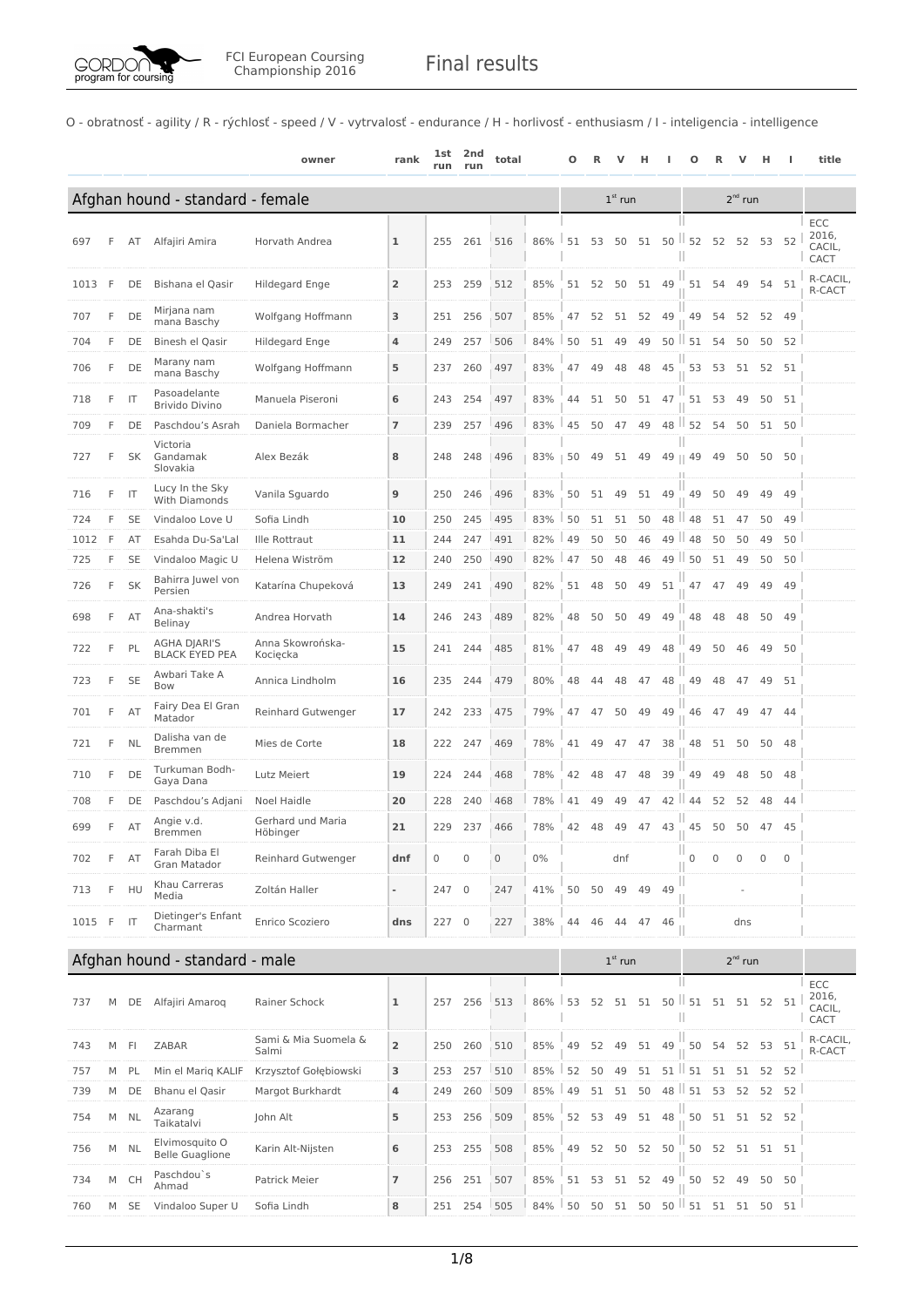FCI European Coursing Championship 2016

# Final results

O - obratnosť - agility / R - rýchlosť - speed / V - vytrvalosť - endurance / H - horlivosť - enthusiasm / I - inteligencia - intelligence

## Afghan hound - standard - female

| | | | | owner | rank | 1st run | 2nd run | total | | O | R | V | H | I | O | R | V | H | I | title |
|---|---|---|---|---|---|---|---|---|---|---|---|---|---|---|---|---|---|---|---|---|
| | | | | | | | | | | 1st run | | | | | 2nd run | | | | | |
| 697 | F | AT | Alfajiri Amira | Horvath Andrea | 1 | 255 | 261 | 516 | 86% | 51 | 53 | 50 | 51 | 50 | 52 | 52 | 52 | 53 | 52 | ECC 2016, CACIL, CACT |
| 1013 | F | DE | Bishana el Qasir | Hildegard Enge | 2 | 253 | 259 | 512 | 85% | 51 | 52 | 50 | 51 | 49 | 51 | 54 | 49 | 54 | 51 | R-CACIL, R-CACT |
| 707 | F | DE | Mirjana nam mana Baschy | Wolfgang Hoffmann | 3 | 251 | 256 | 507 | 85% | 47 | 52 | 51 | 52 | 49 | 49 | 54 | 52 | 52 | 49 | |
| 704 | F | DE | Binesh el Qasir | Hildegard Enge | 4 | 249 | 257 | 506 | 84% | 50 | 51 | 49 | 49 | 50 | 51 | 54 | 50 | 50 | 52 | |
| 706 | F | DE | Marany nam mana Baschy | Wolfgang Hoffmann | 5 | 237 | 260 | 497 | 83% | 47 | 49 | 48 | 48 | 45 | 53 | 53 | 51 | 52 | 51 | |
| 718 | F | IT | Pasoadelante Brivido Divino | Manuela Piseroni | 6 | 243 | 254 | 497 | 83% | 44 | 51 | 50 | 51 | 47 | 51 | 53 | 49 | 50 | 51 | |
| 709 | F | DE | Paschdou's Asrah | Daniela Bormacher | 7 | 239 | 257 | 496 | 83% | 45 | 50 | 47 | 49 | 48 | 52 | 54 | 50 | 51 | 50 | |
| 727 | F | SK | Victoria Gandamak Slovakia | Alex Bezák | 8 | 248 | 248 | 496 | 83% | 50 | 49 | 51 | 49 | 49 | 49 | 49 | 50 | 50 | 50 | |
| 716 | F | IT | Lucy In the Sky With Diamonds | Vanila Sguardo | 9 | 250 | 246 | 496 | 83% | 50 | 51 | 49 | 51 | 49 | 49 | 50 | 49 | 49 | 49 | |
| 724 | F | SE | Vindaloo Love U | Sofia Lindh | 10 | 250 | 245 | 495 | 83% | 50 | 51 | 51 | 50 | 48 | 48 | 51 | 47 | 50 | 49 | |
| 1012 | F | AT | Esahda Du-Sa'Lal | Ille Rottraut | 11 | 244 | 247 | 491 | 82% | 49 | 50 | 50 | 46 | 49 | 48 | 50 | 50 | 49 | 50 | |
| 725 | F | SE | Vindaloo Magic U | Helena Wiström | 12 | 240 | 250 | 490 | 82% | 47 | 50 | 48 | 46 | 49 | 50 | 51 | 49 | 50 | 50 | |
| 726 | F | SK | Bahirra Juwel von Persien | Katarína Chupeková | 13 | 249 | 241 | 490 | 82% | 51 | 48 | 50 | 49 | 51 | 47 | 47 | 49 | 49 | 49 | |
| 698 | F | AT | Ana-shakti's Belinay | Andrea Horvath | 14 | 246 | 243 | 489 | 82% | 48 | 50 | 50 | 49 | 49 | 48 | 48 | 48 | 50 | 49 | |
| 722 | F | PL | AGHA DJARI'S BLACK EYED PEA | Anna Skowrońska-Kocięcka | 15 | 241 | 244 | 485 | 81% | 47 | 48 | 49 | 49 | 48 | 49 | 50 | 46 | 49 | 50 | |
| 723 | F | SE | Awbari Take A Bow | Annica Lindholm | 16 | 235 | 244 | 479 | 80% | 48 | 44 | 48 | 47 | 48 | 49 | 48 | 47 | 49 | 51 | |
| 701 | F | AT | Fairy Dea El Gran Matador | Reinhard Gutwenger | 17 | 242 | 233 | 475 | 79% | 47 | 47 | 50 | 49 | 49 | 46 | 47 | 49 | 47 | 44 | |
| 721 | F | NL | Dalisha van de Bremmen | Mies de Corte | 18 | 222 | 247 | 469 | 78% | 41 | 49 | 47 | 47 | 38 | 48 | 51 | 50 | 50 | 48 | |
| 710 | F | DE | Turkuman Bodh-Gaya Dana | Lutz Meiert | 19 | 224 | 244 | 468 | 78% | 42 | 48 | 47 | 48 | 39 | 49 | 49 | 48 | 50 | 48 | |
| 708 | F | DE | Paschdou's Adjani | Noel Haidle | 20 | 228 | 240 | 468 | 78% | 41 | 49 | 49 | 47 | 42 | 44 | 52 | 52 | 48 | 44 | |
| 699 | F | AT | Angie v.d. Bremmen | Gerhard und Maria Höbinger | 21 | 229 | 237 | 466 | 78% | 42 | 48 | 49 | 47 | 43 | 45 | 50 | 50 | 47 | 45 | |
| 702 | F | AT | Farah Diba El Gran Matador | Reinhard Gutwenger | dnf | 0 | 0 | 0 | 0% | | | dnf | | | 0 | 0 | 0 | 0 | 0 | |
| 713 | F | HU | Khau Carreras Media | Zoltán Haller | - | 247 | 0 | 247 | 41% | 50 | 50 | 49 | 49 | 49 | | | - | | | |
| 1015 | F | IT | Dietinger's Enfant Charmant | Enrico Scoziero | dns | 227 | 0 | 227 | 38% | 44 | 46 | 44 | 47 | 46 | | | dns | | | |

## Afghan hound - standard - male

| | | | | owner | rank | 1st run | 2nd run | total | | O | R | V | H | I | O | R | V | H | I | title |
|---|---|---|---|---|---|---|---|---|---|---|---|---|---|---|---|---|---|---|---|---|
| | | | | | | | | | | 1st run | | | | | 2nd run | | | | | |
| 737 | M | DE | Alfajiri Amaroq | Rainer Schock | 1 | 257 | 256 | 513 | 86% | 53 | 52 | 51 | 51 | 50 | 51 | 51 | 51 | 52 | 51 | ECC 2016, CACIL, CACT |
| 743 | M | FI | ZABAR | Sami & Mia Suomela & Salmi | 2 | 250 | 260 | 510 | 85% | 49 | 52 | 49 | 51 | 49 | 50 | 54 | 52 | 53 | 51 | R-CACIL, R-CACT |
| 757 | M | PL | Min el Mariq KALIF | Krzysztof Gołębiowski | 3 | 253 | 257 | 510 | 85% | 52 | 50 | 49 | 51 | 51 | 51 | 51 | 51 | 52 | 52 | |
| 739 | M | DE | Bhanu el Qasir | Margot Burkhardt | 4 | 249 | 260 | 509 | 85% | 49 | 51 | 51 | 50 | 48 | 51 | 53 | 52 | 52 | 52 | |
| 754 | M | NL | Azarang Taikatalvi | John Alt | 5 | 253 | 256 | 509 | 85% | 52 | 53 | 49 | 51 | 48 | 50 | 51 | 51 | 52 | 52 | |
| 756 | M | NL | Elvimosquito O Belle Guaglione | Karin Alt-Nijsten | 6 | 253 | 255 | 508 | 85% | 49 | 52 | 50 | 52 | 50 | 50 | 52 | 51 | 51 | 51 | |
| 734 | M | CH | Paschdou`s Ahmad | Patrick Meier | 7 | 256 | 251 | 507 | 85% | 51 | 53 | 51 | 52 | 49 | 50 | 52 | 49 | 50 | 50 | |
| 760 | M | SE | Vindaloo Super U | Sofia Lindh | 8 | 251 | 254 | 505 | 84% | 50 | 50 | 51 | 50 | 50 | 51 | 51 | 51 | 50 | 51 | |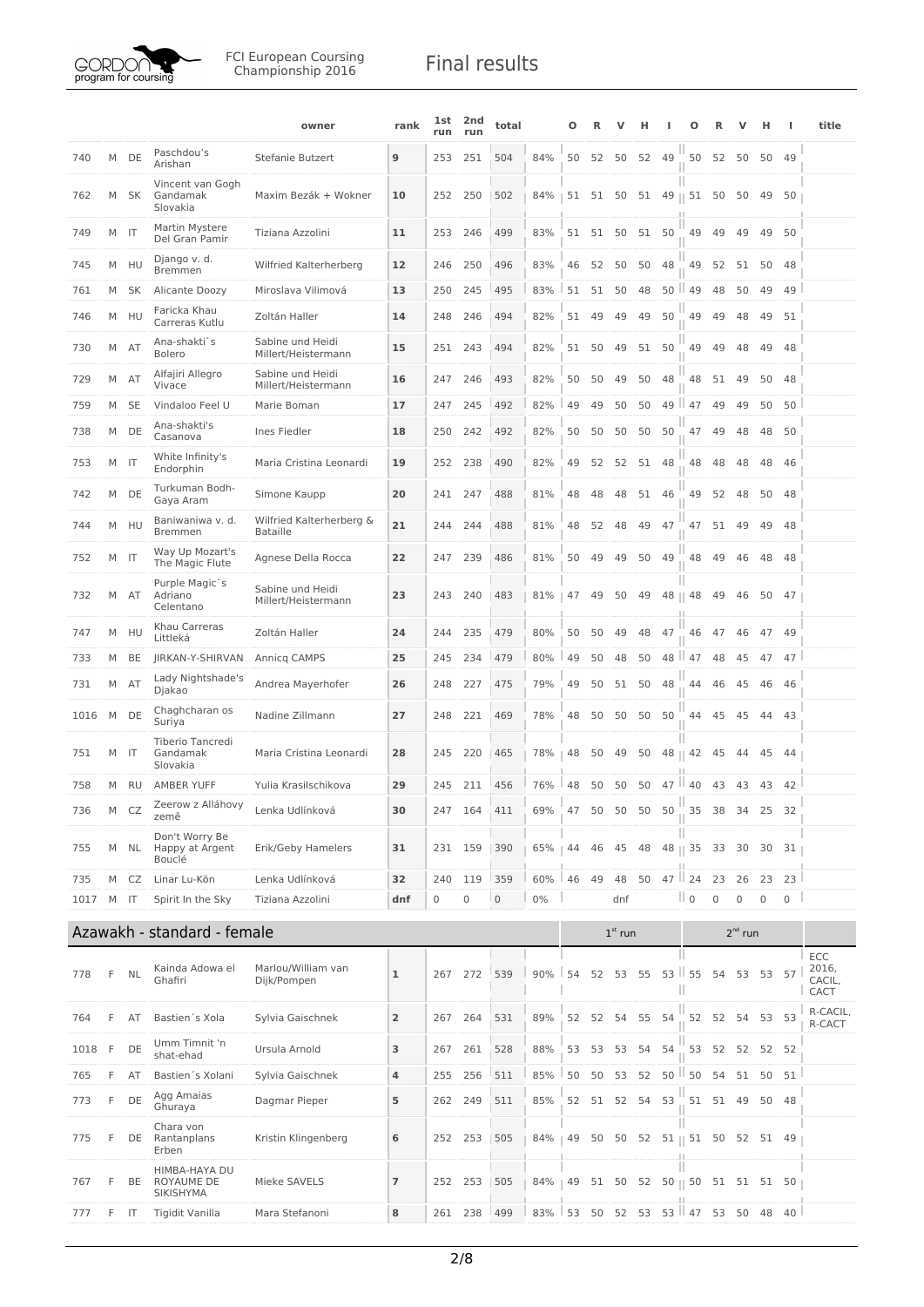| | | | | owner | rank | 1st run | 2nd run | total | | O | R | V | H | I | O | R | V | H | I | title |
|---|---|---|---|---|---|---|---|---|---|---|---|---|---|---|---|---|---|---|---|---|
| 740 | M | DE | Paschdou's Arishan | Stefanie Butzert | 9 | 253 | 251 | 504 | 84% | 50 | 52 | 50 | 52 | 49 | 50 | 52 | 50 | 50 | 49 | |
| 762 | M | SK | Vincent van Gogh Gandamak Slovakia | Maxim Bezák + Wokner | 10 | 252 | 250 | 502 | 84% | 51 | 51 | 50 | 51 | 49 | 51 | 50 | 50 | 49 | 50 | |
| 749 | M | IT | Martin Mystere Del Gran Pamir | Tiziana Azzolini | 11 | 253 | 246 | 499 | 83% | 51 | 51 | 50 | 51 | 50 | 49 | 49 | 49 | 49 | 50 | |
| 745 | M | HU | Django v. d. Bremmen | Wilfried Kalterherberg | 12 | 246 | 250 | 496 | 83% | 46 | 52 | 50 | 50 | 48 | 49 | 52 | 51 | 50 | 48 | |
| 761 | M | SK | Alicante Doozy | Miroslava Vilimová | 13 | 250 | 245 | 495 | 83% | 51 | 51 | 50 | 48 | 50 | 49 | 48 | 50 | 49 | 49 | |
| 746 | M | HU | Faricka Khau Carreras Kutlu | Zoltán Haller | 14 | 248 | 246 | 494 | 82% | 51 | 49 | 49 | 49 | 50 | 49 | 49 | 48 | 49 | 51 | |
| 730 | M | AT | Ana-shakti`s Bolero | Sabine und Heidi Millert/Heistermann | 15 | 251 | 243 | 494 | 82% | 51 | 50 | 49 | 51 | 50 | 49 | 49 | 48 | 49 | 48 | |
| 729 | M | AT | Alfajiri Allegro Vivace | Sabine und Heidi Millert/Heistermann | 16 | 247 | 246 | 493 | 82% | 50 | 50 | 49 | 50 | 48 | 48 | 51 | 49 | 50 | 48 | |
| 759 | M | SE | Vindaloo Feel U | Marie Boman | 17 | 247 | 245 | 492 | 82% | 49 | 49 | 50 | 50 | 49 | 47 | 49 | 49 | 50 | 50 | |
| 738 | M | DE | Ana-shakti's Casanova | Ines Fiedler | 18 | 250 | 242 | 492 | 82% | 50 | 50 | 50 | 50 | 50 | 47 | 49 | 48 | 48 | 50 | |
| 753 | M | IT | White Infinity's Endorphin | Maria Cristina Leonardi | 19 | 252 | 238 | 490 | 82% | 49 | 52 | 52 | 51 | 48 | 48 | 48 | 48 | 48 | 46 | |
| 742 | M | DE | Turkuman Bodh-Gaya Aram | Simone Kaupp | 20 | 241 | 247 | 488 | 81% | 48 | 48 | 48 | 51 | 46 | 49 | 52 | 48 | 50 | 48 | |
| 744 | M | HU | Baniwaniwa v. d. Bremmen | Wilfried Kalterherberg & Bataille | 21 | 244 | 244 | 488 | 81% | 48 | 52 | 48 | 49 | 47 | 47 | 51 | 49 | 49 | 48 | |
| 752 | M | IT | Way Up Mozart's The Magic Flute | Agnese Della Rocca | 22 | 247 | 239 | 486 | 81% | 50 | 49 | 49 | 50 | 49 | 48 | 49 | 46 | 48 | 48 | |
| 732 | M | AT | Purple Magic`s Adriano Celentano | Sabine und Heidi Millert/Heistermann | 23 | 243 | 240 | 483 | 81% | 47 | 49 | 50 | 49 | 48 | 48 | 49 | 46 | 50 | 47 | |
| 747 | M | HU | Khau Carreras Littleká | Zoltán Haller | 24 | 244 | 235 | 479 | 80% | 50 | 50 | 49 | 48 | 47 | 46 | 47 | 46 | 47 | 49 | |
| 733 | M | BE | JIRKAN-Y-SHIRVAN | Annicq CAMPS | 25 | 245 | 234 | 479 | 80% | 49 | 50 | 48 | 50 | 48 | 47 | 48 | 45 | 47 | 47 | |
| 731 | M | AT | Lady Nightshade's Djakao | Andrea Mayerhofer | 26 | 248 | 227 | 475 | 79% | 49 | 50 | 51 | 50 | 48 | 44 | 46 | 45 | 46 | 46 | |
| 1016 | M | DE | Chaghcharan os Suriya | Nadine Zillmann | 27 | 248 | 221 | 469 | 78% | 48 | 50 | 50 | 50 | 50 | 44 | 45 | 45 | 44 | 43 | |
| 751 | M | IT | Tiberio Tancredi Gandamak Slovakia | Maria Cristina Leonardi | 28 | 245 | 220 | 465 | 78% | 48 | 50 | 49 | 50 | 48 | 42 | 45 | 44 | 45 | 44 | |
| 758 | M | RU | AMBER YUFF | Yulia Krasilschikova | 29 | 245 | 211 | 456 | 76% | 48 | 50 | 50 | 50 | 47 | 40 | 43 | 43 | 43 | 42 | |
| 736 | M | CZ | Zeerow z Alláhovy země | Lenka Udlínková | 30 | 247 | 164 | 411 | 69% | 47 | 50 | 50 | 50 | 50 | 35 | 38 | 34 | 25 | 32 | |
| 755 | M | NL | Don't Worry Be Happy at Argent Bouclé | Erik/Geby Hamelers | 31 | 231 | 159 | 390 | 65% | 44 | 46 | 45 | 48 | 48 | 35 | 33 | 30 | 30 | 31 | |
| 735 | M | CZ | Linar Lu-Kön | Lenka Udlínková | 32 | 240 | 119 | 359 | 60% | 46 | 49 | 48 | 50 | 47 | 24 | 23 | 26 | 23 | 23 | |
| 1017 | M | IT | Spirit In the Sky | Tiziana Azzolini | dnf | 0 | 0 | 0 | 0% | | | dnf | | | 0 | 0 | 0 | 0 | 0 | |

## Azawakh - standard - female

| | | | | owner | rank | 1st run | 2nd run | total | | 1st run | | | | | 2nd run | | | | | title |
|---|---|---|---|---|---|---|---|---|---|---|---|---|---|---|---|---|---|---|---|---|
| 778 | F | NL | Kainda Adowa el Ghafiri | Marlou/William van Dijk/Pompen | 1 | 267 | 272 | 539 | 90% | 54 | 52 | 53 | 55 | 53 | 55 | 54 | 53 | 53 | 57 | ECC 2016, CACIL, CACT |
| 764 | F | AT | Bastien´s Xola | Sylvia Gaischnek | 2 | 267 | 264 | 531 | 89% | 52 | 52 | 54 | 55 | 54 | 52 | 52 | 54 | 53 | 53 | R-CACIL, R-CACT |
| 1018 | F | DE | Umm Timnit 'n shat-ehad | Ursula Arnold | 3 | 267 | 261 | 528 | 88% | 53 | 53 | 53 | 54 | 54 | 53 | 52 | 52 | 52 | 52 | |
| 765 | F | AT | Bastien´s Xolani | Sylvia Gaischnek | 4 | 255 | 256 | 511 | 85% | 50 | 50 | 53 | 52 | 50 | 50 | 54 | 51 | 50 | 51 | |
| 773 | F | DE | Agg Amaias Ghuraya | Dagmar Pieper | 5 | 262 | 249 | 511 | 85% | 52 | 51 | 52 | 54 | 53 | 51 | 51 | 49 | 50 | 48 | |
| 775 | F | DE | Chara von Rantanplans Erben | Kristin Klingenberg | 6 | 252 | 253 | 505 | 84% | 49 | 50 | 50 | 52 | 51 | 51 | 50 | 52 | 51 | 49 | |
| 767 | F | BE | HIMBA-HAYA DU ROYAUME DE SIKISHYMA | Mieke SAVELS | 7 | 252 | 253 | 505 | 84% | 49 | 51 | 50 | 52 | 50 | 50 | 51 | 51 | 51 | 50 | |
| 777 | F | IT | Tigidit Vanilla | Mara Stefanoni | 8 | 261 | 238 | 499 | 83% | 53 | 50 | 52 | 53 | 53 | 47 | 53 | 50 | 48 | 40 | |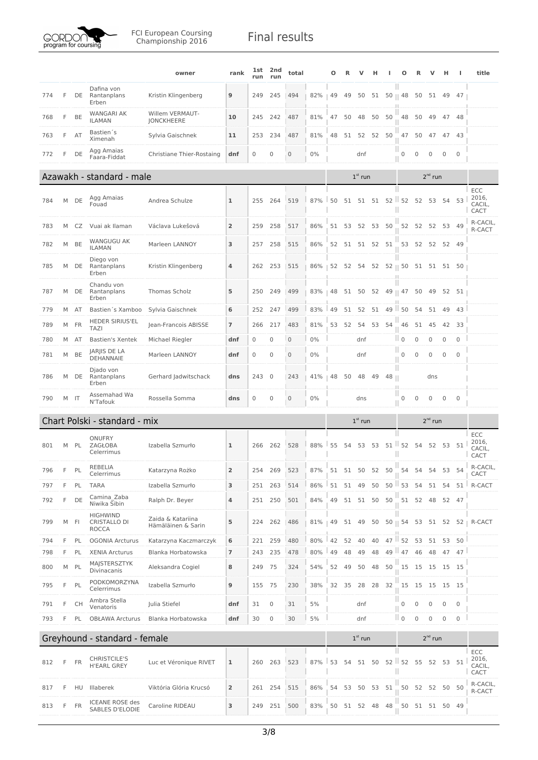# FCI European Coursing Championship 2016 — Final results

| | | | | owner | rank | 1st run | 2nd run | total | | O | R | V | H | I | O | R | V | H | I | title |
|---|---|---|---|---|---|---|---|---|---|---|---|---|---|---|---|---|---|---|---|---|
| 774 | F | DE | Dafina von Rantanplans Erben | Kristin Klingenberg | 9 | 249 | 245 | 494 | 82% | 49 | 49 | 50 | 51 | 50 | 48 | 50 | 51 | 49 | 47 | |
| 768 | F | BE | WANGARI AK ILAMAN | Willem VERMAUT-JONCKHEERE | 10 | 245 | 242 | 487 | 81% | 47 | 50 | 48 | 50 | 50 | 48 | 50 | 49 | 47 | 48 | |
| 763 | F | AT | Bastien´s Ximenah | Sylvia Gaischnek | 11 | 253 | 234 | 487 | 81% | 48 | 51 | 52 | 52 | 50 | 47 | 50 | 47 | 47 | 43 | |
| 772 | F | DE | Agg Amaias Faara-Fiddat | Christiane Thier-Rostaing | dnf | 0 | 0 | 0 | 0% | | | dnf | | | 0 | 0 | 0 | 0 | 0 | |

## Azawakh - standard - male

| | | | | owner | rank | 1st run | 2nd run | total | | 1st run | | | | | 2nd run | | | | | title |
|---|---|---|---|---|---|---|---|---|---|---|---|---|---|---|---|---|---|---|---|---|
| 784 | M | DE | Agg Amaias Fouad | Andrea Schulze | 1 | 255 | 264 | 519 | 87% | 50 | 51 | 51 | 51 | 52 | 52 | 52 | 53 | 54 | 53 | ECC 2016, CACIL, CACT |
| 783 | M | CZ | Vuai ak Ilaman | Václava Lukešová | 2 | 259 | 258 | 517 | 86% | 51 | 53 | 52 | 53 | 50 | 52 | 52 | 52 | 53 | 49 | R-CACIL, R-CACT |
| 782 | M | BE | WANGUGU AK ILAMAN | Marleen LANNOY | 3 | 257 | 258 | 515 | 86% | 52 | 51 | 51 | 52 | 51 | 53 | 52 | 52 | 52 | 49 | |
| 785 | M | DE | Diego von Rantanplans Erben | Kristin Klingenberg | 4 | 262 | 253 | 515 | 86% | 52 | 52 | 54 | 52 | 52 | 50 | 51 | 51 | 51 | 50 | |
| 787 | M | DE | Chandu von Rantanplans Erben | Thomas Scholz | 5 | 250 | 249 | 499 | 83% | 48 | 51 | 50 | 52 | 49 | 47 | 50 | 49 | 52 | 51 | |
| 779 | M | AT | Bastien´s Xamboo | Sylvia Gaischnek | 6 | 252 | 247 | 499 | 83% | 49 | 51 | 52 | 51 | 49 | 50 | 54 | 51 | 49 | 43 | |
| 789 | M | FR | HEDER SIRIUS'EL TAZI | Jean-Francois ABISSE | 7 | 266 | 217 | 483 | 81% | 53 | 52 | 54 | 53 | 54 | 46 | 51 | 45 | 42 | 33 | |
| 780 | M | AT | Bastien's Xentek | Michael Riegler | dnf | 0 | 0 | 0 | 0% | | | dnf | | | 0 | 0 | 0 | 0 | 0 | |
| 781 | M | BE | JARJIS DE LA DEHANNAIE | Marleen LANNOY | dnf | 0 | 0 | 0 | 0% | | | dnf | | | 0 | 0 | 0 | 0 | 0 | |
| 786 | M | DE | Djado von Rantanplans Erben | Gerhard Jadwitschack | dns | 243 | 0 | 243 | 41% | 48 | 50 | 48 | 49 | 48 | | | dns | | | |
| 790 | M | IT | Assemahad Wa N'Tafouk | Rossella Somma | dns | 0 | 0 | 0 | 0% | | | dns | | | 0 | 0 | 0 | 0 | 0 | |

## Chart Polski - standard - mix

| | | | | owner | rank | 1st run | 2nd run | total | | 1st run | | | | | 2nd run | | | | | title |
|---|---|---|---|---|---|---|---|---|---|---|---|---|---|---|---|---|---|---|---|---|
| 801 | M | PL | ONUFRY ZAGŁOBA Celerrimus | Izabella Szmurło | 1 | 266 | 262 | 528 | 88% | 55 | 54 | 53 | 53 | 51 | 52 | 54 | 52 | 53 | 51 | ECC 2016, CACIL, CACT |
| 796 | F | PL | REBELIA Celerrimus | Katarzyna Rożko | 2 | 254 | 269 | 523 | 87% | 51 | 51 | 50 | 52 | 50 | 54 | 54 | 54 | 53 | 54 | R-CACIL, CACT |
| 797 | F | PL | TARA | Izabella Szmurło | 3 | 251 | 263 | 514 | 86% | 51 | 51 | 49 | 50 | 50 | 53 | 54 | 51 | 54 | 51 | R-CACT |
| 792 | F | DE | Camina_Zaba Niwika Sibin | Ralph Dr. Beyer | 4 | 251 | 250 | 501 | 84% | 49 | 51 | 51 | 50 | 50 | 51 | 52 | 48 | 52 | 47 | |
| 799 | M | FI | HIGHWIND CRISTALLO DI ROCCA | Zaida & Katariina Hämäläinen & Sarin | 5 | 224 | 262 | 486 | 81% | 49 | 51 | 49 | 50 | 50 | 54 | 53 | 51 | 52 | 52 | R-CACT |
| 794 | F | PL | OGONIA Arcturus | Katarzyna Kaczmarczyk | 6 | 221 | 259 | 480 | 80% | 42 | 52 | 40 | 40 | 47 | 52 | 53 | 51 | 53 | 50 | |
| 798 | F | PL | XENIA Arcturus | Blanka Horbatowska | 7 | 243 | 235 | 478 | 80% | 49 | 48 | 49 | 48 | 49 | 47 | 46 | 48 | 47 | 47 | |
| 800 | M | PL | MAJSTERSZTYK Divinacanis | Aleksandra Cogiel | 8 | 249 | 75 | 324 | 54% | 52 | 49 | 50 | 48 | 50 | 15 | 15 | 15 | 15 | 15 | |
| 795 | F | PL | PODKOMORZYNA Celerrimus | Izabella Szmurło | 9 | 155 | 75 | 230 | 38% | 32 | 35 | 28 | 28 | 32 | 15 | 15 | 15 | 15 | 15 | |
| 791 | F | CH | Ambra Stella Venatoris | Julia Stiefel | dnf | 31 | 0 | 31 | 5% | | | dnf | | | 0 | 0 | 0 | 0 | 0 | |
| 793 | F | PL | OBŁAWA Arcturus | Blanka Horbatowska | dnf | 30 | 0 | 30 | 5% | | | dnf | | | 0 | 0 | 0 | 0 | 0 | |

## Greyhound - standard - female

| | | | | owner | rank | 1st run | 2nd run | total | | 1st run | | | | | 2nd run | | | | | title |
|---|---|---|---|---|---|---|---|---|---|---|---|---|---|---|---|---|---|---|---|---|
| 812 | F | FR | CHRISTCILE'S H'EARL GREY | Luc et Véronique RIVET | 1 | 260 | 263 | 523 | 87% | 53 | 54 | 51 | 50 | 52 | 52 | 55 | 52 | 53 | 51 | ECC 2016, CACIL, CACT |
| 817 | F | HU | Illaberek | Viktória Glória Krucsó | 2 | 261 | 254 | 515 | 86% | 54 | 53 | 50 | 53 | 51 | 50 | 52 | 52 | 50 | 50 | R-CACIL, R-CACT |
| 813 | F | FR | ICEANE ROSE des SABLES D'ELODIE | Caroline RIDEAU | 3 | 249 | 251 | 500 | 83% | 50 | 51 | 52 | 48 | 48 | 50 | 51 | 51 | 50 | 49 | |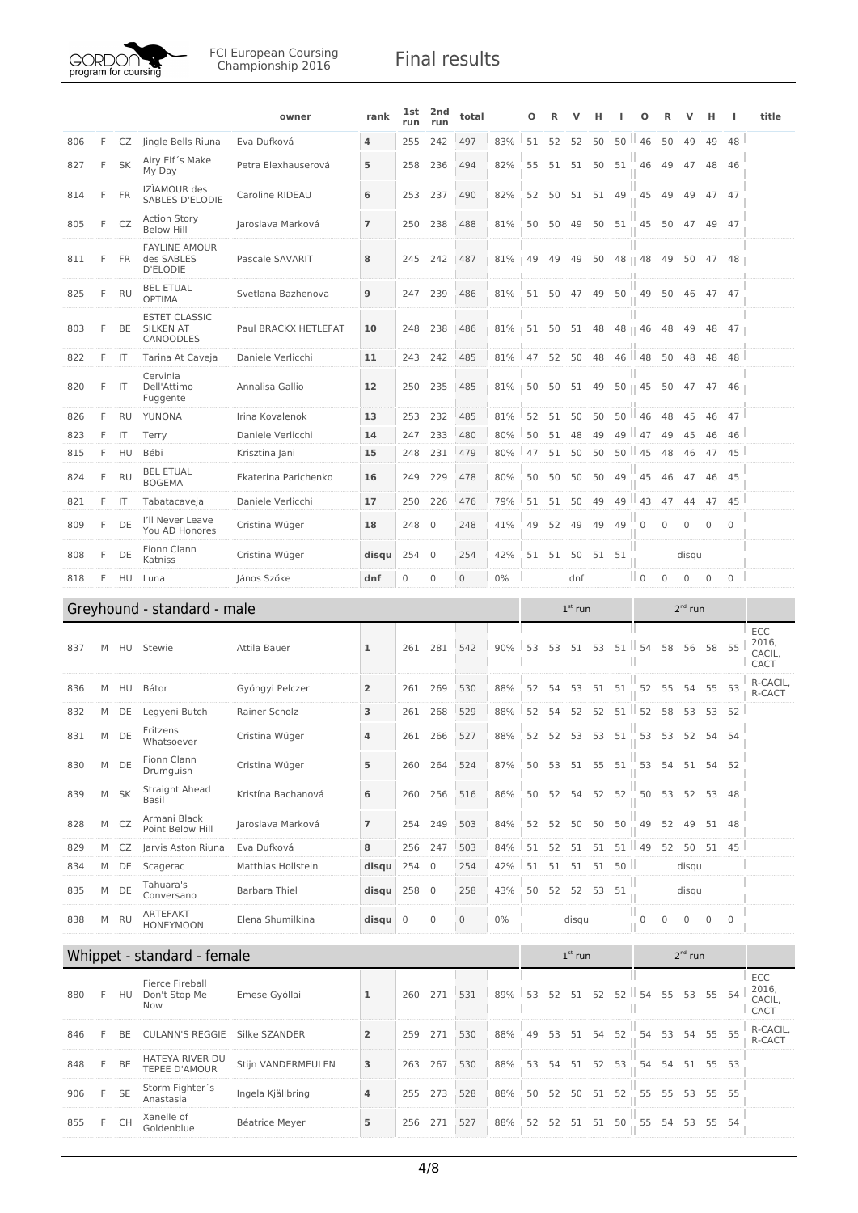| | | | | owner | rank | 1st run | 2nd run | total | | O | R | V | H | I | O | R | V | H | I | title |
|---|---|---|---|---|---|---|---|---|---|---|---|---|---|---|---|---|---|---|---|---|
| 806 | F | CZ | Jingle Bells Riuna | Eva Dufková | 4 | 255 | 242 | 497 | 83% | 51 | 52 | 52 | 50 | 50 | 46 | 50 | 49 | 49 | 48 | |
| 827 | F | SK | Airy Elf´s Make My Day | Petra Elexhauserová | 5 | 258 | 236 | 494 | 82% | 55 | 51 | 51 | 50 | 51 | 46 | 49 | 47 | 48 | 46 | |
| 814 | F | FR | IZÏAMOUR des SABLES D'ELODIE | Caroline RIDEAU | 6 | 253 | 237 | 490 | 82% | 52 | 50 | 51 | 51 | 49 | 45 | 49 | 49 | 47 | 47 | |
| 805 | F | CZ | Action Story Below Hill | Jaroslava Marková | 7 | 250 | 238 | 488 | 81% | 50 | 50 | 49 | 50 | 51 | 45 | 50 | 47 | 49 | 47 | |
| 811 | F | FR | FAYLINE AMOUR des SABLES D'ELODIE | Pascale SAVARIT | 8 | 245 | 242 | 487 | 81% | 49 | 49 | 49 | 50 | 48 | 48 | 49 | 50 | 47 | 48 | |
| 825 | F | RU | BEL ETUAL OPTIMA | Svetlana Bazhenova | 9 | 247 | 239 | 486 | 81% | 51 | 50 | 47 | 49 | 50 | 49 | 50 | 46 | 47 | 47 | |
| 803 | F | BE | ESTET CLASSIC SILKEN AT CANOODLES | Paul BRACKX HETLEFAT | 10 | 248 | 238 | 486 | 81% | 51 | 50 | 51 | 48 | 48 | 46 | 48 | 49 | 48 | 47 | |
| 822 | F | IT | Tarina At Caveja | Daniele Verlicchi | 11 | 243 | 242 | 485 | 81% | 47 | 52 | 50 | 48 | 46 | 48 | 50 | 48 | 48 | 48 | |
| 820 | F | IT | Cervinia Dell'Attimo Fuggente | Annalisa Gallio | 12 | 250 | 235 | 485 | 81% | 50 | 50 | 51 | 49 | 50 | 45 | 50 | 47 | 47 | 46 | |
| 826 | F | RU | YUNONA | Irina Kovalenok | 13 | 253 | 232 | 485 | 81% | 52 | 51 | 50 | 50 | 50 | 46 | 48 | 45 | 46 | 47 | |
| 823 | F | IT | Terry | Daniele Verlicchi | 14 | 247 | 233 | 480 | 80% | 50 | 51 | 48 | 49 | 49 | 47 | 49 | 45 | 46 | 46 | |
| 815 | F | HU | Bébi | Krisztina Jani | 15 | 248 | 231 | 479 | 80% | 47 | 51 | 50 | 50 | 50 | 45 | 48 | 46 | 47 | 45 | |
| 824 | F | RU | BEL ETUAL BOGEMA | Ekaterina Parichenko | 16 | 249 | 229 | 478 | 80% | 50 | 50 | 50 | 50 | 49 | 45 | 46 | 47 | 46 | 45 | |
| 821 | F | IT | Tabatacaveja | Daniele Verlicchi | 17 | 250 | 226 | 476 | 79% | 51 | 51 | 50 | 49 | 49 | 43 | 47 | 44 | 47 | 45 | |
| 809 | F | DE | I'll Never Leave You AD Honores | Cristina Wüger | 18 | 248 | 0 | 248 | 41% | 49 | 52 | 49 | 49 | 49 | 0 | 0 | 0 | 0 | 0 | |
| 808 | F | DE | Fionn Clann Katniss | Cristina Wüger | disqu | 254 | 0 | 254 | 42% | 51 | 51 | 50 | 51 | 51 | | | disqu | | | |
| 818 | F | HU | Luna | János Szőke | dnf | 0 | 0 | 0 | 0% | | | dnf | | | 0 | 0 | 0 | 0 | 0 | |

## Greyhound - standard - male

| | | | | owner | rank | 1st run | 2nd run | total | | 1st run | | | | | 2nd run | | | | | title |
|---|---|---|---|---|---|---|---|---|---|---|---|---|---|---|---|---|---|---|---|---|
| 837 | M | HU | Stewie | Attila Bauer | 1 | 261 | 281 | 542 | 90% | 53 | 53 | 51 | 53 | 51 | 54 | 58 | 56 | 58 | 55 | ECC 2016, CACIL, CACT |
| 836 | M | HU | Bátor | Gyöngyi Pelczer | 2 | 261 | 269 | 530 | 88% | 52 | 54 | 53 | 51 | 51 | 52 | 55 | 54 | 55 | 53 | R-CACIL, R-CACT |
| 832 | M | DE | Legyeni Butch | Rainer Scholz | 3 | 261 | 268 | 529 | 88% | 52 | 54 | 52 | 52 | 51 | 52 | 58 | 53 | 53 | 52 | |
| 831 | M | DE | Fritzens Whatsoever | Cristina Wüger | 4 | 261 | 266 | 527 | 88% | 52 | 52 | 53 | 53 | 51 | 53 | 53 | 52 | 54 | 54 | |
| 830 | M | DE | Fionn Clann Drumguish | Cristina Wüger | 5 | 260 | 264 | 524 | 87% | 50 | 53 | 51 | 55 | 51 | 53 | 54 | 51 | 54 | 52 | |
| 839 | M | SK | Straight Ahead Basil | Kristína Bachanová | 6 | 260 | 256 | 516 | 86% | 50 | 52 | 54 | 52 | 52 | 50 | 53 | 52 | 53 | 48 | |
| 828 | M | CZ | Armani Black Point Below Hill | Jaroslava Marková | 7 | 254 | 249 | 503 | 84% | 52 | 52 | 50 | 50 | 50 | 49 | 52 | 49 | 51 | 48 | |
| 829 | M | CZ | Jarvis Aston Riuna | Eva Dufková | 8 | 256 | 247 | 503 | 84% | 51 | 52 | 51 | 51 | 51 | 49 | 52 | 50 | 51 | 45 | |
| 834 | M | DE | Scagerac | Matthias Hollstein | disqu | 254 | 0 | 254 | 42% | 51 | 51 | 51 | 51 | 50 | | | disqu | | | |
| 835 | M | DE | Tahuara's Conversano | Barbara Thiel | disqu | 258 | 0 | 258 | 43% | 50 | 52 | 52 | 53 | 51 | | | disqu | | | |
| 838 | M | RU | ARTEFAKT HONEYMOON | Elena Shumilkina | disqu | 0 | 0 | 0 | 0% | | | disqu | | | 0 | 0 | 0 | 0 | 0 | |

## Whippet - standard - female

| | | | | owner | rank | 1st run | 2nd run | total | | 1st run | | | | | 2nd run | | | | | title |
|---|---|---|---|---|---|---|---|---|---|---|---|---|---|---|---|---|---|---|---|---|
| 880 | F | HU | Fierce Fireball Don't Stop Me Now | Emese Gyóllai | 1 | 260 | 271 | 531 | 89% | 53 | 52 | 51 | 52 | 52 | 54 | 55 | 53 | 55 | 54 | ECC 2016, CACIL, CACT |
| 846 | F | BE | CULANN'S REGGIE | Silke SZANDER | 2 | 259 | 271 | 530 | 88% | 49 | 53 | 51 | 54 | 52 | 54 | 53 | 54 | 55 | 55 | R-CACIL, R-CACT |
| 848 | F | BE | HATEYA RIVER DU TEPEE D'AMOUR | Stijn VANDERMEULEN | 3 | 263 | 267 | 530 | 88% | 53 | 54 | 51 | 52 | 53 | 54 | 54 | 51 | 55 | 53 | |
| 906 | F | SE | Storm Fighter´s Anastasia | Ingela Kjällbring | 4 | 255 | 273 | 528 | 88% | 50 | 52 | 50 | 51 | 52 | 55 | 55 | 53 | 55 | 55 | |
| 855 | F | CH | Xanelle of Goldenblue | Béatrice Meyer | 5 | 256 | 271 | 527 | 88% | 52 | 52 | 51 | 51 | 50 | 55 | 54 | 53 | 55 | 54 | |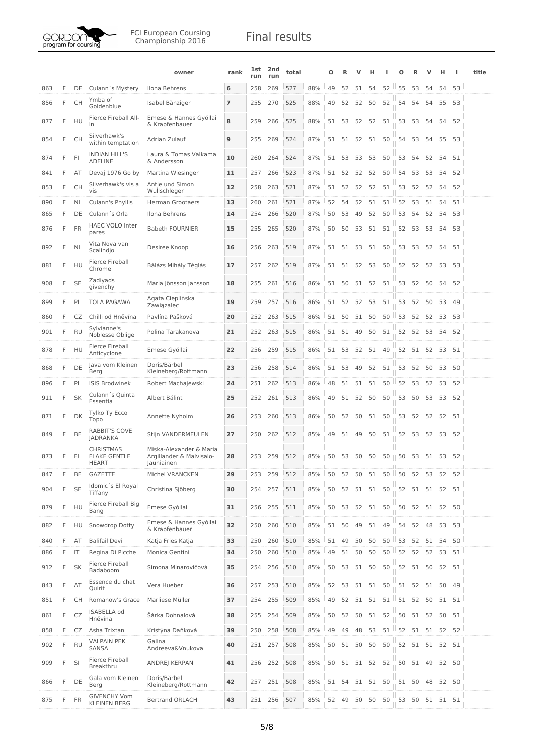| | | | | owner | rank | 1st run | 2nd run | total | | O | R | V | H | I | O | R | V | H | I | title |
|---|---|---|---|---|---|---|---|---|---|---|---|---|---|---|---|---|---|---|---|---|
| 863 | F | DE | Culann´s Mystery | Ilona Behrens | 6 | 258 | 269 | 527 | 88% | 49 | 52 | 51 | 54 | 52 | 55 | 53 | 54 | 54 | 53 | |
| 856 | F | CH | Ymba of Goldenblue | Isabel Bänziger | 7 | 255 | 270 | 525 | 88% | 49 | 52 | 52 | 50 | 52 | 54 | 54 | 54 | 55 | 53 | |
| 877 | F | HU | Fierce Fireball All-In | Emese & Hannes Gyóllai & Krapfenbauer | 8 | 259 | 266 | 525 | 88% | 51 | 53 | 52 | 52 | 51 | 53 | 53 | 54 | 54 | 52 | |
| 854 | F | CH | Silverhawk's within temptation | Adrian Zulauf | 9 | 255 | 269 | 524 | 87% | 51 | 51 | 52 | 51 | 50 | 54 | 53 | 54 | 55 | 53 | |
| 874 | F | FI | INDIAN HILL'S ADELINE | Laura & Tomas Valkama & Andersson | 10 | 260 | 264 | 524 | 87% | 51 | 53 | 53 | 53 | 50 | 53 | 54 | 52 | 54 | 51 | |
| 841 | F | AT | Devaj 1976 Go by | Martina Wiesinger | 11 | 257 | 266 | 523 | 87% | 51 | 52 | 52 | 52 | 50 | 54 | 53 | 53 | 54 | 52 | |
| 853 | F | CH | Silverhawk's vis a vis | Antje und Simon Wullschleger | 12 | 258 | 263 | 521 | 87% | 51 | 52 | 52 | 52 | 51 | 53 | 52 | 52 | 54 | 52 | |
| 890 | F | NL | Culann's Phyllis | Herman Grootaers | 13 | 260 | 261 | 521 | 87% | 52 | 54 | 52 | 51 | 51 | 52 | 53 | 51 | 54 | 51 | |
| 865 | F | DE | Culann´s Orla | Ilona Behrens | 14 | 254 | 266 | 520 | 87% | 50 | 53 | 49 | 52 | 50 | 53 | 54 | 52 | 54 | 53 | |
| 876 | F | FR | HAEC VOLO Inter pares | Babeth FOURNIER | 15 | 255 | 265 | 520 | 87% | 50 | 50 | 53 | 51 | 51 | 52 | 53 | 53 | 54 | 53 | |
| 892 | F | NL | Vita Nova van Scalindjo | Desiree Knoop | 16 | 256 | 263 | 519 | 87% | 51 | 51 | 53 | 51 | 50 | 53 | 53 | 52 | 54 | 51 | |
| 881 | F | HU | Fierce Fireball Chrome | Bálázs Mihály Téglás | 17 | 257 | 262 | 519 | 87% | 51 | 51 | 52 | 53 | 50 | 52 | 52 | 52 | 53 | 53 | |
| 908 | F | SE | Zadiyads givenchy | Maria Jönsson Jansson | 18 | 255 | 261 | 516 | 86% | 51 | 50 | 51 | 52 | 51 | 53 | 52 | 50 | 54 | 52 | |
| 899 | F | PL | TOLA PAGAWA | Agata Cieplińska Zawiązalec | 19 | 259 | 257 | 516 | 86% | 51 | 52 | 52 | 53 | 51 | 53 | 52 | 50 | 53 | 49 | |
| 860 | F | CZ | Chilli od Hněvína | Pavlína Pašková | 20 | 252 | 263 | 515 | 86% | 51 | 50 | 51 | 50 | 50 | 53 | 52 | 52 | 53 | 53 | |
| 901 | F | RU | Sylvianne's Noblesse Oblige | Polina Tarakanova | 21 | 252 | 263 | 515 | 86% | 51 | 51 | 49 | 50 | 51 | 52 | 52 | 53 | 54 | 52 | |
| 878 | F | HU | Fierce Fireball Anticyclone | Emese Gyóllai | 22 | 256 | 259 | 515 | 86% | 51 | 53 | 52 | 51 | 49 | 52 | 51 | 52 | 53 | 51 | |
| 868 | F | DE | Java vom Kleinen Berg | Doris/Bärbel Kleineberg/Rottmann | 23 | 256 | 258 | 514 | 86% | 51 | 53 | 49 | 52 | 51 | 53 | 52 | 50 | 53 | 50 | |
| 896 | F | PL | ISIS Brodwinek | Robert Machajewski | 24 | 251 | 262 | 513 | 86% | 48 | 51 | 51 | 51 | 50 | 52 | 53 | 52 | 53 | 52 | |
| 911 | F | SK | Culann´s Quinta Essentia | Albert Bálint | 25 | 252 | 261 | 513 | 86% | 49 | 51 | 52 | 50 | 50 | 53 | 50 | 53 | 53 | 52 | |
| 871 | F | DK | Tylko Ty Ecco Topo | Annette Nyholm | 26 | 253 | 260 | 513 | 86% | 50 | 52 | 50 | 51 | 50 | 53 | 52 | 52 | 52 | 51 | |
| 849 | F | BE | RABBIT'S COVE JADRANKA | Stijn VANDERMEULEN | 27 | 250 | 262 | 512 | 85% | 49 | 51 | 49 | 50 | 51 | 52 | 53 | 52 | 53 | 52 | |
| 873 | F | FI | CHRISTMAS FLAKE GENTLE HEART | Miska-Alexander & Maria Argillander & Malvisalo-Jauhiainen | 28 | 253 | 259 | 512 | 85% | 50 | 53 | 50 | 50 | 50 | 50 | 53 | 51 | 53 | 52 | |
| 847 | F | BE | GAZETTE | Michel VRANCKEN | 29 | 253 | 259 | 512 | 85% | 50 | 52 | 50 | 51 | 50 | 50 | 52 | 53 | 52 | 52 | |
| 904 | F | SE | Idomic´s El Royal Tiffany | Christina Sjöberg | 30 | 254 | 257 | 511 | 85% | 50 | 52 | 51 | 51 | 50 | 52 | 51 | 51 | 52 | 51 | |
| 879 | F | HU | Fierce Fireball Big Bang | Emese Gyóllai | 31 | 256 | 255 | 511 | 85% | 50 | 53 | 52 | 51 | 50 | 50 | 52 | 51 | 52 | 50 | |
| 882 | F | HU | Snowdrop Dotty | Emese & Hannes Gyóllai & Krapfenbauer | 32 | 250 | 260 | 510 | 85% | 51 | 50 | 49 | 51 | 49 | 54 | 52 | 48 | 53 | 53 | |
| 840 | F | AT | Balifail Devi | Katja Fries Katja | 33 | 250 | 260 | 510 | 85% | 51 | 49 | 50 | 50 | 50 | 53 | 52 | 51 | 54 | 50 | |
| 886 | F | IT | Regina Di Picche | Monica Gentini | 34 | 250 | 260 | 510 | 85% | 49 | 51 | 50 | 50 | 50 | 52 | 52 | 52 | 53 | 51 | |
| 912 | F | SK | Fierce Fireball Badaboom | Simona Minarovičová | 35 | 254 | 256 | 510 | 85% | 50 | 53 | 51 | 50 | 50 | 52 | 51 | 50 | 52 | 51 | |
| 843 | F | AT | Essence du chat Quirit | Vera Hueber | 36 | 257 | 253 | 510 | 85% | 52 | 53 | 51 | 51 | 50 | 51 | 52 | 51 | 50 | 49 | |
| 851 | F | CH | Romanow's Grace | Marliese Müller | 37 | 254 | 255 | 509 | 85% | 49 | 52 | 51 | 51 | 51 | 51 | 52 | 50 | 51 | 51 | |
| 861 | F | CZ | ISABELLA od Hněvína | Šárka Dohnalová | 38 | 255 | 254 | 509 | 85% | 50 | 52 | 50 | 51 | 52 | 50 | 51 | 52 | 50 | 51 | |
| 858 | F | CZ | Asha Trixtan | Kristýna Daňková | 39 | 250 | 258 | 508 | 85% | 49 | 49 | 48 | 53 | 51 | 52 | 51 | 51 | 52 | 52 | |
| 902 | F | RU | VALPAIN PEK SANSA | Galina Andreeva&Vnukova | 40 | 251 | 257 | 508 | 85% | 50 | 51 | 50 | 50 | 50 | 52 | 51 | 51 | 52 | 51 | |
| 909 | F | SI | Fierce Fireball Breakthru | ANDREJ KERPAN | 41 | 256 | 252 | 508 | 85% | 50 | 51 | 51 | 52 | 52 | 50 | 51 | 49 | 52 | 50 | |
| 866 | F | DE | Gala vom Kleinen Berg | Doris/Bärbel Kleineberg/Rottmann | 42 | 257 | 251 | 508 | 85% | 51 | 54 | 51 | 51 | 50 | 51 | 50 | 48 | 52 | 50 | |
| 875 | F | FR | GIVENCHY Vom KLEINEN BERG | Bertrand ORLACH | 43 | 251 | 256 | 507 | 85% | 52 | 49 | 50 | 50 | 50 | 53 | 50 | 51 | 51 | 51 | |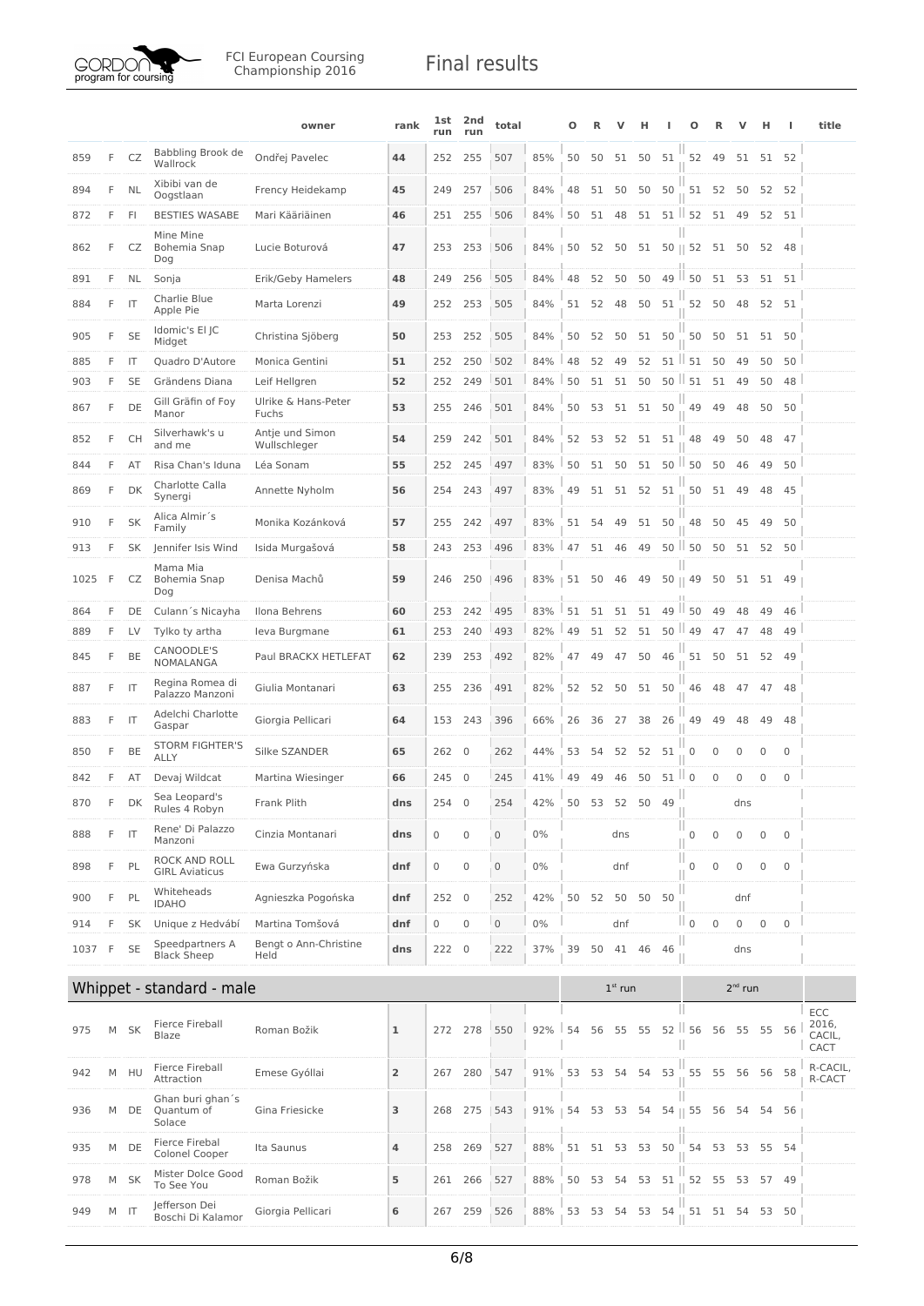| | | | | owner | rank | 1st run | 2nd run | total | | O | R | V | H | I | O | R | V | H | I | title |
|---|---|---|---|---|---|---|---|---|---|---|---|---|---|---|---|---|---|---|---|---|
| 859 | F | CZ | Babbling Brook de Wallrock | Ondřej Pavelec | 44 | 252 | 255 | 507 | 85% | 50 | 50 | 51 | 50 | 51 | 52 | 49 | 51 | 51 | 52 | |
| 894 | F | NL | Xibibi van de Oogstlaan | Frency Heidekamp | 45 | 249 | 257 | 506 | 84% | 48 | 51 | 50 | 50 | 50 | 51 | 52 | 50 | 52 | 52 | |
| 872 | F | FI | BESTIES WASABE | Mari Kääriäinen | 46 | 251 | 255 | 506 | 84% | 50 | 51 | 48 | 51 | 51 | 52 | 51 | 49 | 52 | 51 | |
| 862 | F | CZ | Mine Mine Bohemia Snap Dog | Lucie Boturová | 47 | 253 | 253 | 506 | 84% | 50 | 52 | 50 | 51 | 50 | 52 | 51 | 50 | 52 | 48 | |
| 891 | F | NL | Sonja | Erik/Geby Hamelers | 48 | 249 | 256 | 505 | 84% | 48 | 52 | 50 | 50 | 49 | 50 | 51 | 53 | 51 | 51 | |
| 884 | F | IT | Charlie Blue Apple Pie | Marta Lorenzi | 49 | 252 | 253 | 505 | 84% | 51 | 52 | 48 | 50 | 51 | 52 | 50 | 48 | 52 | 51 | |
| 905 | F | SE | Idomic's El JC Midget | Christina Sjöberg | 50 | 253 | 252 | 505 | 84% | 50 | 52 | 50 | 51 | 50 | 50 | 50 | 51 | 51 | 50 | |
| 885 | F | IT | Quadro D'Autore | Monica Gentini | 51 | 252 | 250 | 502 | 84% | 48 | 52 | 49 | 52 | 51 | 51 | 50 | 49 | 50 | 50 | |
| 903 | F | SE | Grändens Diana | Leif Hellgren | 52 | 252 | 249 | 501 | 84% | 50 | 51 | 51 | 50 | 50 | 51 | 51 | 49 | 50 | 48 | |
| 867 | F | DE | Gill Gräfin of Foy Manor | Ulrike & Hans-Peter Fuchs | 53 | 255 | 246 | 501 | 84% | 50 | 53 | 51 | 51 | 50 | 49 | 49 | 48 | 50 | 50 | |
| 852 | F | CH | Silverhawk's u and me | Antje und Simon Wullschleger | 54 | 259 | 242 | 501 | 84% | 52 | 53 | 52 | 51 | 51 | 48 | 49 | 50 | 48 | 47 | |
| 844 | F | AT | Risa Chan's Iduna | Léa Sonam | 55 | 252 | 245 | 497 | 83% | 50 | 51 | 50 | 51 | 50 | 50 | 50 | 46 | 49 | 50 | |
| 869 | F | DK | Charlotte Calla Synergi | Annette Nyholm | 56 | 254 | 243 | 497 | 83% | 49 | 51 | 51 | 52 | 51 | 50 | 51 | 49 | 48 | 45 | |
| 910 | F | SK | Alica Almir´s Family | Monika Kozánková | 57 | 255 | 242 | 497 | 83% | 51 | 54 | 49 | 51 | 50 | 48 | 50 | 45 | 49 | 50 | |
| 913 | F | SK | Jennifer Isis Wind | Isida Murgašová | 58 | 243 | 253 | 496 | 83% | 47 | 51 | 46 | 49 | 50 | 50 | 50 | 51 | 52 | 50 | |
| 1025 | F | CZ | Mama Mia Bohemia Snap Dog | Denisa Machů | 59 | 246 | 250 | 496 | 83% | 51 | 50 | 46 | 49 | 50 | 49 | 50 | 51 | 51 | 49 | |
| 864 | F | DE | Culann´s Nicayha | Ilona Behrens | 60 | 253 | 242 | 495 | 83% | 51 | 51 | 51 | 51 | 49 | 50 | 49 | 48 | 49 | 46 | |
| 889 | F | LV | Tylko ty artha | Ieva Burgmane | 61 | 253 | 240 | 493 | 82% | 49 | 51 | 52 | 51 | 50 | 49 | 47 | 47 | 48 | 49 | |
| 845 | F | BE | CANOODLE'S NOMALANGA | Paul BRACKX HETLEFAT | 62 | 239 | 253 | 492 | 82% | 47 | 49 | 47 | 50 | 46 | 51 | 50 | 51 | 52 | 49 | |
| 887 | F | IT | Regina Romea di Palazzo Manzoni | Giulia Montanari | 63 | 255 | 236 | 491 | 82% | 52 | 52 | 50 | 51 | 50 | 46 | 48 | 47 | 47 | 48 | |
| 883 | F | IT | Adelchi Charlotte Gaspar | Giorgia Pellicari | 64 | 153 | 243 | 396 | 66% | 26 | 36 | 27 | 38 | 26 | 49 | 49 | 48 | 49 | 48 | |
| 850 | F | BE | STORM FIGHTER'S ALLY | Silke SZANDER | 65 | 262 | 0 | 262 | 44% | 53 | 54 | 52 | 52 | 51 | 0 | 0 | 0 | 0 | 0 | |
| 842 | F | AT | Devaj Wildcat | Martina Wiesinger | 66 | 245 | 0 | 245 | 41% | 49 | 49 | 46 | 50 | 51 | 0 | 0 | 0 | 0 | 0 | |
| 870 | F | DK | Sea Leopard's Rules 4 Robyn | Frank Plith | dns | 254 | 0 | 254 | 42% | 50 | 53 | 52 | 50 | 49 | | | dns | | | |
| 888 | F | IT | Rene' Di Palazzo Manzoni | Cinzia Montanari | dns | 0 | 0 | 0 | 0% | | | dns | | | 0 | 0 | 0 | 0 | 0 | |
| 898 | F | PL | ROCK AND ROLL GIRL Aviaticus | Ewa Gurzyńska | dnf | 0 | 0 | 0 | 0% | | | dnf | | | 0 | 0 | 0 | 0 | 0 | |
| 900 | F | PL | Whiteheads IDAHO | Agnieszka Pogońska | dnf | 252 | 0 | 252 | 42% | 50 | 52 | 50 | 50 | 50 | | | dnf | | | |
| 914 | F | SK | Unique z Hedvábí | Martina Tomšová | dnf | 0 | 0 | 0 | 0% | | | dnf | | | 0 | 0 | 0 | 0 | 0 | |
| 1037 | F | SE | Speedpartners A Black Sheep | Bengt o Ann-Christine Held | dns | 222 | 0 | 222 | 37% | 39 | 50 | 41 | 46 | 46 | | | dns | | | |

## Whippet - standard - male

| | | | | | | | | | | 1st run | | | | | 2nd run | | | | | |
|---|---|---|---|---|---|---|---|---|---|---|---|---|---|---|---|---|---|---|---|---|
| 975 | M | SK | Fierce Fireball Blaze | Roman Božik | 1 | 272 | 278 | 550 | 92% | 54 | 56 | 55 | 55 | 52 | 56 | 56 | 55 | 55 | 56 | ECC 2016, CACIL, CACT |
| 942 | M | HU | Fierce Fireball Attraction | Emese Gyóllai | 2 | 267 | 280 | 547 | 91% | 53 | 53 | 54 | 54 | 53 | 55 | 55 | 56 | 56 | 58 | R-CACIL, R-CACT |
| 936 | M | DE | Ghan buri ghan´s Quantum of Solace | Gina Friesicke | 3 | 268 | 275 | 543 | 91% | 54 | 53 | 53 | 54 | 54 | 55 | 56 | 54 | 54 | 56 | |
| 935 | M | DE | Fierce Firebal Colonel Cooper | Ita Saunus | 4 | 258 | 269 | 527 | 88% | 51 | 51 | 53 | 53 | 50 | 54 | 53 | 53 | 55 | 54 | |
| 978 | M | SK | Mister Dolce Good To See You | Roman Božik | 5 | 261 | 266 | 527 | 88% | 50 | 53 | 54 | 53 | 51 | 52 | 55 | 53 | 57 | 49 | |
| 949 | M | IT | Jefferson Dei Boschi Di Kalamor | Giorgia Pellicari | 6 | 267 | 259 | 526 | 88% | 53 | 53 | 54 | 53 | 54 | 51 | 51 | 54 | 53 | 50 | |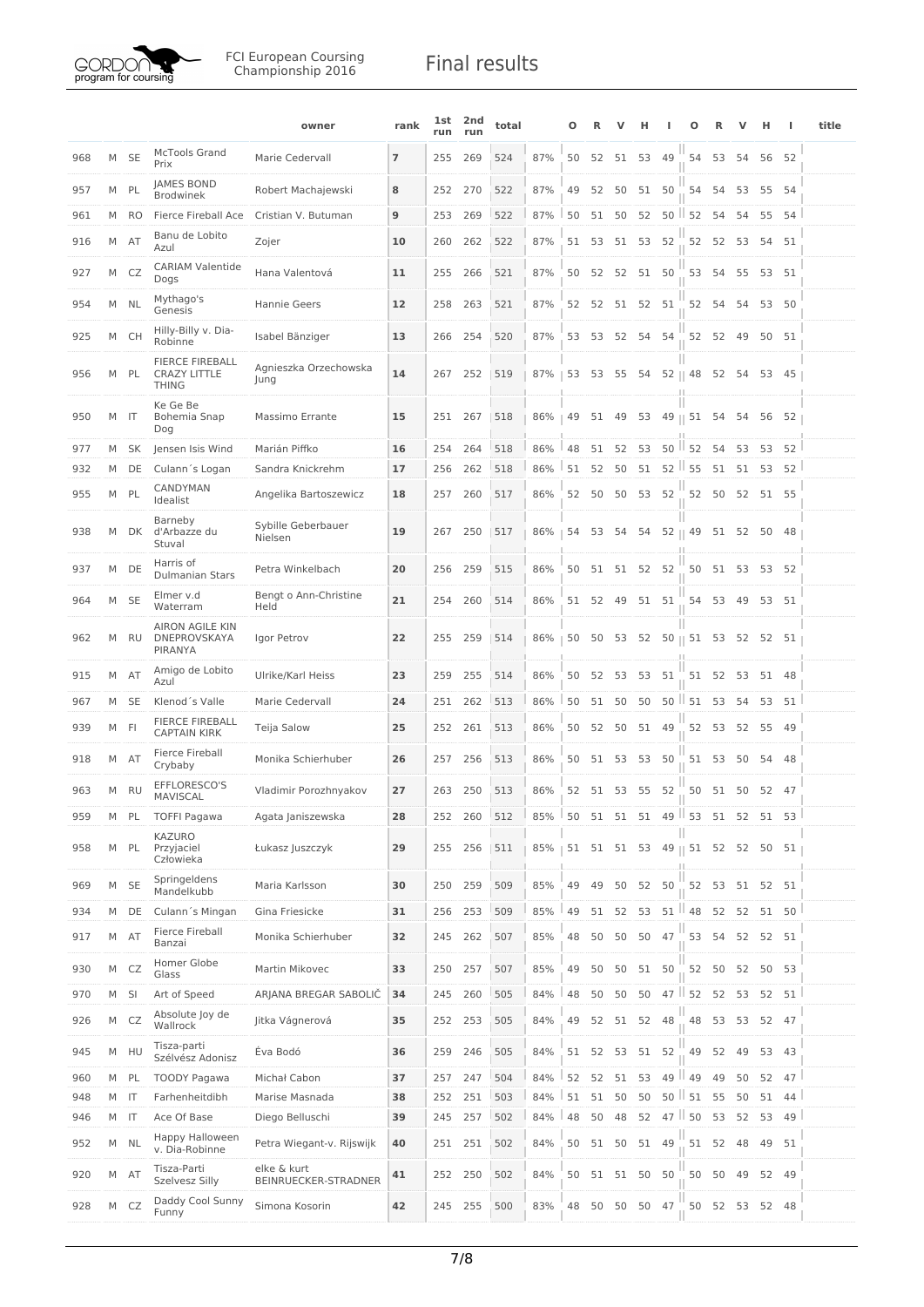# Final results

FCI European Coursing Championship 2016

|  |  |  |  | owner | rank | 1st run | 2nd run | total |  | O | R | V | H | I | O | R | V | H | I | title |
|---|---|---|---|---|---|---|---|---|---|---|---|---|---|---|---|---|---|---|---|---|
| 968 | M | SE | McTools Grand Prix | Marie Cedervall | 7 | 255 | 269 | 524 | 87% | 50 | 52 | 51 | 53 | 49 | 54 | 53 | 54 | 56 | 52 |  |
| 957 | M | PL | JAMES BOND Brodwinek | Robert Machajewski | 8 | 252 | 270 | 522 | 87% | 49 | 52 | 50 | 51 | 50 | 54 | 54 | 53 | 55 | 54 |  |
| 961 | M | RO | Fierce Fireball Ace | Cristian V. Butuman | 9 | 253 | 269 | 522 | 87% | 50 | 51 | 50 | 52 | 50 | 52 | 54 | 54 | 55 | 54 |  |
| 916 | M | AT | Banu de Lobito Azul | Zojer | 10 | 260 | 262 | 522 | 87% | 51 | 53 | 51 | 53 | 52 | 52 | 52 | 53 | 54 | 51 |  |
| 927 | M | CZ | CARIAM Valentide Dogs | Hana Valentová | 11 | 255 | 266 | 521 | 87% | 50 | 52 | 52 | 51 | 50 | 53 | 54 | 55 | 53 | 51 |  |
| 954 | M | NL | Mythago's Genesis | Hannie Geers | 12 | 258 | 263 | 521 | 87% | 52 | 52 | 51 | 52 | 51 | 52 | 54 | 54 | 53 | 50 |  |
| 925 | M | CH | Hilly-Billy v. Dia-Robinne | Isabel Bänziger | 13 | 266 | 254 | 520 | 87% | 53 | 53 | 52 | 54 | 54 | 52 | 52 | 49 | 50 | 51 |  |
| 956 | M | PL | FIERCE FIREBALL CRAZY LITTLE THING | Agnieszka Orzechowska Jung | 14 | 267 | 252 | 519 | 87% | 53 | 53 | 55 | 54 | 52 | 48 | 52 | 54 | 53 | 45 |  |
| 950 | M | IT | Ke Ge Be Bohemia Snap Dog | Massimo Errante | 15 | 251 | 267 | 518 | 86% | 49 | 51 | 49 | 53 | 49 | 51 | 54 | 54 | 56 | 52 |  |
| 977 | M | SK | Jensen Isis Wind | Marián Piffko | 16 | 254 | 264 | 518 | 86% | 48 | 51 | 52 | 53 | 50 | 52 | 54 | 53 | 53 | 52 |  |
| 932 | M | DE | Culann´s Logan | Sandra Knickrehm | 17 | 256 | 262 | 518 | 86% | 51 | 52 | 50 | 51 | 52 | 55 | 51 | 51 | 53 | 52 |  |
| 955 | M | PL | CANDYMAN Idealist | Angelika Bartoszewicz | 18 | 257 | 260 | 517 | 86% | 52 | 50 | 50 | 53 | 52 | 52 | 50 | 52 | 51 | 55 |  |
| 938 | M | DK | Barneby d'Arbazze du Stuval | Sybille Geberbauer Nielsen | 19 | 267 | 250 | 517 | 86% | 54 | 53 | 54 | 54 | 52 | 49 | 51 | 52 | 50 | 48 |  |
| 937 | M | DE | Harris of Dulmanian Stars | Petra Winkelbach | 20 | 256 | 259 | 515 | 86% | 50 | 51 | 51 | 52 | 52 | 50 | 51 | 53 | 53 | 52 |  |
| 964 | M | SE | Elmer v.d Waterram | Bengt o Ann-Christine Held | 21 | 254 | 260 | 514 | 86% | 51 | 52 | 49 | 51 | 51 | 54 | 53 | 49 | 53 | 51 |  |
| 962 | M | RU | AIRON AGILE KIN DNEPROVSKAYA PIRANYA | Igor Petrov | 22 | 255 | 259 | 514 | 86% | 50 | 50 | 53 | 52 | 50 | 51 | 53 | 52 | 52 | 51 |  |
| 915 | M | AT | Amigo de Lobito Azul | Ulrike/Karl Heiss | 23 | 259 | 255 | 514 | 86% | 50 | 52 | 53 | 53 | 51 | 51 | 52 | 53 | 51 | 48 |  |
| 967 | M | SE | Klenod´s Valle | Marie Cedervall | 24 | 251 | 262 | 513 | 86% | 50 | 51 | 50 | 50 | 50 | 51 | 53 | 54 | 53 | 51 |  |
| 939 | M | FI | FIERCE FIREBALL CAPTAIN KIRK | Teija Salow | 25 | 252 | 261 | 513 | 86% | 50 | 52 | 50 | 51 | 49 | 52 | 53 | 52 | 55 | 49 |  |
| 918 | M | AT | Fierce Fireball Crybaby | Monika Schierhuber | 26 | 257 | 256 | 513 | 86% | 50 | 51 | 53 | 53 | 50 | 51 | 53 | 50 | 54 | 48 |  |
| 963 | M | RU | EFFLORESCO'S MAVISCAL | Vladimir Porozhnyakov | 27 | 263 | 250 | 513 | 86% | 52 | 51 | 53 | 55 | 52 | 50 | 51 | 50 | 52 | 47 |  |
| 959 | M | PL | TOFFI Pagawa | Agata Janiszewska | 28 | 252 | 260 | 512 | 85% | 50 | 51 | 51 | 51 | 49 | 53 | 51 | 52 | 51 | 53 |  |
| 958 | M | PL | KAZURO Przyjaciel Człowieka | Łukasz Juszczyk | 29 | 255 | 256 | 511 | 85% | 51 | 51 | 51 | 53 | 49 | 51 | 52 | 52 | 50 | 51 |  |
| 969 | M | SE | Springeldens Mandelkubb | Maria Karlsson | 30 | 250 | 259 | 509 | 85% | 49 | 49 | 50 | 52 | 50 | 52 | 53 | 51 | 52 | 51 |  |
| 934 | M | DE | Culann´s Mingan | Gina Friesicke | 31 | 256 | 253 | 509 | 85% | 49 | 51 | 52 | 53 | 51 | 48 | 52 | 52 | 51 | 50 |  |
| 917 | M | AT | Fierce Fireball Banzai | Monika Schierhuber | 32 | 245 | 262 | 507 | 85% | 48 | 50 | 50 | 50 | 47 | 53 | 54 | 52 | 52 | 51 |  |
| 930 | M | CZ | Homer Globe Glass | Martin Mikovec | 33 | 250 | 257 | 507 | 85% | 49 | 50 | 50 | 51 | 50 | 52 | 50 | 52 | 50 | 53 |  |
| 970 | M | SI | Art of Speed | ARJANA BREGAR SABOLIČ | 34 | 245 | 260 | 505 | 84% | 48 | 50 | 50 | 50 | 47 | 52 | 52 | 53 | 52 | 51 |  |
| 926 | M | CZ | Absolute Joy de Wallrock | Jitka Vágnerová | 35 | 252 | 253 | 505 | 84% | 49 | 52 | 51 | 52 | 48 | 48 | 53 | 53 | 52 | 47 |  |
| 945 | M | HU | Tisza-parti Szélvész Adonisz | Éva Bodó | 36 | 259 | 246 | 505 | 84% | 51 | 52 | 53 | 51 | 52 | 49 | 52 | 49 | 53 | 43 |  |
| 960 | M | PL | TOODY Pagawa | Michał Cabon | 37 | 257 | 247 | 504 | 84% | 52 | 52 | 51 | 53 | 49 | 49 | 49 | 50 | 52 | 47 |  |
| 948 | M | IT | Farhenheitdibh | Marise Masnada | 38 | 252 | 251 | 503 | 84% | 51 | 51 | 50 | 50 | 50 | 51 | 55 | 50 | 51 | 44 |  |
| 946 | M | IT | Ace Of Base | Diego Belluschi | 39 | 245 | 257 | 502 | 84% | 48 | 50 | 48 | 52 | 47 | 50 | 53 | 52 | 53 | 49 |  |
| 952 | M | NL | Happy Halloween v. Dia-Robinne | Petra Wiegant-v. Rijswijk | 40 | 251 | 251 | 502 | 84% | 50 | 51 | 50 | 51 | 49 | 51 | 52 | 48 | 49 | 51 |  |
| 920 | M | AT | Tisza-Parti Szelvesz Silly | elke & kurt BEINRUECKER-STRADNER | 41 | 252 | 250 | 502 | 84% | 50 | 51 | 51 | 50 | 50 | 50 | 50 | 49 | 52 | 49 |  |
| 928 | M | CZ | Daddy Cool Sunny Funny | Simona Kosorin | 42 | 245 | 255 | 500 | 83% | 48 | 50 | 50 | 50 | 47 | 50 | 52 | 53 | 52 | 48 |  |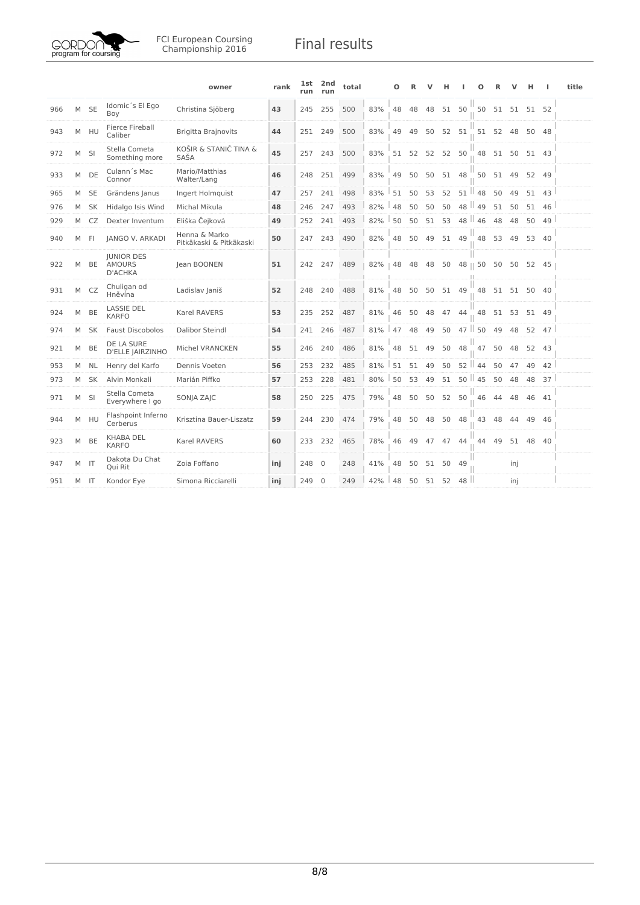GORDON program for coursing

FCI European Coursing Championship 2016

# Final results

| | | | | owner | rank | 1st run | 2nd run | total | | O | R | V | H | I | O | R | V | H | I | title |
|---|---|---|---|---|---|---|---|---|---|---|---|---|---|---|---|---|---|---|---|---|
| 966 | M | SE | Idomic´s El Ego Boy | Christina Sjöberg | 43 | 245 | 255 | 500 | 83% | 48 | 48 | 48 | 51 | 50 | 50 | 51 | 51 | 51 | 52 | |
| 943 | M | HU | Fierce Fireball Caliber | Brigitta Brajnovits | 44 | 251 | 249 | 500 | 83% | 49 | 49 | 50 | 52 | 51 | 51 | 52 | 48 | 50 | 48 | |
| 972 | M | SI | Stella Cometa Something more | KOŠIR & STANIČ TINA & SAŠA | 45 | 257 | 243 | 500 | 83% | 51 | 52 | 52 | 52 | 50 | 48 | 51 | 50 | 51 | 43 | |
| 933 | M | DE | Culann´s Mac Connor | Mario/Matthias Walter/Lang | 46 | 248 | 251 | 499 | 83% | 49 | 50 | 50 | 51 | 48 | 50 | 51 | 49 | 52 | 49 | |
| 965 | M | SE | Grändens Janus | Ingert Holmquist | 47 | 257 | 241 | 498 | 83% | 51 | 50 | 53 | 52 | 51 | 48 | 50 | 49 | 51 | 43 | |
| 976 | M | SK | Hidalgo Isis Wind | Michal Mikula | 48 | 246 | 247 | 493 | 82% | 48 | 50 | 50 | 50 | 48 | 49 | 51 | 50 | 51 | 46 | |
| 929 | M | CZ | Dexter Inventum | Eliška Čejková | 49 | 252 | 241 | 493 | 82% | 50 | 50 | 51 | 53 | 48 | 46 | 48 | 48 | 50 | 49 | |
| 940 | M | FI | JANGO V. ARKADI | Henna & Marko Pitkäkaski & Pitkäkaski | 50 | 247 | 243 | 490 | 82% | 48 | 50 | 49 | 51 | 49 | 48 | 53 | 49 | 53 | 40 | |
| 922 | M | BE | JUNIOR DES AMOURS D'ACHKA | Jean BOONEN | 51 | 242 | 247 | 489 | 82% | 48 | 48 | 48 | 50 | 48 | 50 | 50 | 50 | 52 | 45 | |
| 931 | M | CZ | Chuligan od Hněvína | Ladislav Janiš | 52 | 248 | 240 | 488 | 81% | 48 | 50 | 50 | 51 | 49 | 48 | 51 | 51 | 50 | 40 | |
| 924 | M | BE | LASSIE DEL KARFO | Karel RAVERS | 53 | 235 | 252 | 487 | 81% | 46 | 50 | 48 | 47 | 44 | 48 | 51 | 53 | 51 | 49 | |
| 974 | M | SK | Faust Discobolos | Dalibor Steindl | 54 | 241 | 246 | 487 | 81% | 47 | 48 | 49 | 50 | 47 | 50 | 49 | 48 | 52 | 47 | |
| 921 | M | BE | DE LA SURE D'ELLE JAIRZINHO | Michel VRANCKEN | 55 | 246 | 240 | 486 | 81% | 48 | 51 | 49 | 50 | 48 | 47 | 50 | 48 | 52 | 43 | |
| 953 | M | NL | Henry del Karfo | Dennis Voeten | 56 | 253 | 232 | 485 | 81% | 51 | 51 | 49 | 50 | 52 | 44 | 50 | 47 | 49 | 42 | |
| 973 | M | SK | Alvin Monkali | Marián Piffko | 57 | 253 | 228 | 481 | 80% | 50 | 53 | 49 | 51 | 50 | 45 | 50 | 48 | 48 | 37 | |
| 971 | M | SI | Stella Cometa Everywhere I go | SONJA ZAJC | 58 | 250 | 225 | 475 | 79% | 48 | 50 | 50 | 52 | 50 | 46 | 44 | 48 | 46 | 41 | |
| 944 | M | HU | Flashpoint Inferno Cerberus | Krisztina Bauer-Liszatz | 59 | 244 | 230 | 474 | 79% | 48 | 50 | 48 | 50 | 48 | 43 | 48 | 44 | 49 | 46 | |
| 923 | M | BE | KHABA DEL KARFO | Karel RAVERS | 60 | 233 | 232 | 465 | 78% | 46 | 49 | 47 | 47 | 44 | 44 | 49 | 51 | 48 | 40 | |
| 947 | M | IT | Dakota Du Chat Qui Rit | Zoia Foffano | inj | 248 | 0 | 248 | 41% | 48 | 50 | 51 | 50 | 49 | | | inj | | | |
| 951 | M | IT | Kondor Eye | Simona Ricciarelli | inj | 249 | 0 | 249 | 42% | 48 | 50 | 51 | 52 | 48 | | | inj | | | |